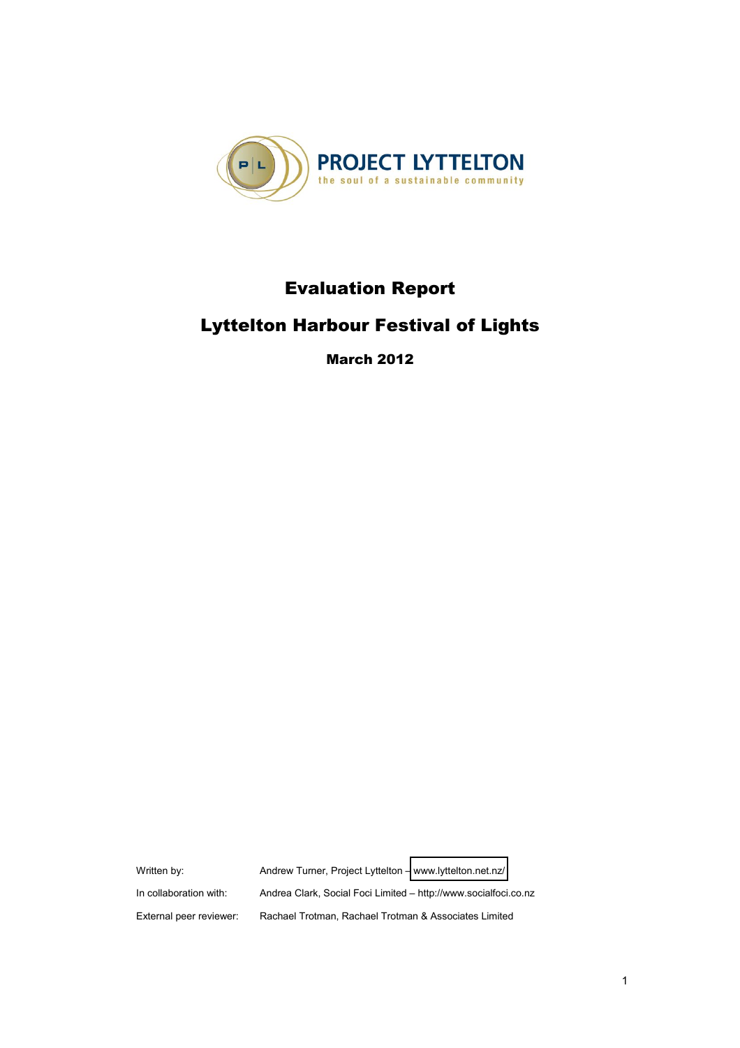PROJECT LYTTELTON
the soul of a sustainable community

# Evaluation Report

# Lyttelton Harbour Festival of Lights

**March 2012**

| | |
|---|---|
| Written by: | Andrew Turner, Project Lyttelton – www.lyttelton.net.nz/ |
| In collaboration with: | Andrea Clark, Social Foci Limited – http://www.socialfoci.co.nz |
| External peer reviewer: | Rachael Trotman, Rachael Trotman & Associates Limited |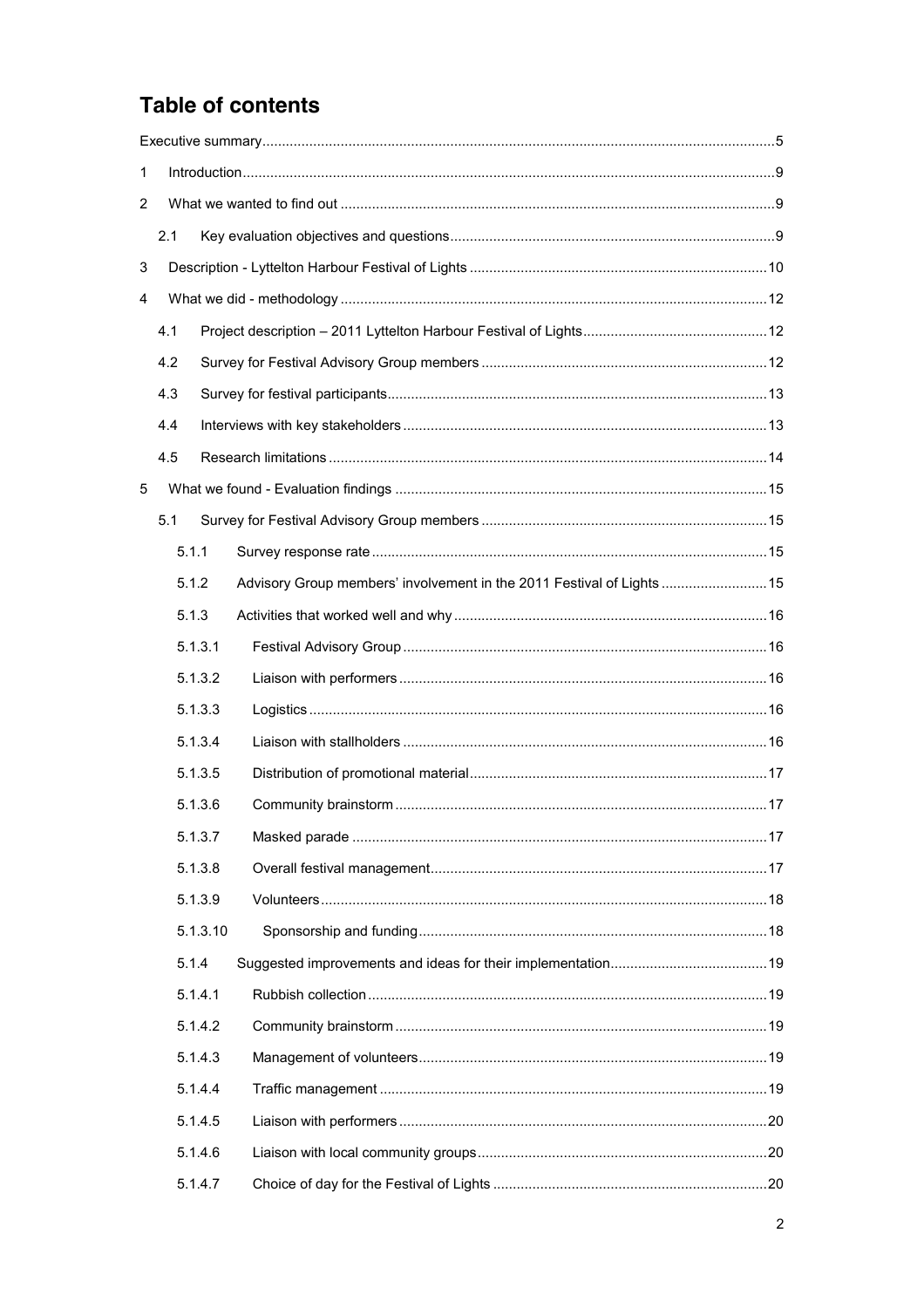# Table of contents

Executive summary ... 5

1 Introduction ... 9

2 What we wanted to find out ... 9

  2.1 Key evaluation objectives and questions ... 9

3 Description - Lyttelton Harbour Festival of Lights ... 10

4 What we did - methodology ... 12

  4.1 Project description – 2011 Lyttelton Harbour Festival of Lights ... 12

  4.2 Survey for Festival Advisory Group members ... 12

  4.3 Survey for festival participants ... 13

  4.4 Interviews with key stakeholders ... 13

  4.5 Research limitations ... 14

5 What we found - Evaluation findings ... 15

  5.1 Survey for Festival Advisory Group members ... 15

    5.1.1 Survey response rate ... 15

    5.1.2 Advisory Group members' involvement in the 2011 Festival of Lights ... 15

    5.1.3 Activities that worked well and why ... 16

      5.1.3.1 Festival Advisory Group ... 16

      5.1.3.2 Liaison with performers ... 16

      5.1.3.3 Logistics ... 16

      5.1.3.4 Liaison with stallholders ... 16

      5.1.3.5 Distribution of promotional material ... 17

      5.1.3.6 Community brainstorm ... 17

      5.1.3.7 Masked parade ... 17

      5.1.3.8 Overall festival management ... 17

      5.1.3.9 Volunteers ... 18

      5.1.3.10 Sponsorship and funding ... 18

    5.1.4 Suggested improvements and ideas for their implementation ... 19

      5.1.4.1 Rubbish collection ... 19

      5.1.4.2 Community brainstorm ... 19

      5.1.4.3 Management of volunteers ... 19

      5.1.4.4 Traffic management ... 19

      5.1.4.5 Liaison with performers ... 20

      5.1.4.6 Liaison with local community groups ... 20

      5.1.4.7 Choice of day for the Festival of Lights ... 20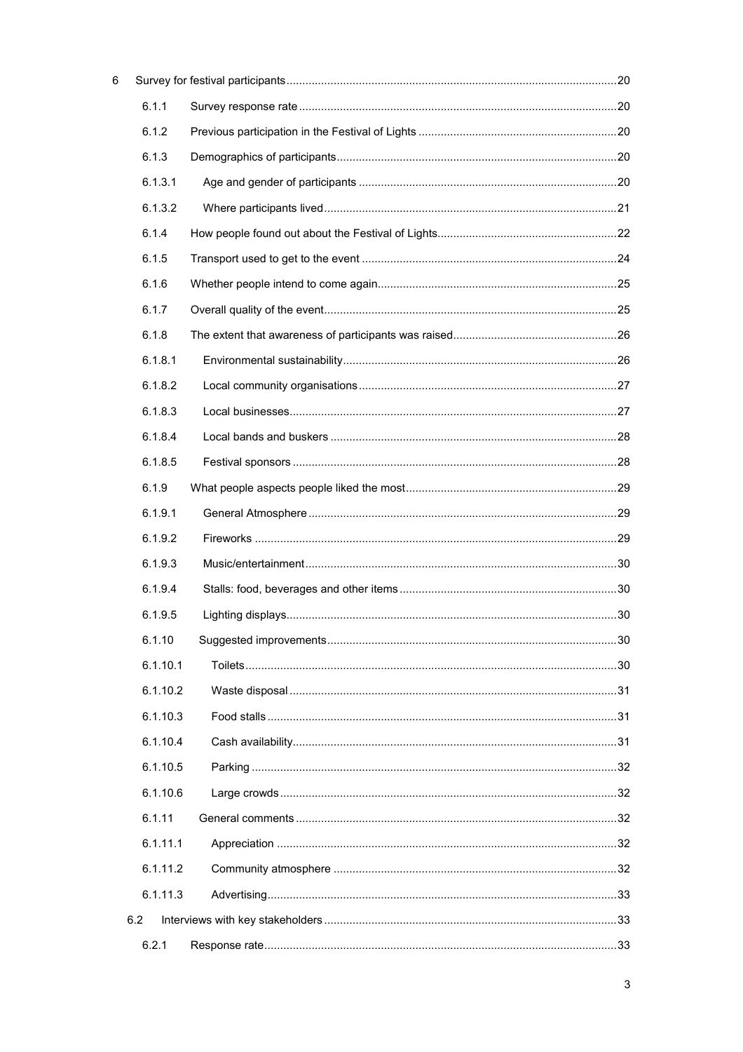6 Survey for festival participants ........ 20

- 6.1.1 Survey response rate ........ 20
- 6.1.2 Previous participation in the Festival of Lights ........ 20
- 6.1.3 Demographics of participants ........ 20
  - 6.1.3.1 Age and gender of participants ........ 20
  - 6.1.3.2 Where participants lived ........ 21
- 6.1.4 How people found out about the Festival of Lights ........ 22
- 6.1.5 Transport used to get to the event ........ 24
- 6.1.6 Whether people intend to come again ........ 25
- 6.1.7 Overall quality of the event ........ 25
- 6.1.8 The extent that awareness of participants was raised ........ 26
  - 6.1.8.1 Environmental sustainability ........ 26
  - 6.1.8.2 Local community organisations ........ 27
  - 6.1.8.3 Local businesses ........ 27
  - 6.1.8.4 Local bands and buskers ........ 28
  - 6.1.8.5 Festival sponsors ........ 28
- 6.1.9 What people aspects people liked the most ........ 29
  - 6.1.9.1 General Atmosphere ........ 29
  - 6.1.9.2 Fireworks ........ 29
  - 6.1.9.3 Music/entertainment ........ 30
  - 6.1.9.4 Stalls: food, beverages and other items ........ 30
  - 6.1.9.5 Lighting displays ........ 30
- 6.1.10 Suggested improvements ........ 30
  - 6.1.10.1 Toilets ........ 30
  - 6.1.10.2 Waste disposal ........ 31
  - 6.1.10.3 Food stalls ........ 31
  - 6.1.10.4 Cash availability ........ 31
  - 6.1.10.5 Parking ........ 32
  - 6.1.10.6 Large crowds ........ 32
- 6.1.11 General comments ........ 32
  - 6.1.11.1 Appreciation ........ 32
  - 6.1.11.2 Community atmosphere ........ 32
  - 6.1.11.3 Advertising ........ 33

6.2 Interviews with key stakeholders ........ 33

- 6.2.1 Response rate ........ 33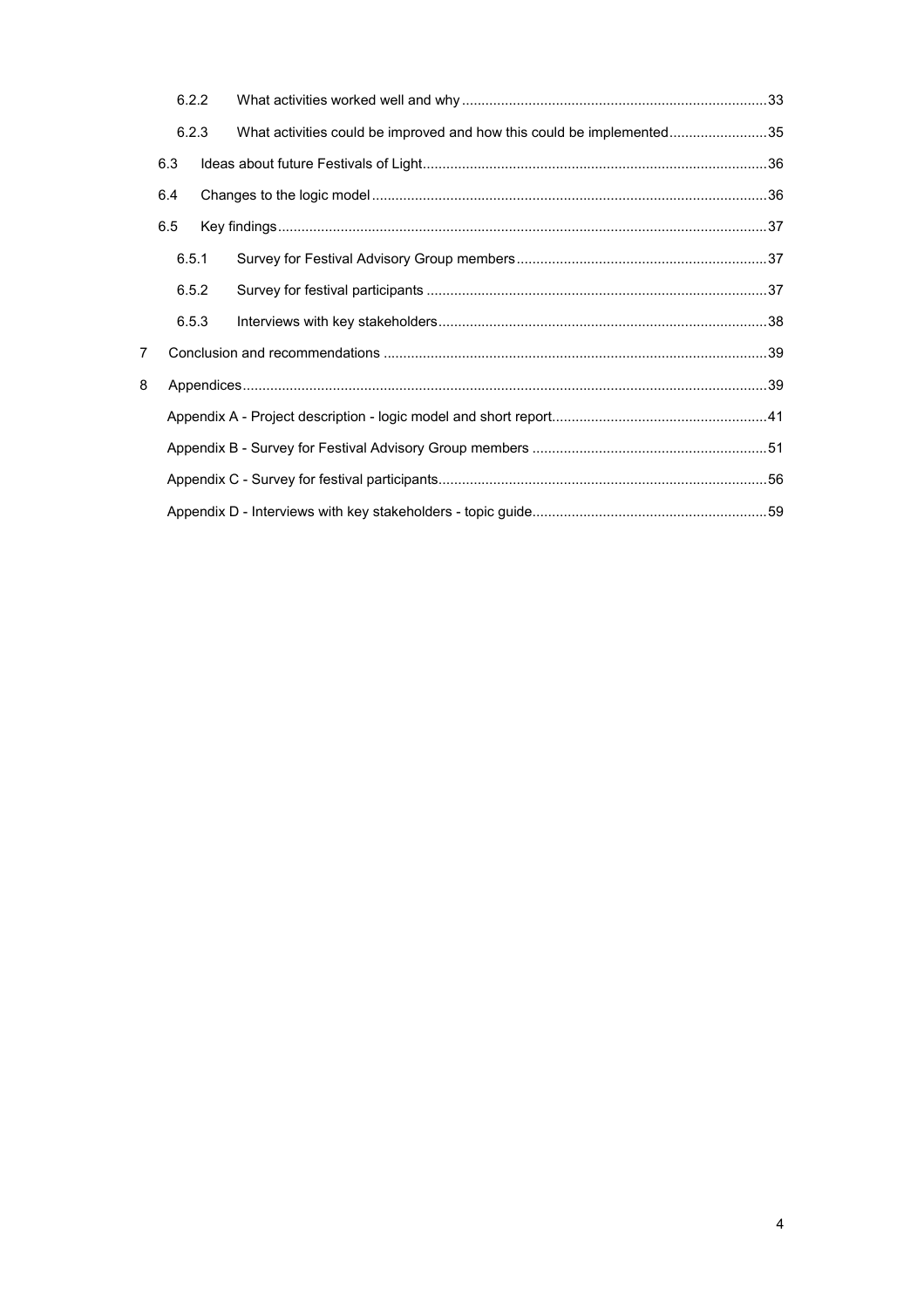6.2.2 What activities worked well and why ....................................................................33

6.2.3 What activities could be improved and how this could be implemented .........................35

6.3 Ideas about future Festivals of Light .......................................................................36

6.4 Changes to the logic model .....................................................................................36

6.5 Key findings ............................................................................................................37

6.5.1 Survey for Festival Advisory Group members ...............................................................37

6.5.2 Survey for festival participants ......................................................................................37

6.5.3 Interviews with key stakeholders ...................................................................................38

7 Conclusion and recommendations .................................................................................39

8 Appendices .....................................................................................................................39

Appendix A - Project description - logic model and short report .......................................................41

Appendix B - Survey for Festival Advisory Group members ..........................................................51

Appendix C - Survey for festival participants ...................................................................................56

Appendix D - Interviews with key stakeholders - topic guide ...........................................................59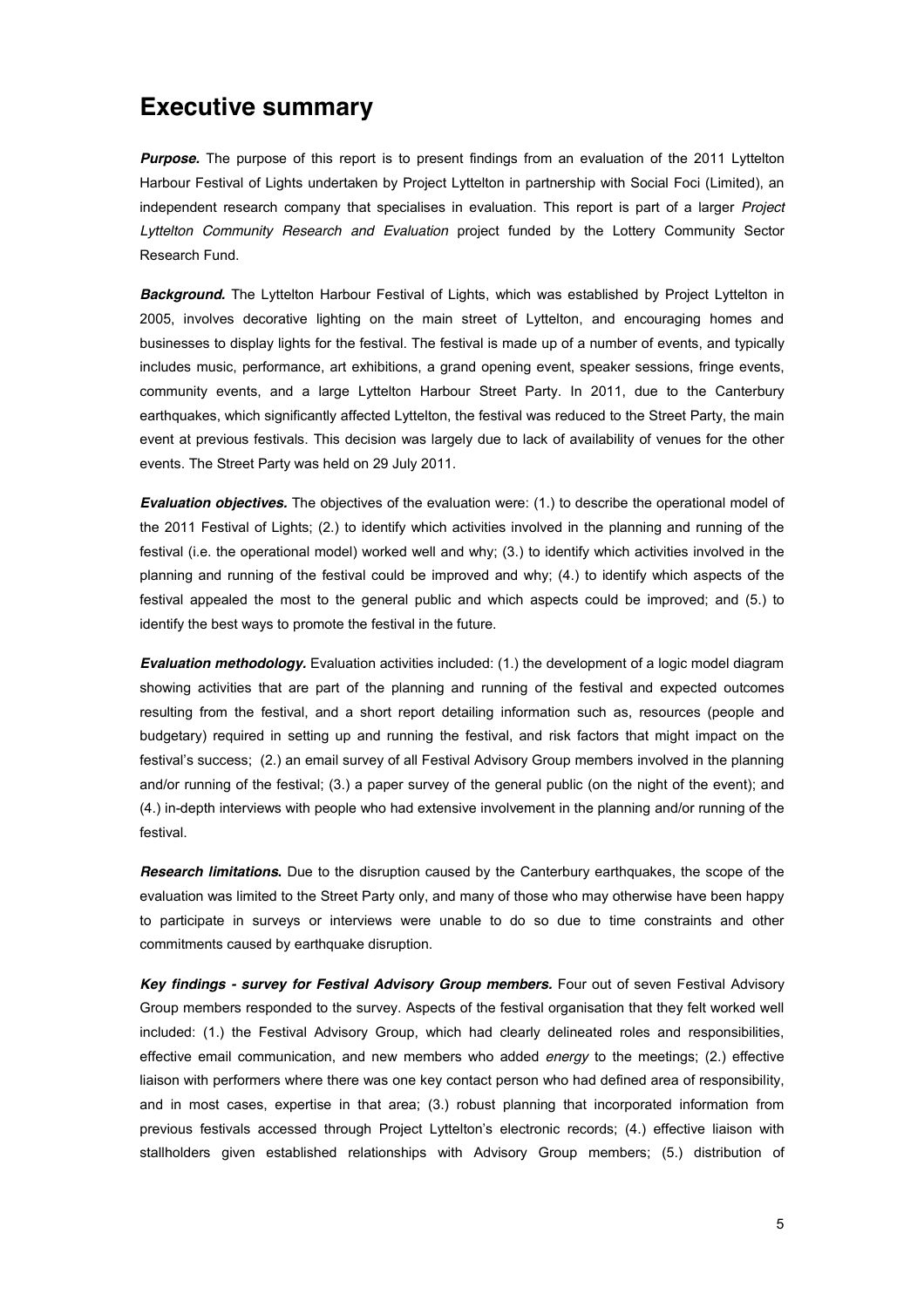# Executive summary

***Purpose.*** The purpose of this report is to present findings from an evaluation of the 2011 Lyttelton Harbour Festival of Lights undertaken by Project Lyttelton in partnership with Social Foci (Limited), an independent research company that specialises in evaluation. This report is part of a larger *Project Lyttelton Community Research and Evaluation* project funded by the Lottery Community Sector Research Fund.

***Background.*** The Lyttelton Harbour Festival of Lights, which was established by Project Lyttelton in 2005, involves decorative lighting on the main street of Lyttelton, and encouraging homes and businesses to display lights for the festival. The festival is made up of a number of events, and typically includes music, performance, art exhibitions, a grand opening event, speaker sessions, fringe events, community events, and a large Lyttelton Harbour Street Party. In 2011, due to the Canterbury earthquakes, which significantly affected Lyttelton, the festival was reduced to the Street Party, the main event at previous festivals. This decision was largely due to lack of availability of venues for the other events. The Street Party was held on 29 July 2011.

***Evaluation objectives.*** The objectives of the evaluation were: (1.) to describe the operational model of the 2011 Festival of Lights; (2.) to identify which activities involved in the planning and running of the festival (i.e. the operational model) worked well and why; (3.) to identify which activities involved in the planning and running of the festival could be improved and why; (4.) to identify which aspects of the festival appealed the most to the general public and which aspects could be improved; and (5.) to identify the best ways to promote the festival in the future.

***Evaluation methodology.*** Evaluation activities included: (1.) the development of a logic model diagram showing activities that are part of the planning and running of the festival and expected outcomes resulting from the festival, and a short report detailing information such as, resources (people and budgetary) required in setting up and running the festival, and risk factors that might impact on the festival's success; (2.) an email survey of all Festival Advisory Group members involved in the planning and/or running of the festival; (3.) a paper survey of the general public (on the night of the event); and (4.) in-depth interviews with people who had extensive involvement in the planning and/or running of the festival.

***Research limitations.*** Due to the disruption caused by the Canterbury earthquakes, the scope of the evaluation was limited to the Street Party only, and many of those who may otherwise have been happy to participate in surveys or interviews were unable to do so due to time constraints and other commitments caused by earthquake disruption.

***Key findings - survey for Festival Advisory Group members.*** Four out of seven Festival Advisory Group members responded to the survey. Aspects of the festival organisation that they felt worked well included: (1.) the Festival Advisory Group, which had clearly delineated roles and responsibilities, effective email communication, and new members who added *energy* to the meetings; (2.) effective liaison with performers where there was one key contact person who had defined area of responsibility, and in most cases, expertise in that area; (3.) robust planning that incorporated information from previous festivals accessed through Project Lyttelton's electronic records; (4.) effective liaison with stallholders given established relationships with Advisory Group members; (5.) distribution of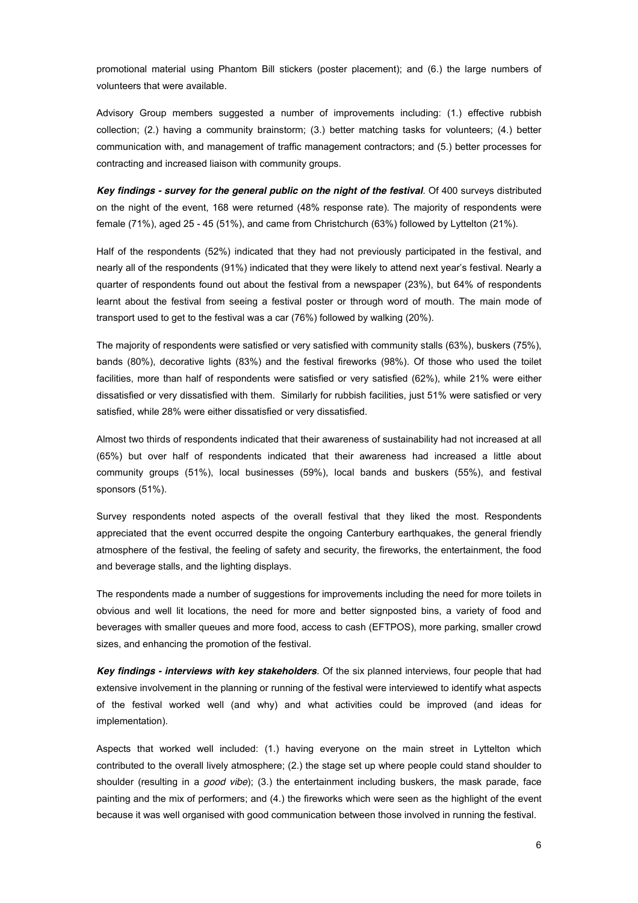promotional material using Phantom Bill stickers (poster placement); and (6.) the large numbers of volunteers that were available.

Advisory Group members suggested a number of improvements including: (1.) effective rubbish collection; (2.) having a community brainstorm; (3.) better matching tasks for volunteers; (4.) better communication with, and management of traffic management contractors; and (5.) better processes for contracting and increased liaison with community groups.

***Key findings - survey for the general public on the night of the festival***. Of 400 surveys distributed on the night of the event, 168 were returned (48% response rate). The majority of respondents were female (71%), aged 25 - 45 (51%), and came from Christchurch (63%) followed by Lyttelton (21%).

Half of the respondents (52%) indicated that they had not previously participated in the festival, and nearly all of the respondents (91%) indicated that they were likely to attend next year's festival. Nearly a quarter of respondents found out about the festival from a newspaper (23%), but 64% of respondents learnt about the festival from seeing a festival poster or through word of mouth. The main mode of transport used to get to the festival was a car (76%) followed by walking (20%).

The majority of respondents were satisfied or very satisfied with community stalls (63%), buskers (75%), bands (80%), decorative lights (83%) and the festival fireworks (98%). Of those who used the toilet facilities, more than half of respondents were satisfied or very satisfied (62%), while 21% were either dissatisfied or very dissatisfied with them. Similarly for rubbish facilities, just 51% were satisfied or very satisfied, while 28% were either dissatisfied or very dissatisfied.

Almost two thirds of respondents indicated that their awareness of sustainability had not increased at all (65%) but over half of respondents indicated that their awareness had increased a little about community groups (51%), local businesses (59%), local bands and buskers (55%), and festival sponsors (51%).

Survey respondents noted aspects of the overall festival that they liked the most. Respondents appreciated that the event occurred despite the ongoing Canterbury earthquakes, the general friendly atmosphere of the festival, the feeling of safety and security, the fireworks, the entertainment, the food and beverage stalls, and the lighting displays.

The respondents made a number of suggestions for improvements including the need for more toilets in obvious and well lit locations, the need for more and better signposted bins, a variety of food and beverages with smaller queues and more food, access to cash (EFTPOS), more parking, smaller crowd sizes, and enhancing the promotion of the festival.

***Key findings - interviews with key stakeholders***. Of the six planned interviews, four people that had extensive involvement in the planning or running of the festival were interviewed to identify what aspects of the festival worked well (and why) and what activities could be improved (and ideas for implementation).

Aspects that worked well included: (1.) having everyone on the main street in Lyttelton which contributed to the overall lively atmosphere; (2.) the stage set up where people could stand shoulder to shoulder (resulting in a *good vibe*); (3.) the entertainment including buskers, the mask parade, face painting and the mix of performers; and (4.) the fireworks which were seen as the highlight of the event because it was well organised with good communication between those involved in running the festival.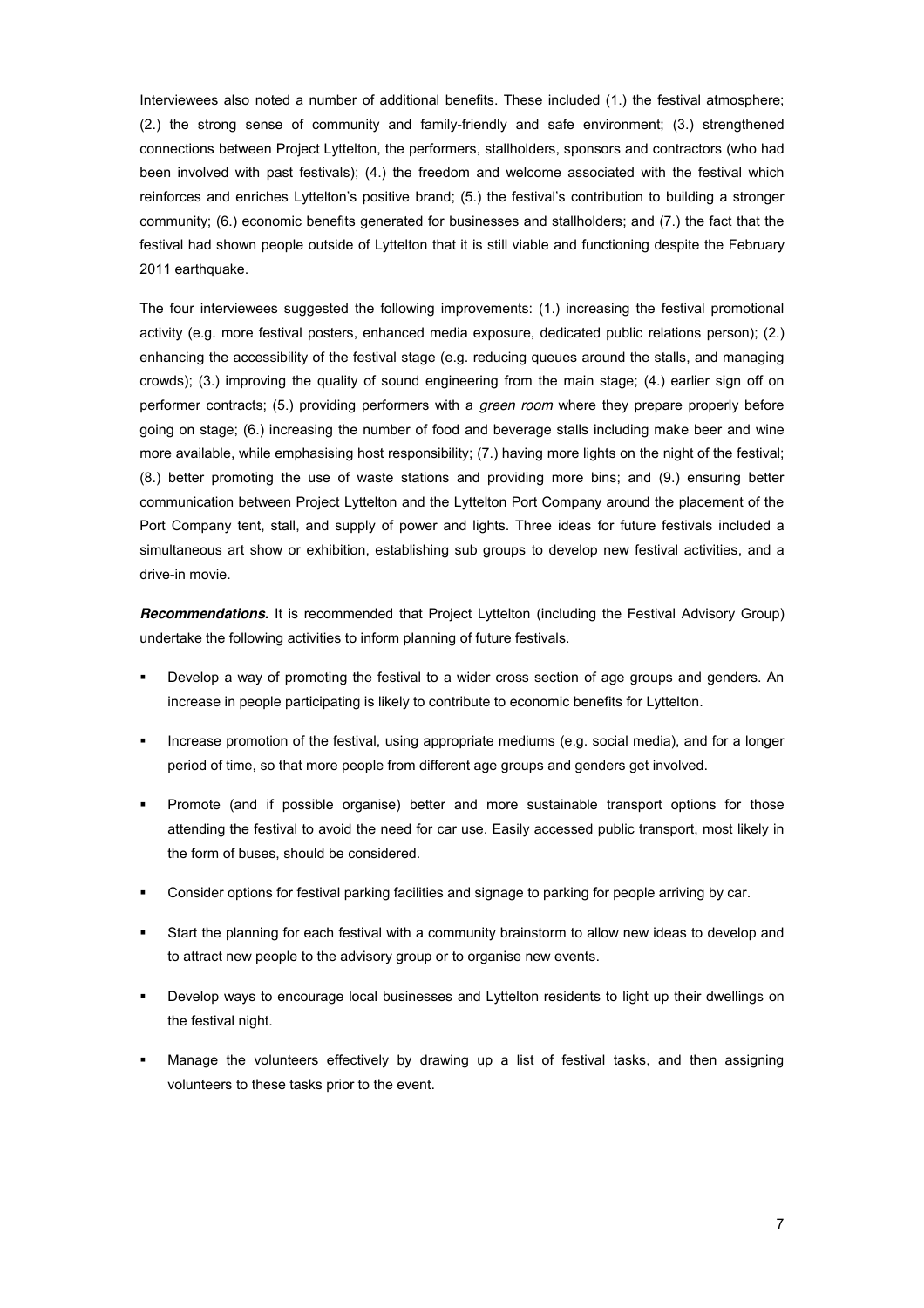Interviewees also noted a number of additional benefits. These included (1.) the festival atmosphere; (2.) the strong sense of community and family-friendly and safe environment; (3.) strengthened connections between Project Lyttelton, the performers, stallholders, sponsors and contractors (who had been involved with past festivals); (4.) the freedom and welcome associated with the festival which reinforces and enriches Lyttelton's positive brand; (5.) the festival's contribution to building a stronger community; (6.) economic benefits generated for businesses and stallholders; and (7.) the fact that the festival had shown people outside of Lyttelton that it is still viable and functioning despite the February 2011 earthquake.

The four interviewees suggested the following improvements: (1.) increasing the festival promotional activity (e.g. more festival posters, enhanced media exposure, dedicated public relations person); (2.) enhancing the accessibility of the festival stage (e.g. reducing queues around the stalls, and managing crowds); (3.) improving the quality of sound engineering from the main stage; (4.) earlier sign off on performer contracts; (5.) providing performers with a *green room* where they prepare properly before going on stage; (6.) increasing the number of food and beverage stalls including make beer and wine more available, while emphasising host responsibility; (7.) having more lights on the night of the festival; (8.) better promoting the use of waste stations and providing more bins; and (9.) ensuring better communication between Project Lyttelton and the Lyttelton Port Company around the placement of the Port Company tent, stall, and supply of power and lights. Three ideas for future festivals included a simultaneous art show or exhibition, establishing sub groups to develop new festival activities, and a drive-in movie.

***Recommendations.*** It is recommended that Project Lyttelton (including the Festival Advisory Group) undertake the following activities to inform planning of future festivals.

- Develop a way of promoting the festival to a wider cross section of age groups and genders. An increase in people participating is likely to contribute to economic benefits for Lyttelton.
- Increase promotion of the festival, using appropriate mediums (e.g. social media), and for a longer period of time, so that more people from different age groups and genders get involved.
- Promote (and if possible organise) better and more sustainable transport options for those attending the festival to avoid the need for car use. Easily accessed public transport, most likely in the form of buses, should be considered.
- Consider options for festival parking facilities and signage to parking for people arriving by car.
- Start the planning for each festival with a community brainstorm to allow new ideas to develop and to attract new people to the advisory group or to organise new events.
- Develop ways to encourage local businesses and Lyttelton residents to light up their dwellings on the festival night.
- Manage the volunteers effectively by drawing up a list of festival tasks, and then assigning volunteers to these tasks prior to the event.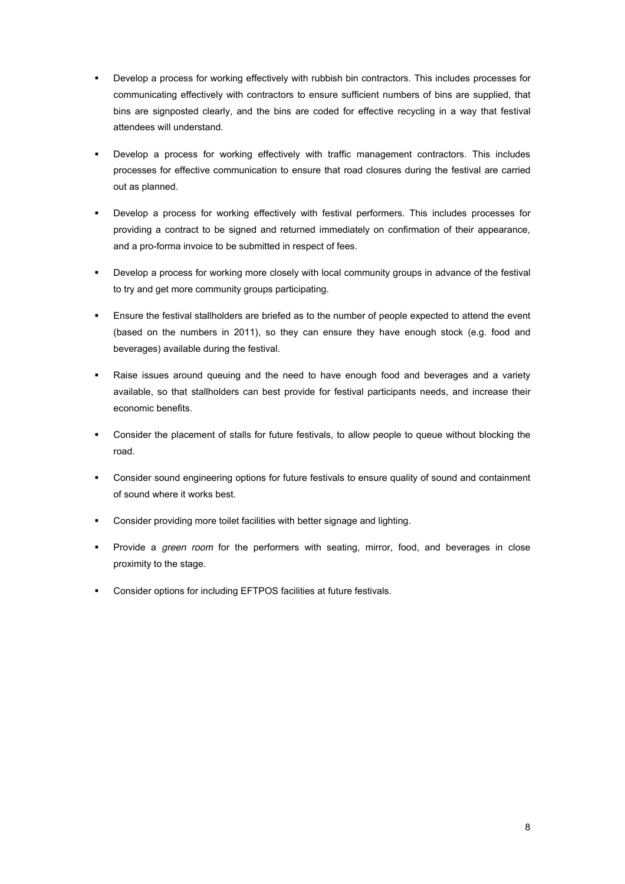- Develop a process for working effectively with rubbish bin contractors. This includes processes for communicating effectively with contractors to ensure sufficient numbers of bins are supplied, that bins are signposted clearly, and the bins are coded for effective recycling in a way that festival attendees will understand.
- Develop a process for working effectively with traffic management contractors. This includes processes for effective communication to ensure that road closures during the festival are carried out as planned.
- Develop a process for working effectively with festival performers. This includes processes for providing a contract to be signed and returned immediately on confirmation of their appearance, and a pro-forma invoice to be submitted in respect of fees.
- Develop a process for working more closely with local community groups in advance of the festival to try and get more community groups participating.
- Ensure the festival stallholders are briefed as to the number of people expected to attend the event (based on the numbers in 2011), so they can ensure they have enough stock (e.g. food and beverages) available during the festival.
- Raise issues around queuing and the need to have enough food and beverages and a variety available, so that stallholders can best provide for festival participants needs, and increase their economic benefits.
- Consider the placement of stalls for future festivals, to allow people to queue without blocking the road.
- Consider sound engineering options for future festivals to ensure quality of sound and containment of sound where it works best.
- Consider providing more toilet facilities with better signage and lighting.
- Provide a *green room* for the performers with seating, mirror, food, and beverages in close proximity to the stage.
- Consider options for including EFTPOS facilities at future festivals.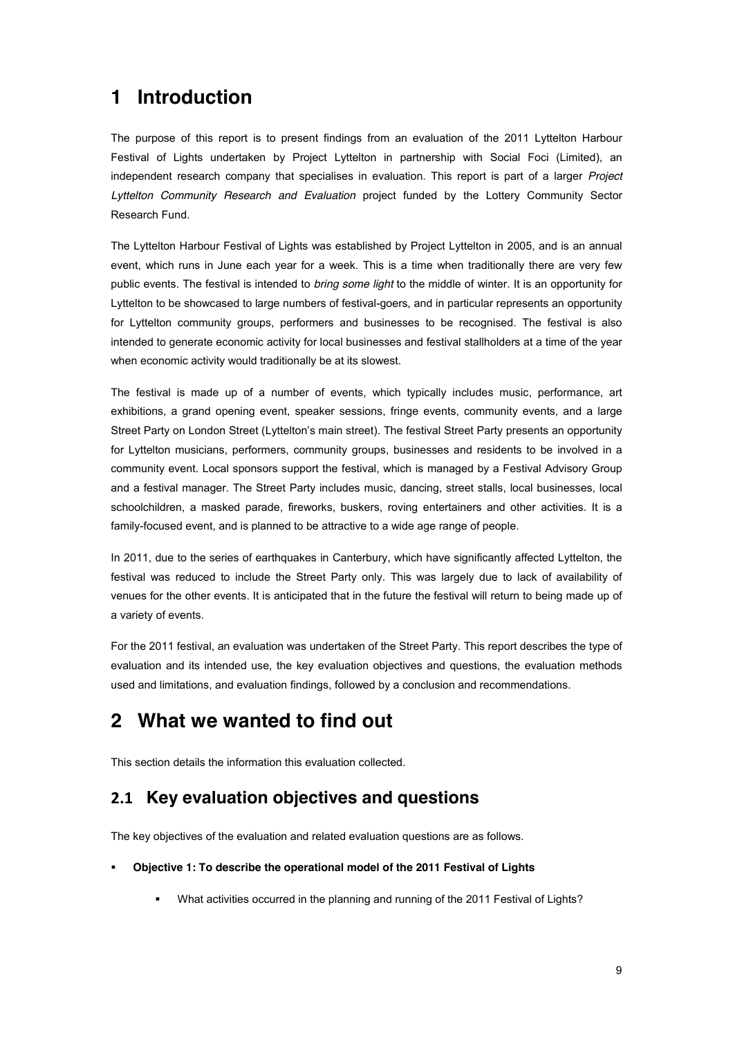# 1 Introduction

The purpose of this report is to present findings from an evaluation of the 2011 Lyttelton Harbour Festival of Lights undertaken by Project Lyttelton in partnership with Social Foci (Limited), an independent research company that specialises in evaluation. This report is part of a larger *Project Lyttelton Community Research and Evaluation* project funded by the Lottery Community Sector Research Fund.

The Lyttelton Harbour Festival of Lights was established by Project Lyttelton in 2005, and is an annual event, which runs in June each year for a week. This is a time when traditionally there are very few public events. The festival is intended to *bring some light* to the middle of winter. It is an opportunity for Lyttelton to be showcased to large numbers of festival-goers, and in particular represents an opportunity for Lyttelton community groups, performers and businesses to be recognised. The festival is also intended to generate economic activity for local businesses and festival stallholders at a time of the year when economic activity would traditionally be at its slowest.

The festival is made up of a number of events, which typically includes music, performance, art exhibitions, a grand opening event, speaker sessions, fringe events, community events, and a large Street Party on London Street (Lyttelton's main street). The festival Street Party presents an opportunity for Lyttelton musicians, performers, community groups, businesses and residents to be involved in a community event. Local sponsors support the festival, which is managed by a Festival Advisory Group and a festival manager. The Street Party includes music, dancing, street stalls, local businesses, local schoolchildren, a masked parade, fireworks, buskers, roving entertainers and other activities. It is a family-focused event, and is planned to be attractive to a wide age range of people.

In 2011, due to the series of earthquakes in Canterbury, which have significantly affected Lyttelton, the festival was reduced to include the Street Party only. This was largely due to lack of availability of venues for the other events. It is anticipated that in the future the festival will return to being made up of a variety of events.

For the 2011 festival, an evaluation was undertaken of the Street Party. This report describes the type of evaluation and its intended use, the key evaluation objectives and questions, the evaluation methods used and limitations, and evaluation findings, followed by a conclusion and recommendations.

# 2 What we wanted to find out

This section details the information this evaluation collected.

## 2.1 Key evaluation objectives and questions

The key objectives of the evaluation and related evaluation questions are as follows.

- **Objective 1: To describe the operational model of the 2011 Festival of Lights**
    - What activities occurred in the planning and running of the 2011 Festival of Lights?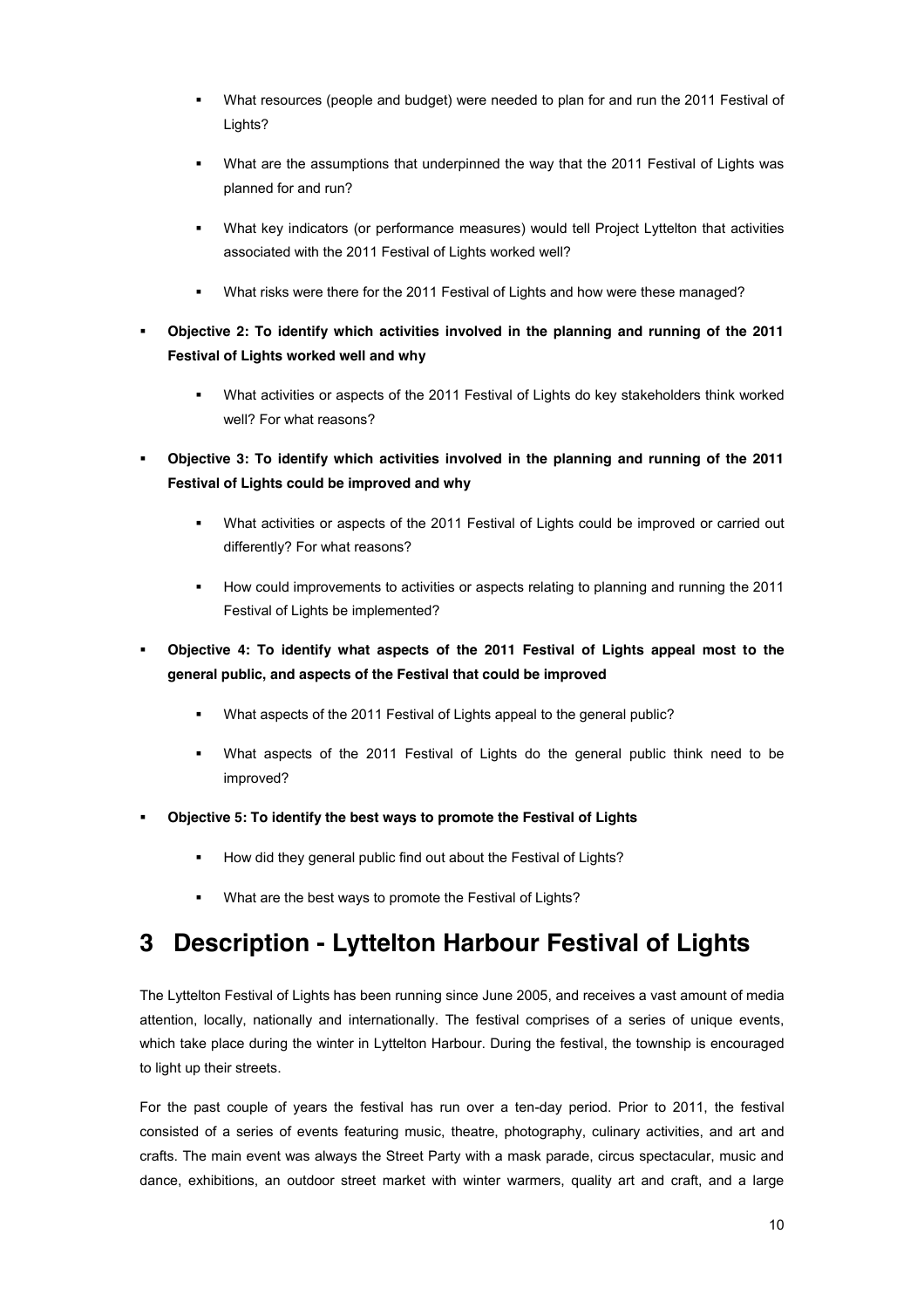- What resources (people and budget) were needed to plan for and run the 2011 Festival of Lights?
  - What are the assumptions that underpinned the way that the 2011 Festival of Lights was planned for and run?
  - What key indicators (or performance measures) would tell Project Lyttelton that activities associated with the 2011 Festival of Lights worked well?
  - What risks were there for the 2011 Festival of Lights and how were these managed?

- **Objective 2: To identify which activities involved in the planning and running of the 2011 Festival of Lights worked well and why**
  - What activities or aspects of the 2011 Festival of Lights do key stakeholders think worked well? For what reasons?

- **Objective 3: To identify which activities involved in the planning and running of the 2011 Festival of Lights could be improved and why**
  - What activities or aspects of the 2011 Festival of Lights could be improved or carried out differently? For what reasons?
  - How could improvements to activities or aspects relating to planning and running the 2011 Festival of Lights be implemented?

- **Objective 4: To identify what aspects of the 2011 Festival of Lights appeal most to the general public, and aspects of the Festival that could be improved**
  - What aspects of the 2011 Festival of Lights appeal to the general public?
  - What aspects of the 2011 Festival of Lights do the general public think need to be improved?

- **Objective 5: To identify the best ways to promote the Festival of Lights**
  - How did they general public find out about the Festival of Lights?
  - What are the best ways to promote the Festival of Lights?

# 3 Description - Lyttelton Harbour Festival of Lights

The Lyttelton Festival of Lights has been running since June 2005, and receives a vast amount of media attention, locally, nationally and internationally. The festival comprises of a series of unique events, which take place during the winter in Lyttelton Harbour. During the festival, the township is encouraged to light up their streets.

For the past couple of years the festival has run over a ten-day period. Prior to 2011, the festival consisted of a series of events featuring music, theatre, photography, culinary activities, and art and crafts. The main event was always the Street Party with a mask parade, circus spectacular, music and dance, exhibitions, an outdoor street market with winter warmers, quality art and craft, and a large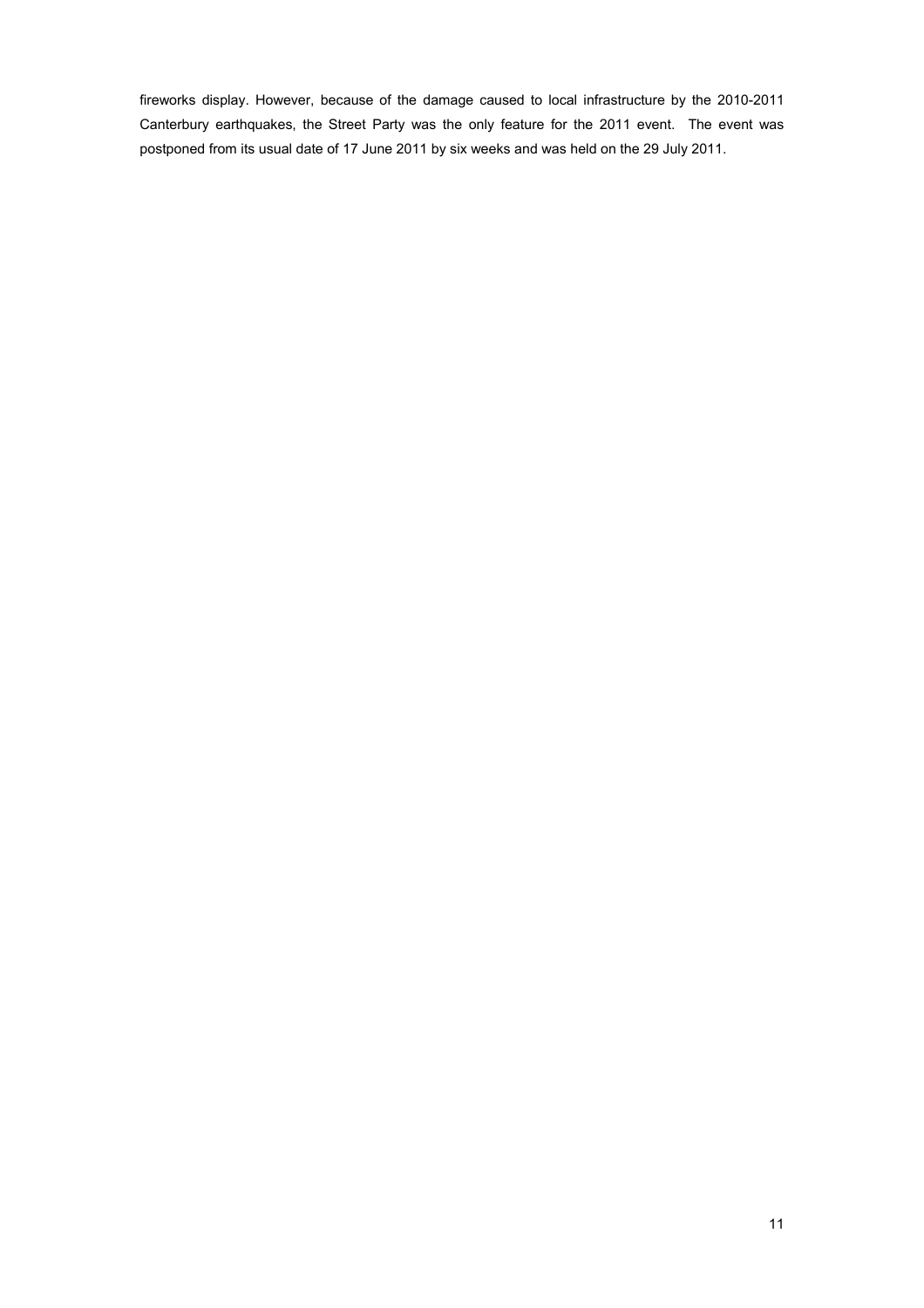fireworks display. However, because of the damage caused to local infrastructure by the 2010-2011 Canterbury earthquakes, the Street Party was the only feature for the 2011 event. The event was postponed from its usual date of 17 June 2011 by six weeks and was held on the 29 July 2011.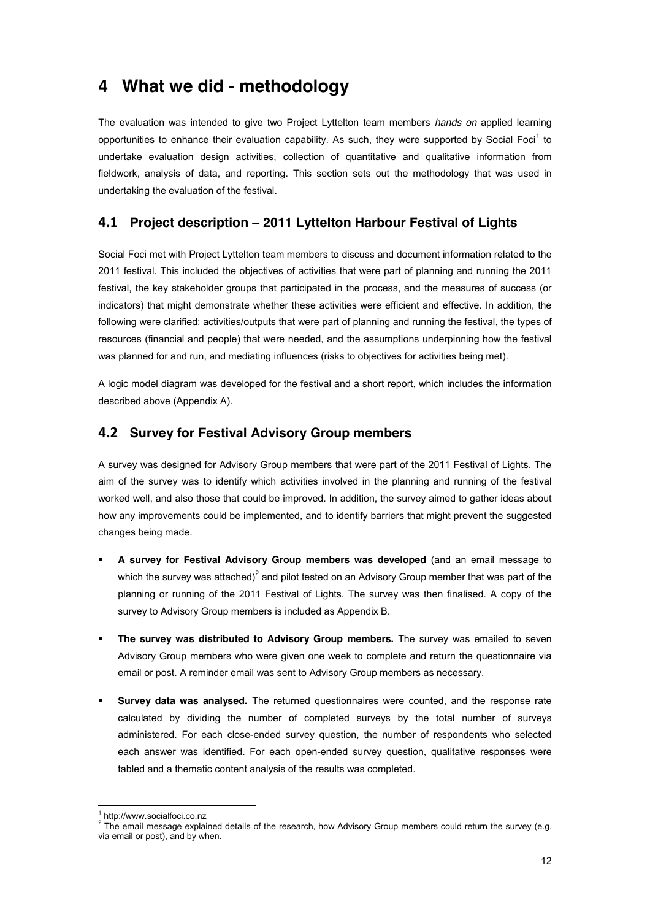# 4 What we did - methodology

The evaluation was intended to give two Project Lyttelton team members *hands on* applied learning opportunities to enhance their evaluation capability. As such, they were supported by Social Foci[1] to undertake evaluation design activities, collection of quantitative and qualitative information from fieldwork, analysis of data, and reporting. This section sets out the methodology that was used in undertaking the evaluation of the festival.

## 4.1 Project description – 2011 Lyttelton Harbour Festival of Lights

Social Foci met with Project Lyttelton team members to discuss and document information related to the 2011 festival. This included the objectives of activities that were part of planning and running the 2011 festival, the key stakeholder groups that participated in the process, and the measures of success (or indicators) that might demonstrate whether these activities were efficient and effective. In addition, the following were clarified: activities/outputs that were part of planning and running the festival, the types of resources (financial and people) that were needed, and the assumptions underpinning how the festival was planned for and run, and mediating influences (risks to objectives for activities being met).

A logic model diagram was developed for the festival and a short report, which includes the information described above (Appendix A).

## 4.2 Survey for Festival Advisory Group members

A survey was designed for Advisory Group members that were part of the 2011 Festival of Lights. The aim of the survey was to identify which activities involved in the planning and running of the festival worked well, and also those that could be improved. In addition, the survey aimed to gather ideas about how any improvements could be implemented, and to identify barriers that might prevent the suggested changes being made.

- **A survey for Festival Advisory Group members was developed** (and an email message to which the survey was attached)[2] and pilot tested on an Advisory Group member that was part of the planning or running of the 2011 Festival of Lights. The survey was then finalised. A copy of the survey to Advisory Group members is included as Appendix B.
- **The survey was distributed to Advisory Group members.** The survey was emailed to seven Advisory Group members who were given one week to complete and return the questionnaire via email or post. A reminder email was sent to Advisory Group members as necessary.
- **Survey data was analysed.** The returned questionnaires were counted, and the response rate calculated by dividing the number of completed surveys by the total number of surveys administered. For each close-ended survey question, the number of respondents who selected each answer was identified. For each open-ended survey question, qualitative responses were tabled and a thematic content analysis of the results was completed.

[1] http://www.socialfoci.co.nz

[2] The email message explained details of the research, how Advisory Group members could return the survey (e.g. via email or post), and by when.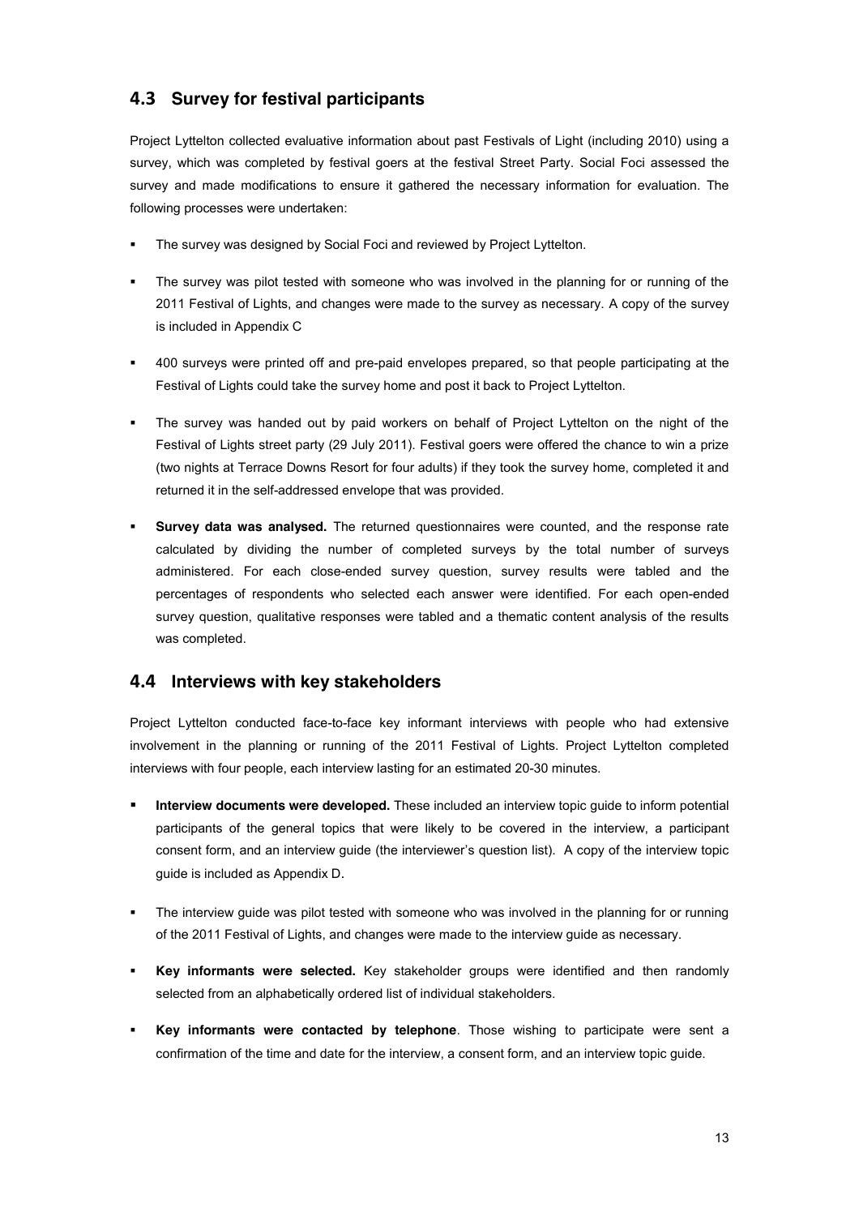## 4.3 Survey for festival participants

Project Lyttelton collected evaluative information about past Festivals of Light (including 2010) using a survey, which was completed by festival goers at the festival Street Party. Social Foci assessed the survey and made modifications to ensure it gathered the necessary information for evaluation. The following processes were undertaken:

- The survey was designed by Social Foci and reviewed by Project Lyttelton.
- The survey was pilot tested with someone who was involved in the planning for or running of the 2011 Festival of Lights, and changes were made to the survey as necessary. A copy of the survey is included in Appendix C
- 400 surveys were printed off and pre-paid envelopes prepared, so that people participating at the Festival of Lights could take the survey home and post it back to Project Lyttelton.
- The survey was handed out by paid workers on behalf of Project Lyttelton on the night of the Festival of Lights street party (29 July 2011). Festival goers were offered the chance to win a prize (two nights at Terrace Downs Resort for four adults) if they took the survey home, completed it and returned it in the self-addressed envelope that was provided.
- **Survey data was analysed.** The returned questionnaires were counted, and the response rate calculated by dividing the number of completed surveys by the total number of surveys administered. For each close-ended survey question, survey results were tabled and the percentages of respondents who selected each answer were identified. For each open-ended survey question, qualitative responses were tabled and a thematic content analysis of the results was completed.

## 4.4 Interviews with key stakeholders

Project Lyttelton conducted face-to-face key informant interviews with people who had extensive involvement in the planning or running of the 2011 Festival of Lights. Project Lyttelton completed interviews with four people, each interview lasting for an estimated 20-30 minutes.

- **Interview documents were developed.** These included an interview topic guide to inform potential participants of the general topics that were likely to be covered in the interview, a participant consent form, and an interview guide (the interviewer's question list). A copy of the interview topic guide is included as Appendix D.
- The interview guide was pilot tested with someone who was involved in the planning for or running of the 2011 Festival of Lights, and changes were made to the interview guide as necessary.
- **Key informants were selected.** Key stakeholder groups were identified and then randomly selected from an alphabetically ordered list of individual stakeholders.
- **Key informants were contacted by telephone**. Those wishing to participate were sent a confirmation of the time and date for the interview, a consent form, and an interview topic guide.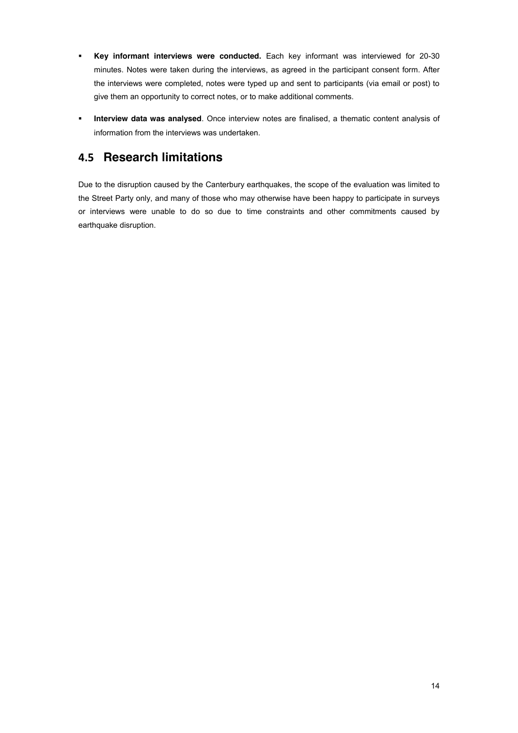- **Key informant interviews were conducted.** Each key informant was interviewed for 20-30 minutes. Notes were taken during the interviews, as agreed in the participant consent form. After the interviews were completed, notes were typed up and sent to participants (via email or post) to give them an opportunity to correct notes, or to make additional comments.
- **Interview data was analysed**. Once interview notes are finalised, a thematic content analysis of information from the interviews was undertaken.

## 4.5 Research limitations

Due to the disruption caused by the Canterbury earthquakes, the scope of the evaluation was limited to the Street Party only, and many of those who may otherwise have been happy to participate in surveys or interviews were unable to do so due to time constraints and other commitments caused by earthquake disruption.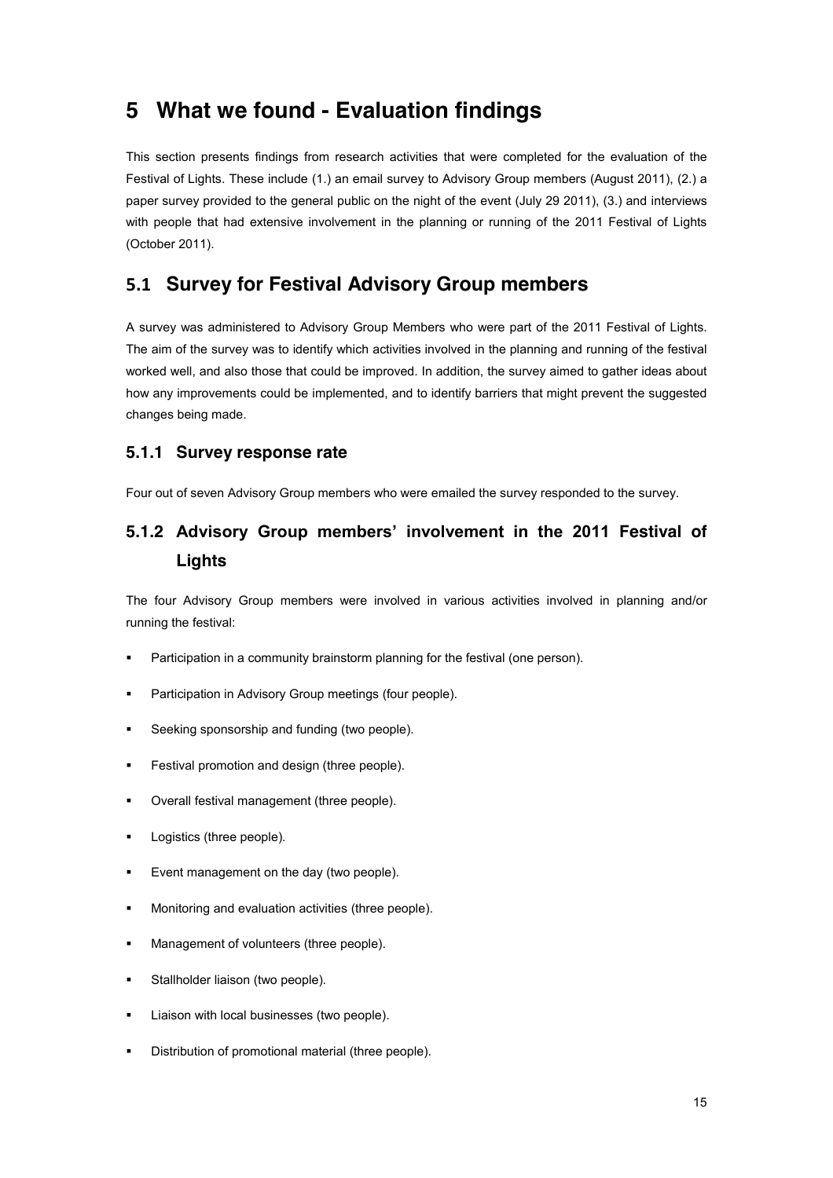# 5 What we found - Evaluation findings

This section presents findings from research activities that were completed for the evaluation of the Festival of Lights. These include (1.) an email survey to Advisory Group members (August 2011), (2.) a paper survey provided to the general public on the night of the event (July 29 2011), (3.) and interviews with people that had extensive involvement in the planning or running of the 2011 Festival of Lights (October 2011).

## 5.1 Survey for Festival Advisory Group members

A survey was administered to Advisory Group Members who were part of the 2011 Festival of Lights. The aim of the survey was to identify which activities involved in the planning and running of the festival worked well, and also those that could be improved. In addition, the survey aimed to gather ideas about how any improvements could be implemented, and to identify barriers that might prevent the suggested changes being made.

### 5.1.1 Survey response rate

Four out of seven Advisory Group members who were emailed the survey responded to the survey.

### 5.1.2 Advisory Group members' involvement in the 2011 Festival of Lights

The four Advisory Group members were involved in various activities involved in planning and/or running the festival:

- Participation in a community brainstorm planning for the festival (one person).
- Participation in Advisory Group meetings (four people).
- Seeking sponsorship and funding (two people).
- Festival promotion and design (three people).
- Overall festival management (three people).
- Logistics (three people).
- Event management on the day (two people).
- Monitoring and evaluation activities (three people).
- Management of volunteers (three people).
- Stallholder liaison (two people).
- Liaison with local businesses (two people).
- Distribution of promotional material (three people).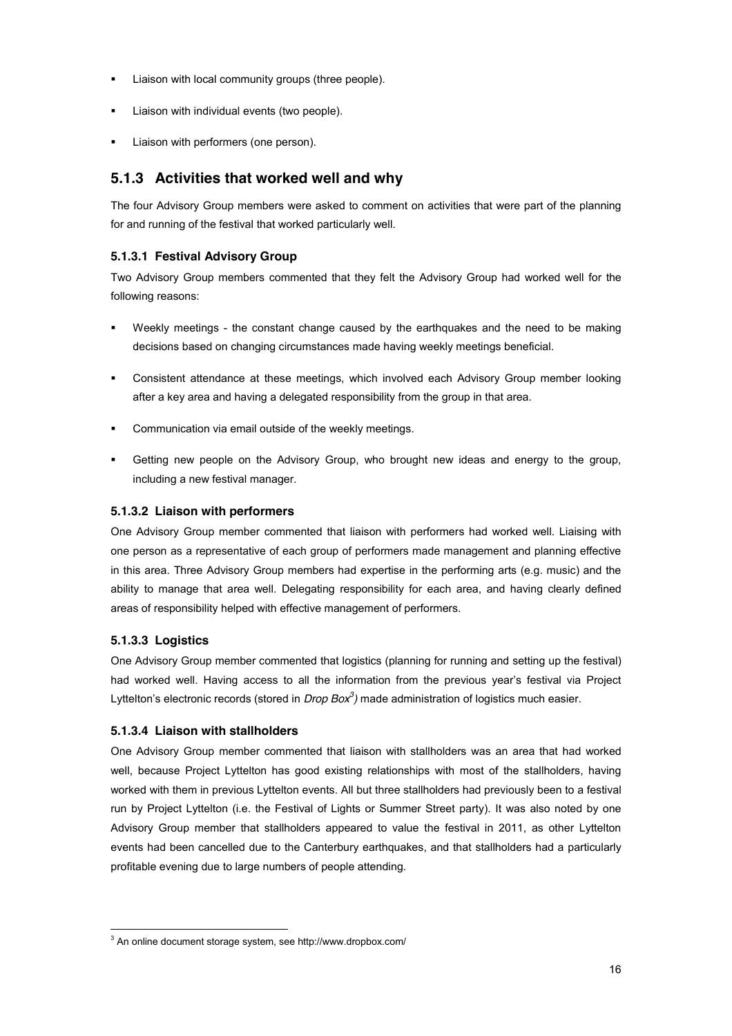- Liaison with local community groups (three people).
- Liaison with individual events (two people).
- Liaison with performers (one person).

### 5.1.3 Activities that worked well and why

The four Advisory Group members were asked to comment on activities that were part of the planning for and running of the festival that worked particularly well.

#### 5.1.3.1 Festival Advisory Group

Two Advisory Group members commented that they felt the Advisory Group had worked well for the following reasons:

- Weekly meetings - the constant change caused by the earthquakes and the need to be making decisions based on changing circumstances made having weekly meetings beneficial.
- Consistent attendance at these meetings, which involved each Advisory Group member looking after a key area and having a delegated responsibility from the group in that area.
- Communication via email outside of the weekly meetings.
- Getting new people on the Advisory Group, who brought new ideas and energy to the group, including a new festival manager.

#### 5.1.3.2 Liaison with performers

One Advisory Group member commented that liaison with performers had worked well. Liaising with one person as a representative of each group of performers made management and planning effective in this area. Three Advisory Group members had expertise in the performing arts (e.g. music) and the ability to manage that area well. Delegating responsibility for each area, and having clearly defined areas of responsibility helped with effective management of performers.

#### 5.1.3.3 Logistics

One Advisory Group member commented that logistics (planning for running and setting up the festival) had worked well. Having access to all the information from the previous year's festival via Project Lyttelton's electronic records (stored in *Drop Box*[3]) made administration of logistics much easier.

#### 5.1.3.4 Liaison with stallholders

One Advisory Group member commented that liaison with stallholders was an area that had worked well, because Project Lyttelton has good existing relationships with most of the stallholders, having worked with them in previous Lyttelton events. All but three stallholders had previously been to a festival run by Project Lyttelton (i.e. the Festival of Lights or Summer Street party). It was also noted by one Advisory Group member that stallholders appeared to value the festival in 2011, as other Lyttelton events had been cancelled due to the Canterbury earthquakes, and that stallholders had a particularly profitable evening due to large numbers of people attending.

---

[3] An online document storage system, see http://www.dropbox.com/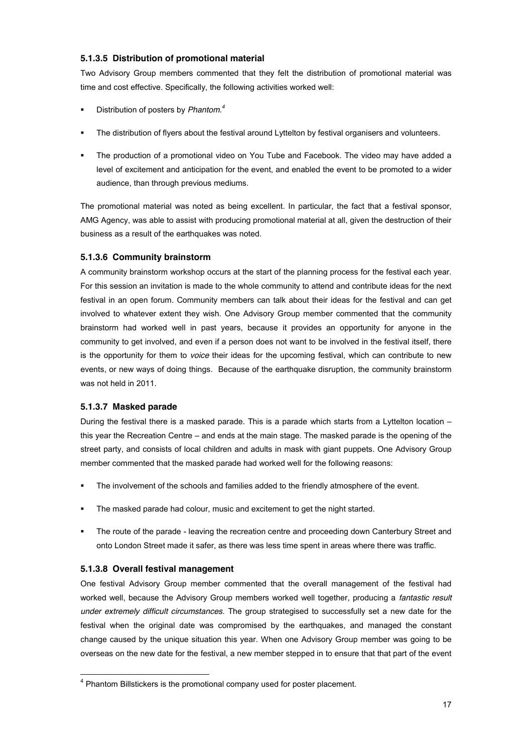#### 5.1.3.5 Distribution of promotional material

Two Advisory Group members commented that they felt the distribution of promotional material was time and cost effective. Specifically, the following activities worked well:

- Distribution of posters by *Phantom*.[4]
- The distribution of flyers about the festival around Lyttelton by festival organisers and volunteers.
- The production of a promotional video on You Tube and Facebook. The video may have added a level of excitement and anticipation for the event, and enabled the event to be promoted to a wider audience, than through previous mediums.

The promotional material was noted as being excellent. In particular, the fact that a festival sponsor, AMG Agency, was able to assist with producing promotional material at all, given the destruction of their business as a result of the earthquakes was noted.

#### 5.1.3.6 Community brainstorm

A community brainstorm workshop occurs at the start of the planning process for the festival each year. For this session an invitation is made to the whole community to attend and contribute ideas for the next festival in an open forum. Community members can talk about their ideas for the festival and can get involved to whatever extent they wish. One Advisory Group member commented that the community brainstorm had worked well in past years, because it provides an opportunity for anyone in the community to get involved, and even if a person does not want to be involved in the festival itself, there is the opportunity for them to *voice* their ideas for the upcoming festival, which can contribute to new events, or new ways of doing things. Because of the earthquake disruption, the community brainstorm was not held in 2011.

#### 5.1.3.7 Masked parade

During the festival there is a masked parade. This is a parade which starts from a Lyttelton location – this year the Recreation Centre – and ends at the main stage. The masked parade is the opening of the street party, and consists of local children and adults in mask with giant puppets. One Advisory Group member commented that the masked parade had worked well for the following reasons:

- The involvement of the schools and families added to the friendly atmosphere of the event.
- The masked parade had colour, music and excitement to get the night started.
- The route of the parade - leaving the recreation centre and proceeding down Canterbury Street and onto London Street made it safer, as there was less time spent in areas where there was traffic.

#### 5.1.3.8 Overall festival management

One festival Advisory Group member commented that the overall management of the festival had worked well, because the Advisory Group members worked well together, producing a *fantastic result under extremely difficult circumstances.* The group strategised to successfully set a new date for the festival when the original date was compromised by the earthquakes, and managed the constant change caused by the unique situation this year. When one Advisory Group member was going to be overseas on the new date for the festival, a new member stepped in to ensure that that part of the event

---

[4] Phantom Billstickers is the promotional company used for poster placement.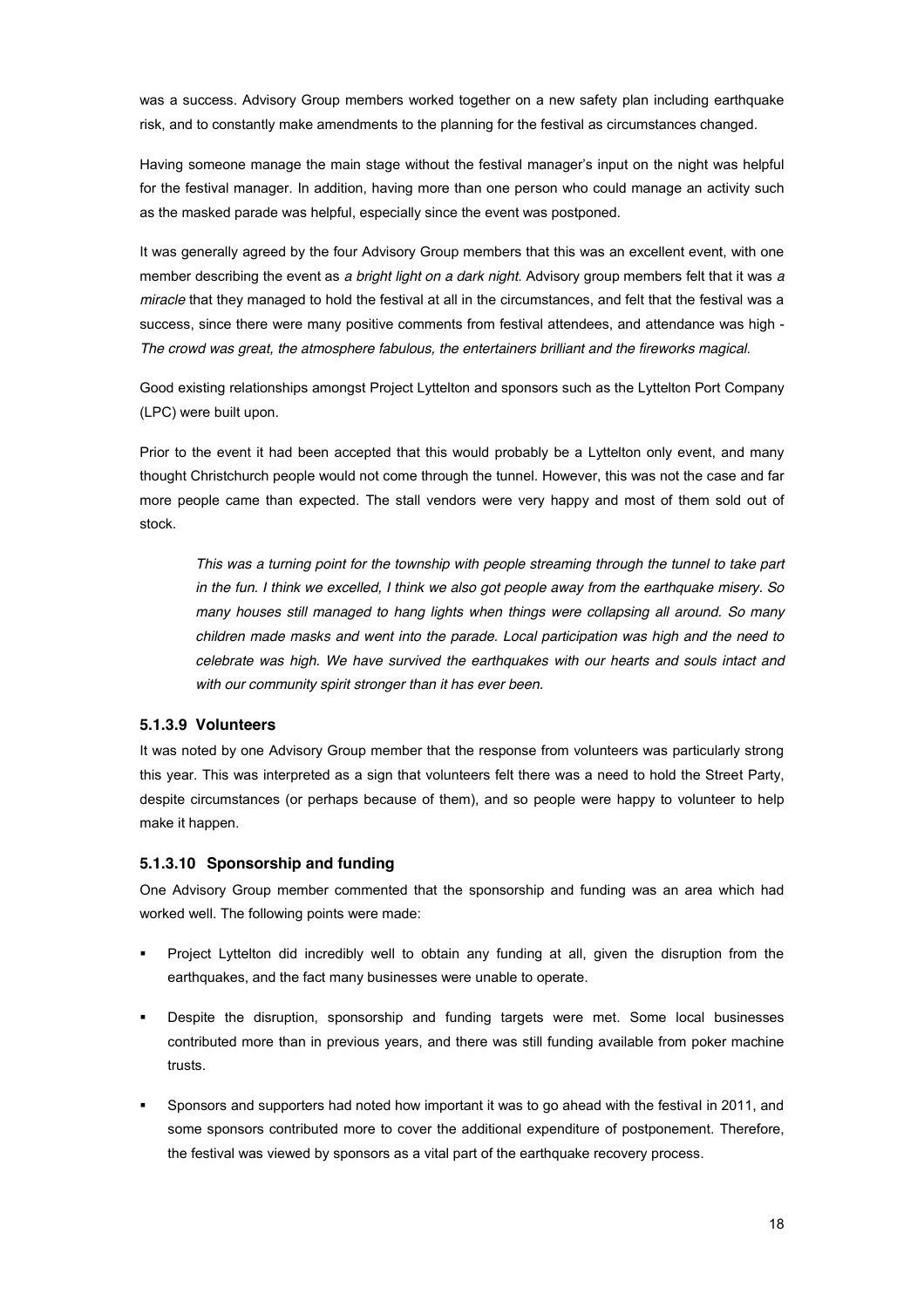was a success. Advisory Group members worked together on a new safety plan including earthquake risk, and to constantly make amendments to the planning for the festival as circumstances changed.

Having someone manage the main stage without the festival manager's input on the night was helpful for the festival manager. In addition, having more than one person who could manage an activity such as the masked parade was helpful, especially since the event was postponed.

It was generally agreed by the four Advisory Group members that this was an excellent event, with one member describing the event as *a bright light on a dark night*. Advisory group members felt that it was *a miracle* that they managed to hold the festival at all in the circumstances, and felt that the festival was a success, since there were many positive comments from festival attendees, and attendance was high - *The crowd was great, the atmosphere fabulous, the entertainers brilliant and the fireworks magical*.

Good existing relationships amongst Project Lyttelton and sponsors such as the Lyttelton Port Company (LPC) were built upon.

Prior to the event it had been accepted that this would probably be a Lyttelton only event, and many thought Christchurch people would not come through the tunnel. However, this was not the case and far more people came than expected. The stall vendors were very happy and most of them sold out of stock.

> *This was a turning point for the township with people streaming through the tunnel to take part in the fun. I think we excelled, I think we also got people away from the earthquake misery. So many houses still managed to hang lights when things were collapsing all around. So many children made masks and went into the parade. Local participation was high and the need to celebrate was high. We have survived the earthquakes with our hearts and souls intact and with our community spirit stronger than it has ever been.*

#### 5.1.3.9 Volunteers

It was noted by one Advisory Group member that the response from volunteers was particularly strong this year. This was interpreted as a sign that volunteers felt there was a need to hold the Street Party, despite circumstances (or perhaps because of them), and so people were happy to volunteer to help make it happen.

#### 5.1.3.10 Sponsorship and funding

One Advisory Group member commented that the sponsorship and funding was an area which had worked well. The following points were made:

- Project Lyttelton did incredibly well to obtain any funding at all, given the disruption from the earthquakes, and the fact many businesses were unable to operate.
- Despite the disruption, sponsorship and funding targets were met. Some local businesses contributed more than in previous years, and there was still funding available from poker machine trusts.
- Sponsors and supporters had noted how important it was to go ahead with the festival in 2011, and some sponsors contributed more to cover the additional expenditure of postponement. Therefore, the festival was viewed by sponsors as a vital part of the earthquake recovery process.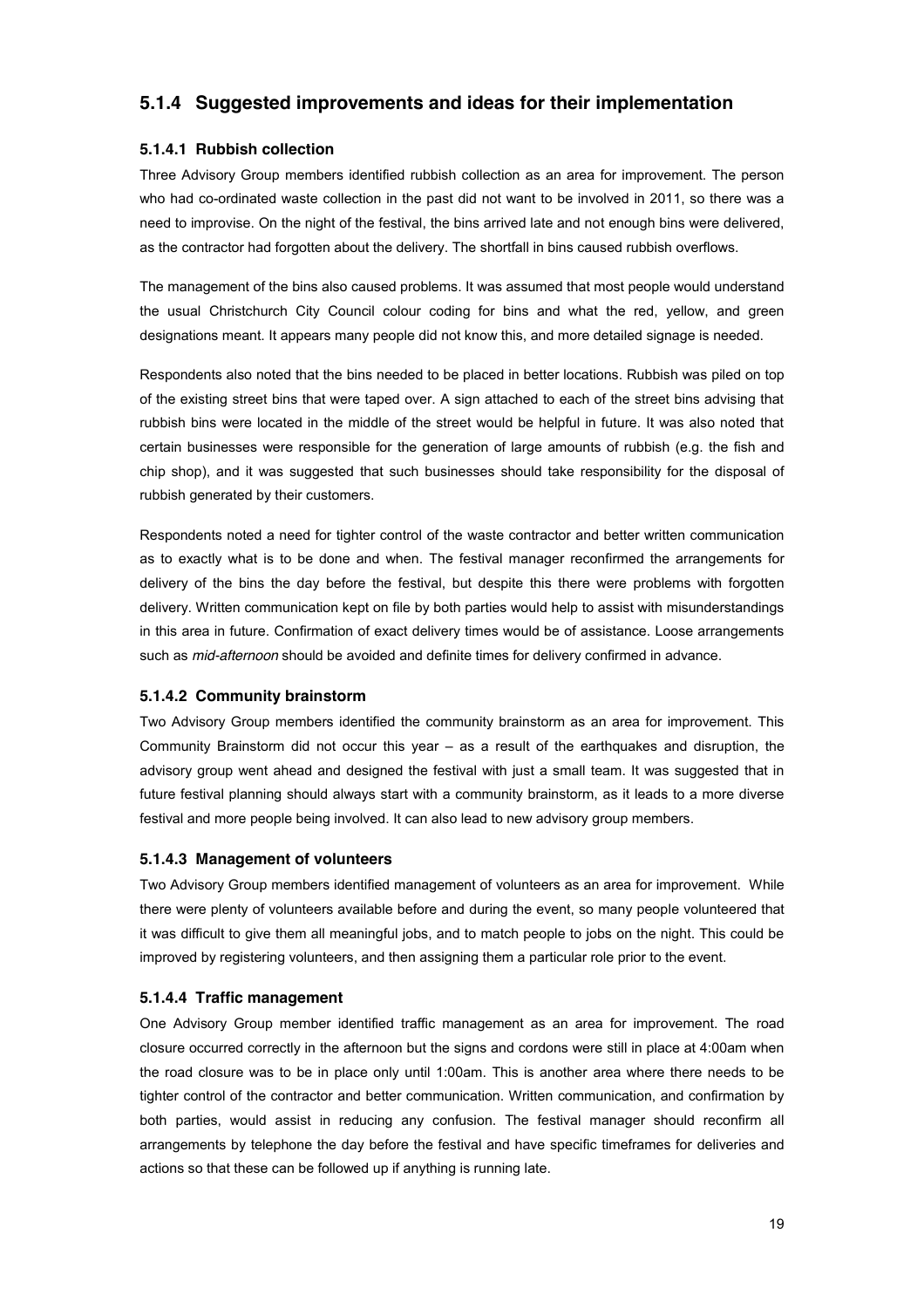### 5.1.4 Suggested improvements and ideas for their implementation

#### 5.1.4.1 Rubbish collection

Three Advisory Group members identified rubbish collection as an area for improvement. The person who had co-ordinated waste collection in the past did not want to be involved in 2011, so there was a need to improvise. On the night of the festival, the bins arrived late and not enough bins were delivered, as the contractor had forgotten about the delivery. The shortfall in bins caused rubbish overflows.

The management of the bins also caused problems. It was assumed that most people would understand the usual Christchurch City Council colour coding for bins and what the red, yellow, and green designations meant. It appears many people did not know this, and more detailed signage is needed.

Respondents also noted that the bins needed to be placed in better locations. Rubbish was piled on top of the existing street bins that were taped over. A sign attached to each of the street bins advising that rubbish bins were located in the middle of the street would be helpful in future. It was also noted that certain businesses were responsible for the generation of large amounts of rubbish (e.g. the fish and chip shop), and it was suggested that such businesses should take responsibility for the disposal of rubbish generated by their customers.

Respondents noted a need for tighter control of the waste contractor and better written communication as to exactly what is to be done and when. The festival manager reconfirmed the arrangements for delivery of the bins the day before the festival, but despite this there were problems with forgotten delivery. Written communication kept on file by both parties would help to assist with misunderstandings in this area in future. Confirmation of exact delivery times would be of assistance. Loose arrangements such as *mid-afternoon* should be avoided and definite times for delivery confirmed in advance.

#### 5.1.4.2 Community brainstorm

Two Advisory Group members identified the community brainstorm as an area for improvement. This Community Brainstorm did not occur this year – as a result of the earthquakes and disruption, the advisory group went ahead and designed the festival with just a small team. It was suggested that in future festival planning should always start with a community brainstorm, as it leads to a more diverse festival and more people being involved. It can also lead to new advisory group members.

#### 5.1.4.3 Management of volunteers

Two Advisory Group members identified management of volunteers as an area for improvement. While there were plenty of volunteers available before and during the event, so many people volunteered that it was difficult to give them all meaningful jobs, and to match people to jobs on the night. This could be improved by registering volunteers, and then assigning them a particular role prior to the event.

#### 5.1.4.4 Traffic management

One Advisory Group member identified traffic management as an area for improvement. The road closure occurred correctly in the afternoon but the signs and cordons were still in place at 4:00am when the road closure was to be in place only until 1:00am. This is another area where there needs to be tighter control of the contractor and better communication. Written communication, and confirmation by both parties, would assist in reducing any confusion. The festival manager should reconfirm all arrangements by telephone the day before the festival and have specific timeframes for deliveries and actions so that these can be followed up if anything is running late.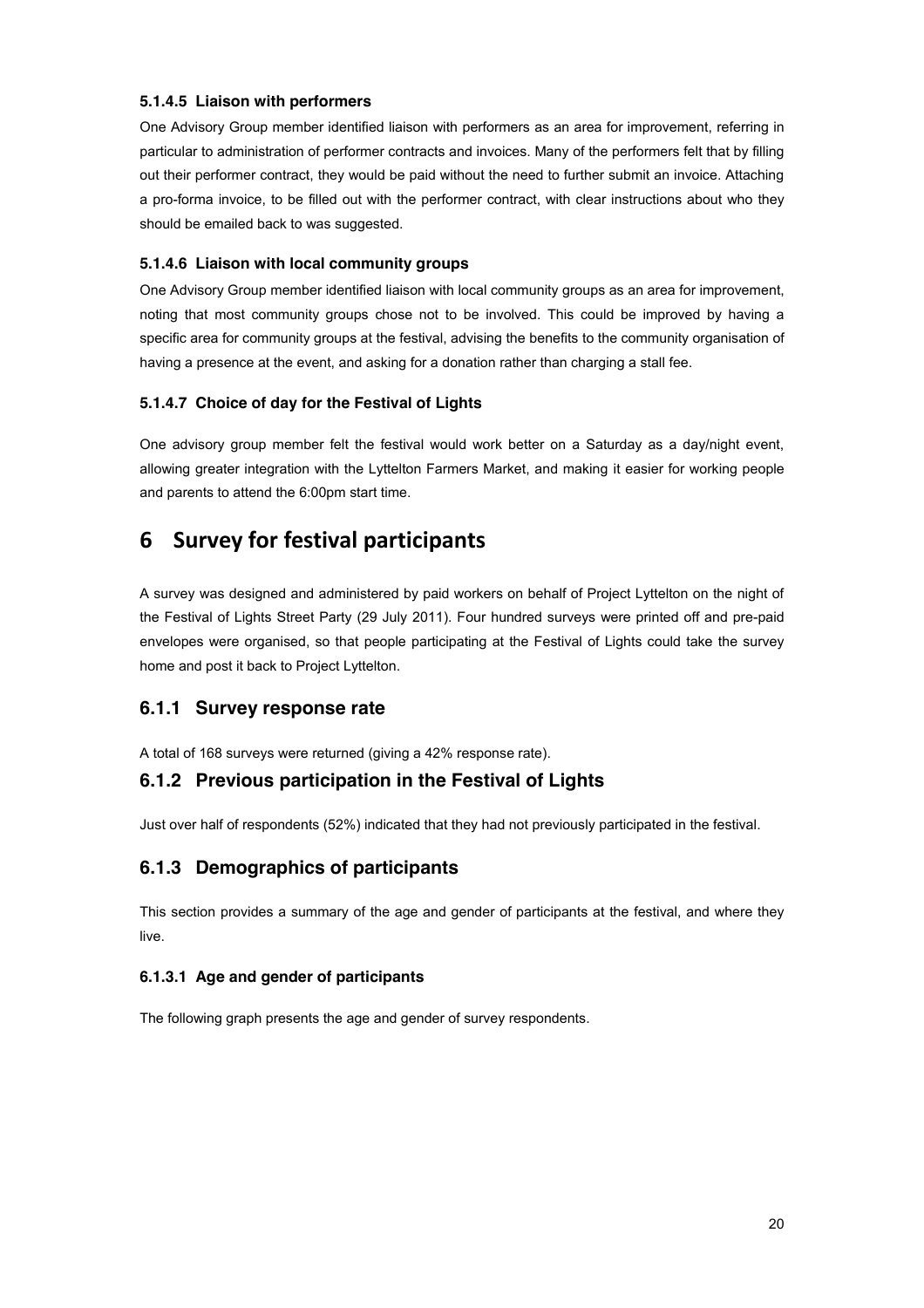#### 5.1.4.5 Liaison with performers

One Advisory Group member identified liaison with performers as an area for improvement, referring in particular to administration of performer contracts and invoices. Many of the performers felt that by filling out their performer contract, they would be paid without the need to further submit an invoice. Attaching a pro-forma invoice, to be filled out with the performer contract, with clear instructions about who they should be emailed back to was suggested.

#### 5.1.4.6 Liaison with local community groups

One Advisory Group member identified liaison with local community groups as an area for improvement, noting that most community groups chose not to be involved. This could be improved by having a specific area for community groups at the festival, advising the benefits to the community organisation of having a presence at the event, and asking for a donation rather than charging a stall fee.

#### 5.1.4.7 Choice of day for the Festival of Lights

One advisory group member felt the festival would work better on a Saturday as a day/night event, allowing greater integration with the Lyttelton Farmers Market, and making it easier for working people and parents to attend the 6:00pm start time.

# 6 Survey for festival participants

A survey was designed and administered by paid workers on behalf of Project Lyttelton on the night of the Festival of Lights Street Party (29 July 2011). Four hundred surveys were printed off and pre-paid envelopes were organised, so that people participating at the Festival of Lights could take the survey home and post it back to Project Lyttelton.

### 6.1.1 Survey response rate

A total of 168 surveys were returned (giving a 42% response rate).

### 6.1.2 Previous participation in the Festival of Lights

Just over half of respondents (52%) indicated that they had not previously participated in the festival.

### 6.1.3 Demographics of participants

This section provides a summary of the age and gender of participants at the festival, and where they live.

#### 6.1.3.1 Age and gender of participants

The following graph presents the age and gender of survey respondents.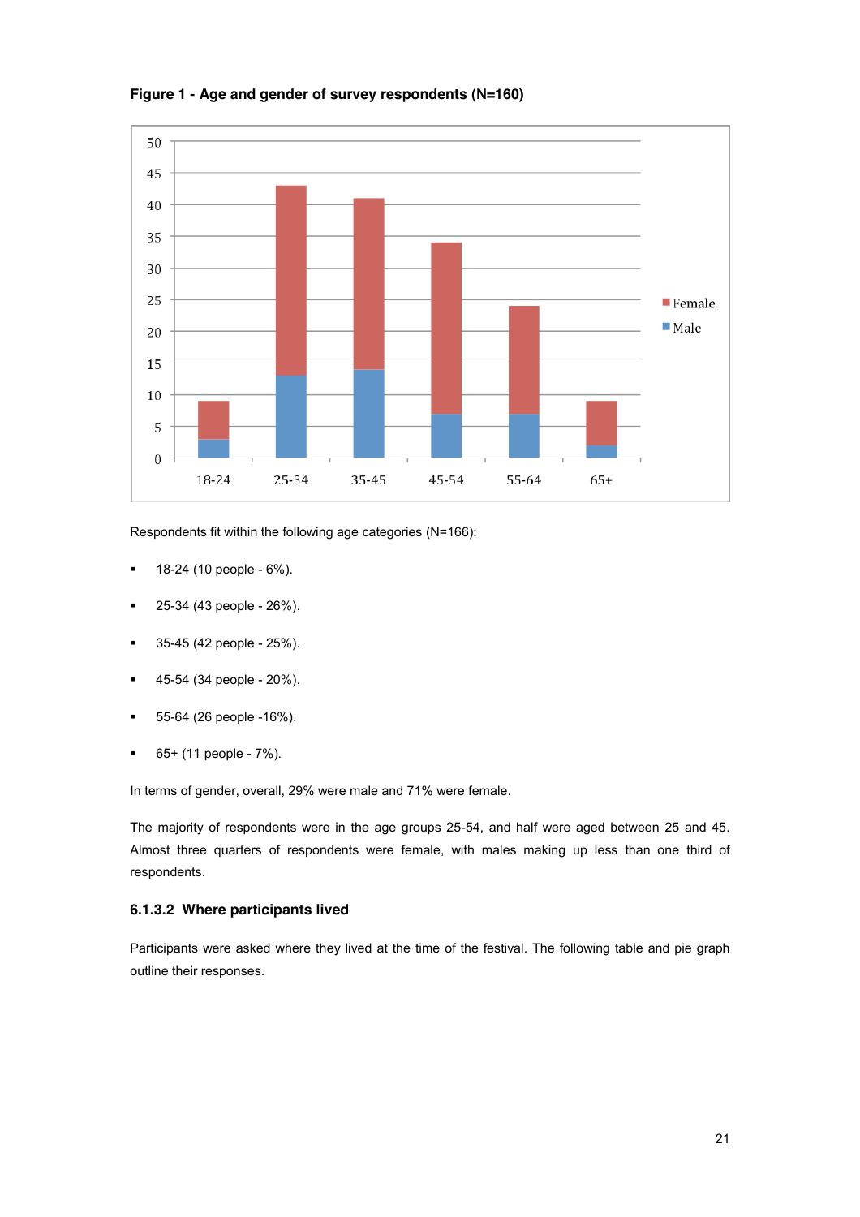**Figure 1 - Age and gender of survey respondents (N=160)**

Respondents fit within the following age categories (N=166):

- 18-24 (10 people - 6%).
- 25-34 (43 people - 26%).
- 35-45 (42 people - 25%).
- 45-54 (34 people - 20%).
- 55-64 (26 people -16%).
- 65+ (11 people - 7%).

In terms of gender, overall, 29% were male and 71% were female.

The majority of respondents were in the age groups 25-54, and half were aged between 25 and 45. Almost three quarters of respondents were female, with males making up less than one third of respondents.

### 6.1.3.2 Where participants lived

Participants were asked where they lived at the time of the festival. The following table and pie graph outline their responses.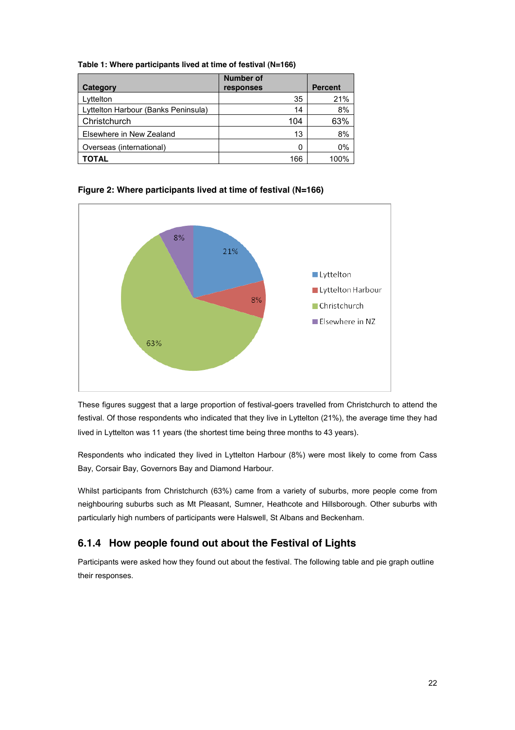**Table 1: Where participants lived at time of festival (N=166)**

| Category | Number of responses | Percent |
|---|---|---|
| Lyttelton | 35 | 21% |
| Lyttelton Harbour (Banks Peninsula) | 14 | 8% |
| Christchurch | 104 | 63% |
| Elsewhere in New Zealand | 13 | 8% |
| Overseas (international) | 0 | 0% |
| **TOTAL** | 166 | 100% |

**Figure 2: Where participants lived at time of festival (N=166)**

These figures suggest that a large proportion of festival-goers travelled from Christchurch to attend the festival. Of those respondents who indicated that they live in Lyttelton (21%), the average time they had lived in Lyttelton was 11 years (the shortest time being three months to 43 years).

Respondents who indicated they lived in Lyttelton Harbour (8%) were most likely to come from Cass Bay, Corsair Bay, Governors Bay and Diamond Harbour.

Whilst participants from Christchurch (63%) came from a variety of suburbs, more people come from neighbouring suburbs such as Mt Pleasant, Sumner, Heathcote and Hillsborough. Other suburbs with particularly high numbers of participants were Halswell, St Albans and Beckenham.

## 6.1.4 How people found out about the Festival of Lights

Participants were asked how they found out about the festival. The following table and pie graph outline their responses.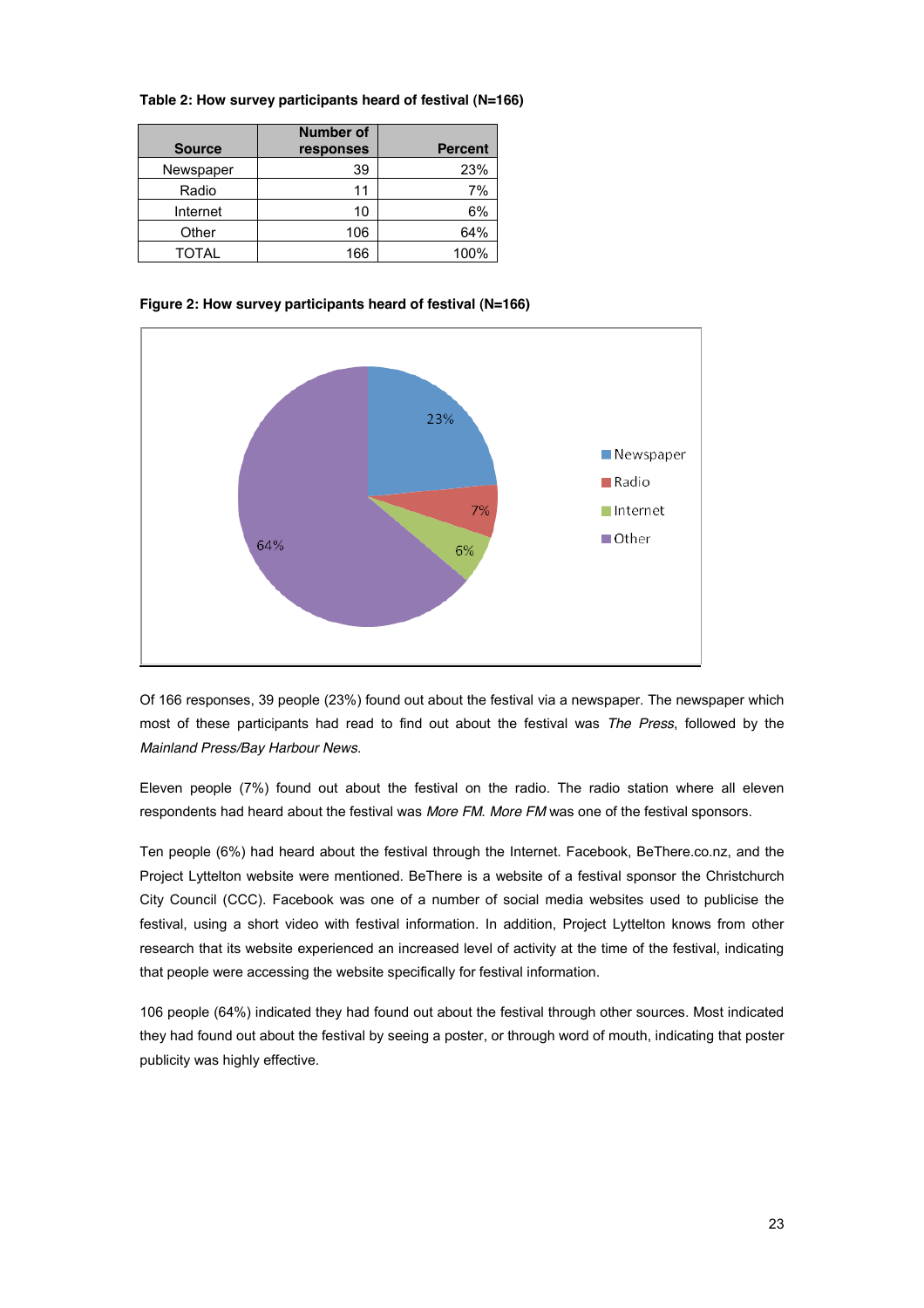**Table 2: How survey participants heard of festival (N=166)**

| Source | Number of responses | Percent |
|---|---|---|
| Newspaper | 39 | 23% |
| Radio | 11 | 7% |
| Internet | 10 | 6% |
| Other | 106 | 64% |
| TOTAL | 166 | 100% |

**Figure 2: How survey participants heard of festival (N=166)**

Of 166 responses, 39 people (23%) found out about the festival via a newspaper. The newspaper which most of these participants had read to find out about the festival was *The Press*, followed by the *Mainland Press/Bay Harbour News*.

Eleven people (7%) found out about the festival on the radio. The radio station where all eleven respondents had heard about the festival was *More FM*. *More FM* was one of the festival sponsors.

Ten people (6%) had heard about the festival through the Internet. Facebook, BeThere.co.nz, and the Project Lyttelton website were mentioned. BeThere is a website of a festival sponsor the Christchurch City Council (CCC). Facebook was one of a number of social media websites used to publicise the festival, using a short video with festival information. In addition, Project Lyttelton knows from other research that its website experienced an increased level of activity at the time of the festival, indicating that people were accessing the website specifically for festival information.

106 people (64%) indicated they had found out about the festival through other sources. Most indicated they had found out about the festival by seeing a poster, or through word of mouth, indicating that poster publicity was highly effective.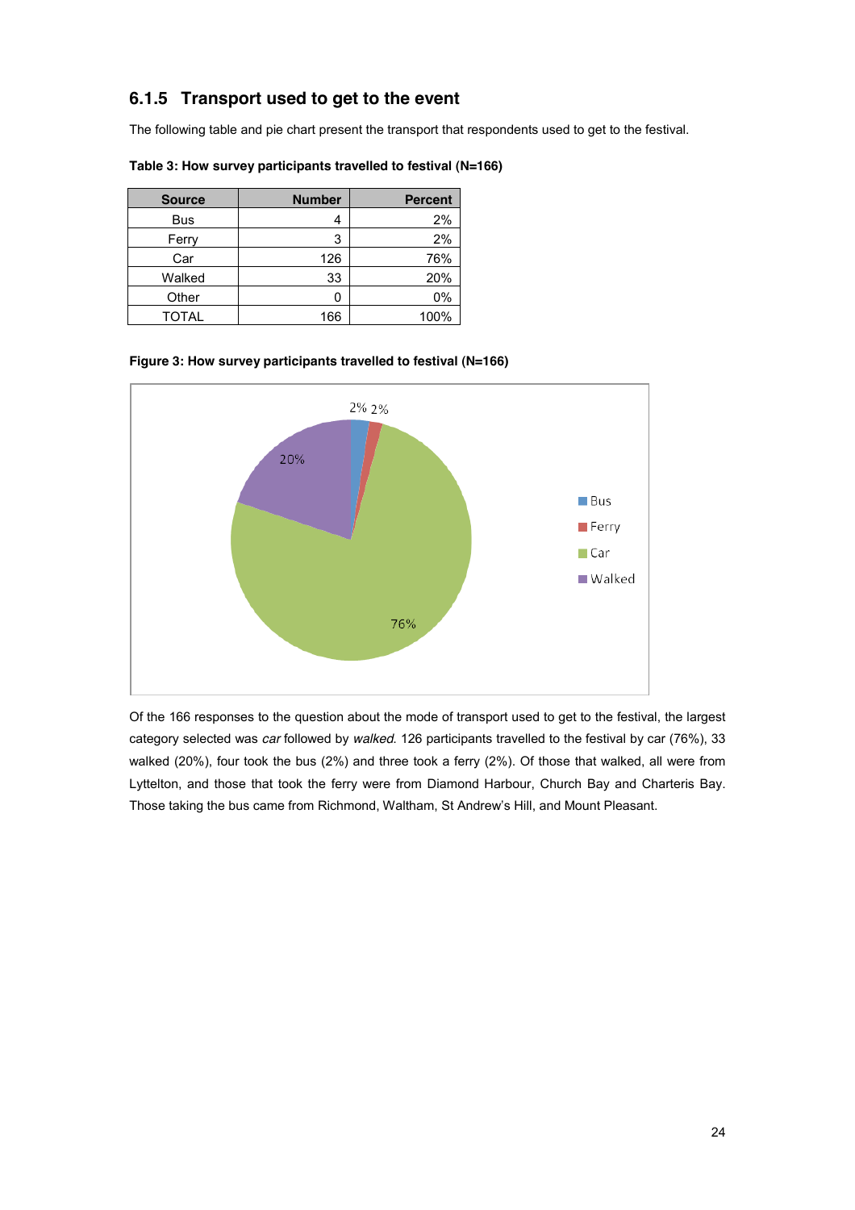### 6.1.5 Transport used to get to the event

The following table and pie chart present the transport that respondents used to get to the festival.

**Table 3: How survey participants travelled to festival (N=166)**

| Source | Number | Percent |
|---|---|---|
| Bus | 4 | 2% |
| Ferry | 3 | 2% |
| Car | 126 | 76% |
| Walked | 33 | 20% |
| Other | 0 | 0% |
| TOTAL | 166 | 100% |

**Figure 3: How survey participants travelled to festival (N=166)**

Of the 166 responses to the question about the mode of transport used to get to the festival, the largest category selected was *car* followed by *walked*. 126 participants travelled to the festival by car (76%), 33 walked (20%), four took the bus (2%) and three took a ferry (2%). Of those that walked, all were from Lyttelton, and those that took the ferry were from Diamond Harbour, Church Bay and Charteris Bay. Those taking the bus came from Richmond, Waltham, St Andrew's Hill, and Mount Pleasant.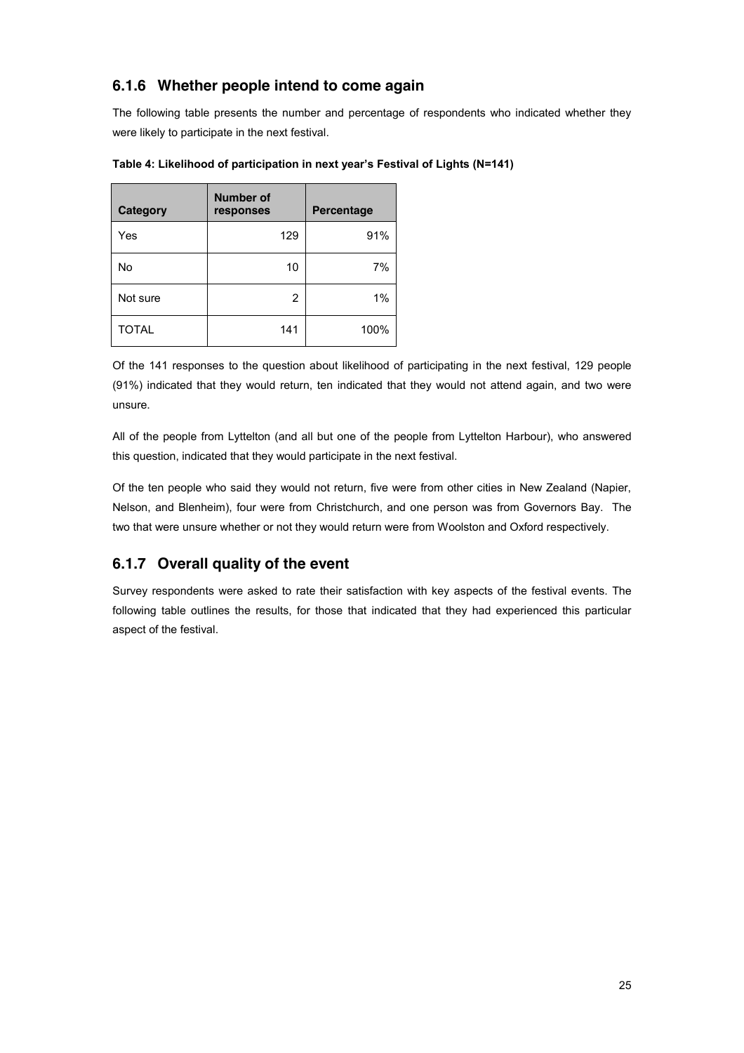### 6.1.6 Whether people intend to come again

The following table presents the number and percentage of respondents who indicated whether they were likely to participate in the next festival.

**Table 4: Likelihood of participation in next year's Festival of Lights (N=141)**

| Category | Number of responses | Percentage |
|---|---|---|
| Yes | 129 | 91% |
| No | 10 | 7% |
| Not sure | 2 | 1% |
| TOTAL | 141 | 100% |

Of the 141 responses to the question about likelihood of participating in the next festival, 129 people (91%) indicated that they would return, ten indicated that they would not attend again, and two were unsure.

All of the people from Lyttelton (and all but one of the people from Lyttelton Harbour), who answered this question, indicated that they would participate in the next festival.

Of the ten people who said they would not return, five were from other cities in New Zealand (Napier, Nelson, and Blenheim), four were from Christchurch, and one person was from Governors Bay. The two that were unsure whether or not they would return were from Woolston and Oxford respectively.

### 6.1.7 Overall quality of the event

Survey respondents were asked to rate their satisfaction with key aspects of the festival events. The following table outlines the results, for those that indicated that they had experienced this particular aspect of the festival.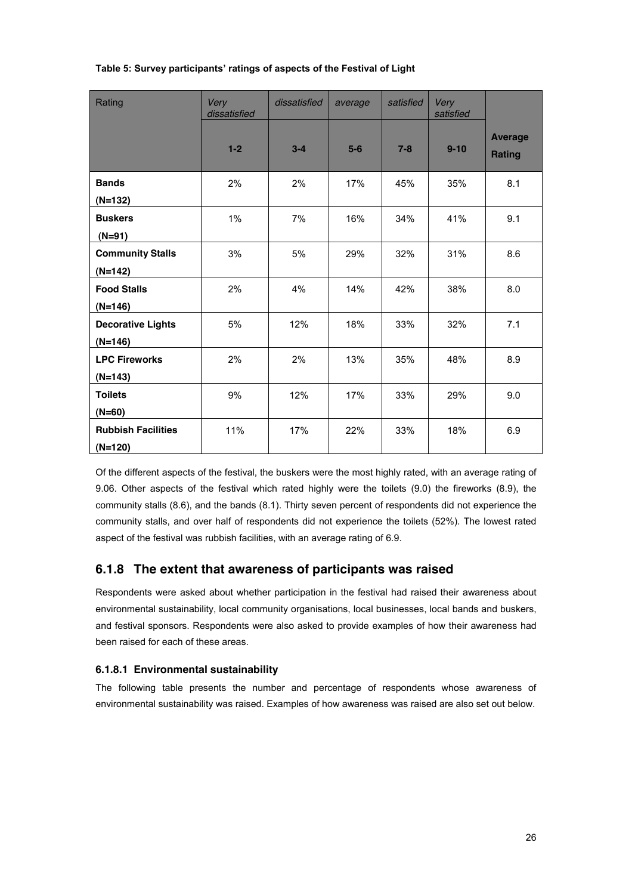**Table 5: Survey participants' ratings of aspects of the Festival of Light**

| Rating | *Very dissatisfied* | *dissatisfied* | *average* | *satisfied* | *Very satisfied* | |
|---|---|---|---|---|---|---|
| | **1-2** | **3-4** | **5-6** | **7-8** | **9-10** | **Average Rating** |
| **Bands (N=132)** | 2% | 2% | 17% | 45% | 35% | 8.1 |
| **Buskers (N=91)** | 1% | 7% | 16% | 34% | 41% | 9.1 |
| **Community Stalls (N=142)** | 3% | 5% | 29% | 32% | 31% | 8.6 |
| **Food Stalls (N=146)** | 2% | 4% | 14% | 42% | 38% | 8.0 |
| **Decorative Lights (N=146)** | 5% | 12% | 18% | 33% | 32% | 7.1 |
| **LPC Fireworks (N=143)** | 2% | 2% | 13% | 35% | 48% | 8.9 |
| **Toilets (N=60)** | 9% | 12% | 17% | 33% | 29% | 9.0 |
| **Rubbish Facilities (N=120)** | 11% | 17% | 22% | 33% | 18% | 6.9 |

Of the different aspects of the festival, the buskers were the most highly rated, with an average rating of 9.06. Other aspects of the festival which rated highly were the toilets (9.0) the fireworks (8.9), the community stalls (8.6), and the bands (8.1). Thirty seven percent of respondents did not experience the community stalls, and over half of respondents did not experience the toilets (52%). The lowest rated aspect of the festival was rubbish facilities, with an average rating of 6.9.

### 6.1.8 The extent that awareness of participants was raised

Respondents were asked about whether participation in the festival had raised their awareness about environmental sustainability, local community organisations, local businesses, local bands and buskers, and festival sponsors. Respondents were also asked to provide examples of how their awareness had been raised for each of these areas.

#### 6.1.8.1 Environmental sustainability

The following table presents the number and percentage of respondents whose awareness of environmental sustainability was raised. Examples of how awareness was raised are also set out below.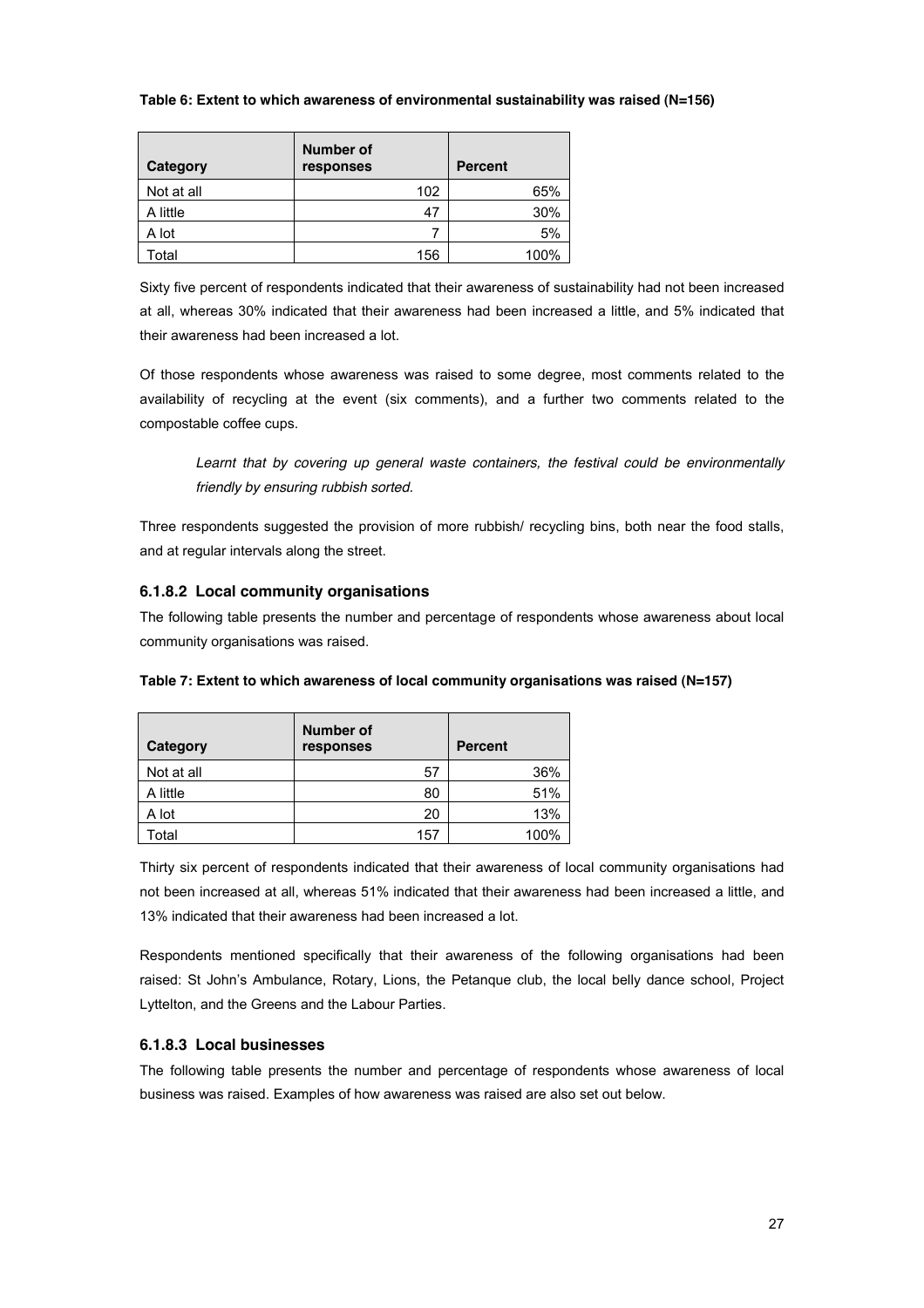**Table 6: Extent to which awareness of environmental sustainability was raised (N=156)**

| Category | Number of responses | Percent |
|---|---|---|
| Not at all | 102 | 65% |
| A little | 47 | 30% |
| A lot | 7 | 5% |
| Total | 156 | 100% |

Sixty five percent of respondents indicated that their awareness of sustainability had not been increased at all, whereas 30% indicated that their awareness had been increased a little, and 5% indicated that their awareness had been increased a lot.

Of those respondents whose awareness was raised to some degree, most comments related to the availability of recycling at the event (six comments), and a further two comments related to the compostable coffee cups.

> *Learnt that by covering up general waste containers, the festival could be environmentally friendly by ensuring rubbish sorted.*

Three respondents suggested the provision of more rubbish/ recycling bins, both near the food stalls, and at regular intervals along the street.

#### 6.1.8.2 Local community organisations

The following table presents the number and percentage of respondents whose awareness about local community organisations was raised.

**Table 7: Extent to which awareness of local community organisations was raised (N=157)**

| Category | Number of responses | Percent |
|---|---|---|
| Not at all | 57 | 36% |
| A little | 80 | 51% |
| A lot | 20 | 13% |
| Total | 157 | 100% |

Thirty six percent of respondents indicated that their awareness of local community organisations had not been increased at all, whereas 51% indicated that their awareness had been increased a little, and 13% indicated that their awareness had been increased a lot.

Respondents mentioned specifically that their awareness of the following organisations had been raised: St John's Ambulance, Rotary, Lions, the Petanque club, the local belly dance school, Project Lyttelton, and the Greens and the Labour Parties.

#### 6.1.8.3 Local businesses

The following table presents the number and percentage of respondents whose awareness of local business was raised. Examples of how awareness was raised are also set out below.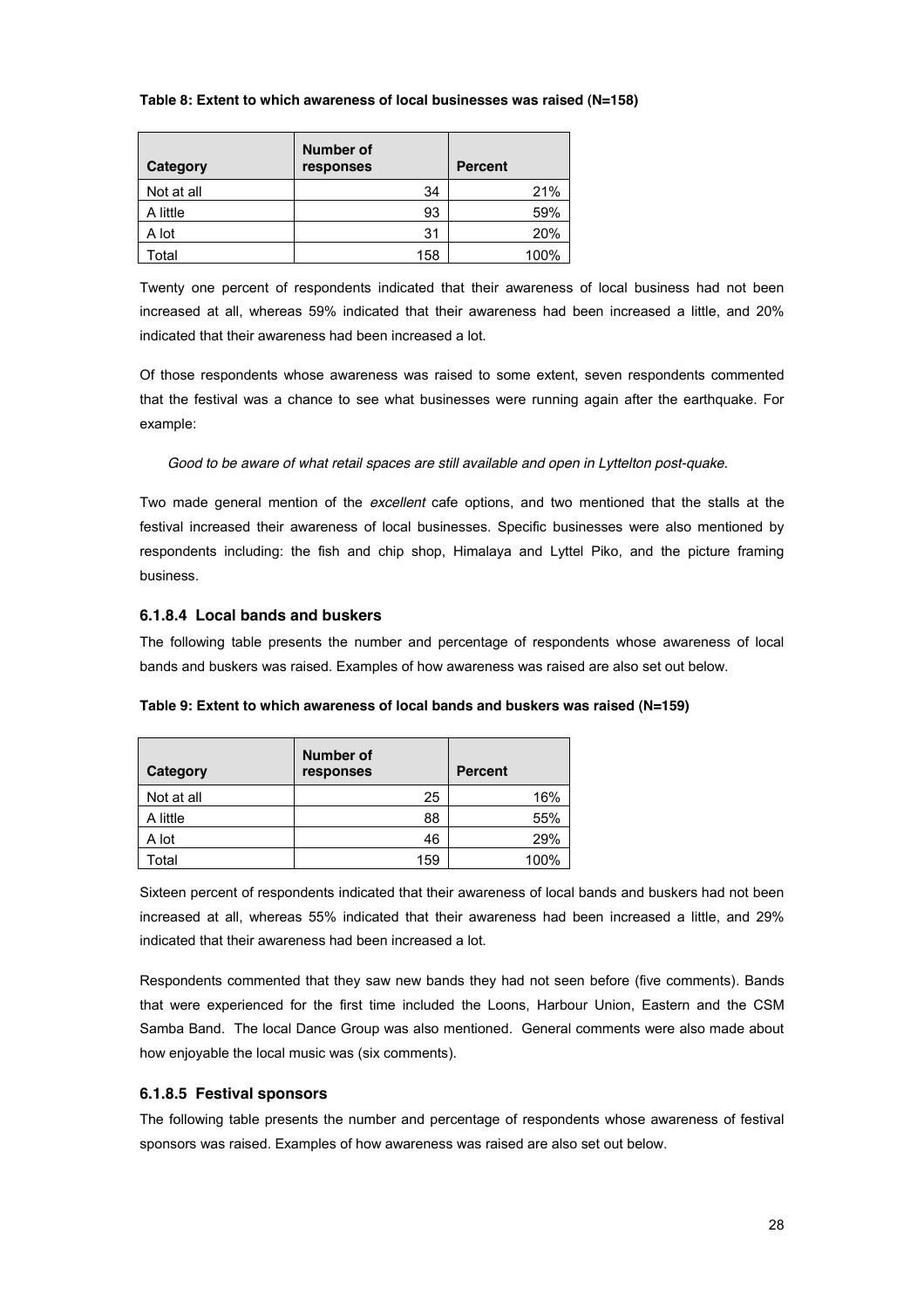**Table 8: Extent to which awareness of local businesses was raised (N=158)**

| Category | Number of responses | Percent |
|---|---|---|
| Not at all | 34 | 21% |
| A little | 93 | 59% |
| A lot | 31 | 20% |
| Total | 158 | 100% |

Twenty one percent of respondents indicated that their awareness of local business had not been increased at all, whereas 59% indicated that their awareness had been increased a little, and 20% indicated that their awareness had been increased a lot.

Of those respondents whose awareness was raised to some extent, seven respondents commented that the festival was a chance to see what businesses were running again after the earthquake. For example:

> *Good to be aware of what retail spaces are still available and open in Lyttelton post-quake.*

Two made general mention of the *excellent* cafe options, and two mentioned that the stalls at the festival increased their awareness of local businesses. Specific businesses were also mentioned by respondents including: the fish and chip shop, Himalaya and Lyttel Piko, and the picture framing business.

### 6.1.8.4 Local bands and buskers

The following table presents the number and percentage of respondents whose awareness of local bands and buskers was raised. Examples of how awareness was raised are also set out below.

**Table 9: Extent to which awareness of local bands and buskers was raised (N=159)**

| Category | Number of responses | Percent |
|---|---|---|
| Not at all | 25 | 16% |
| A little | 88 | 55% |
| A lot | 46 | 29% |
| Total | 159 | 100% |

Sixteen percent of respondents indicated that their awareness of local bands and buskers had not been increased at all, whereas 55% indicated that their awareness had been increased a little, and 29% indicated that their awareness had been increased a lot.

Respondents commented that they saw new bands they had not seen before (five comments). Bands that were experienced for the first time included the Loons, Harbour Union, Eastern and the CSM Samba Band. The local Dance Group was also mentioned. General comments were also made about how enjoyable the local music was (six comments).

### 6.1.8.5 Festival sponsors

The following table presents the number and percentage of respondents whose awareness of festival sponsors was raised. Examples of how awareness was raised are also set out below.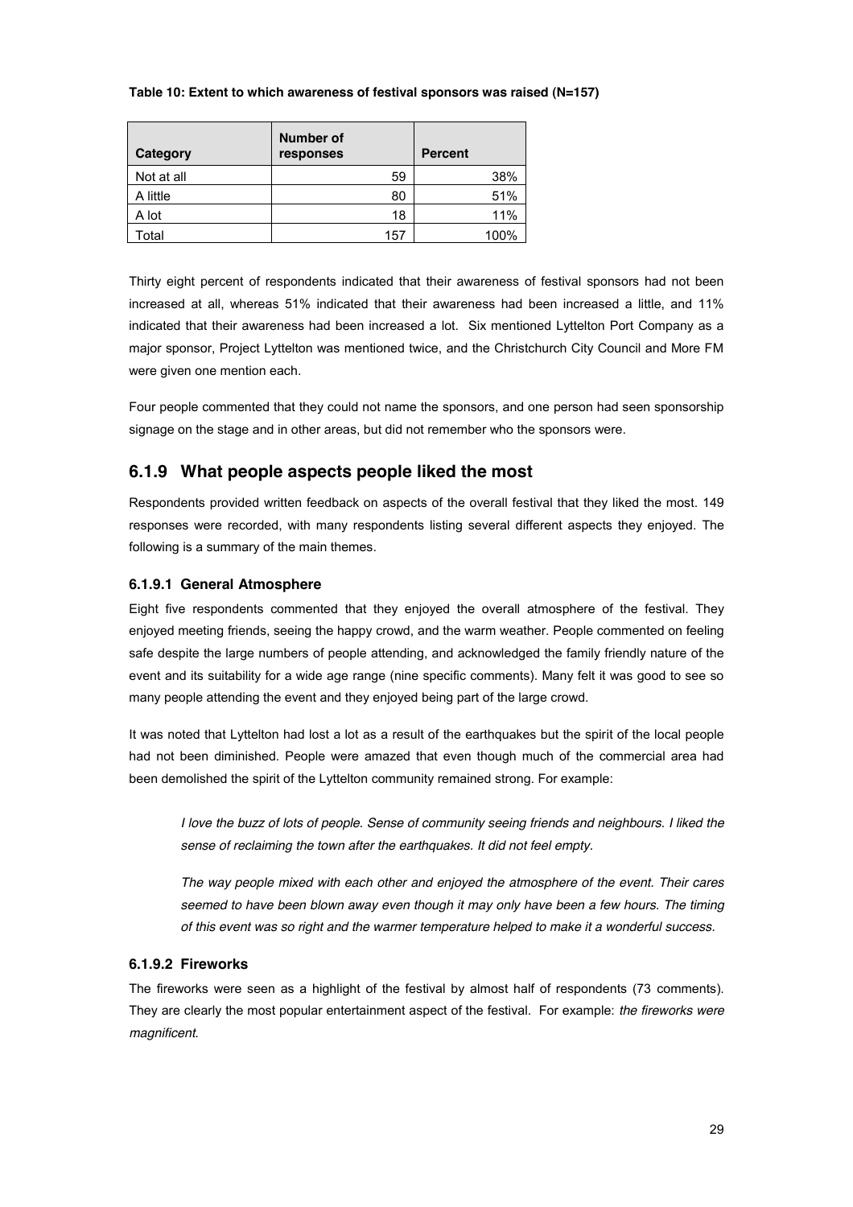**Table 10: Extent to which awareness of festival sponsors was raised (N=157)**

| Category | Number of responses | Percent |
|---|---|---|
| Not at all | 59 | 38% |
| A little | 80 | 51% |
| A lot | 18 | 11% |
| Total | 157 | 100% |

Thirty eight percent of respondents indicated that their awareness of festival sponsors had not been increased at all, whereas 51% indicated that their awareness had been increased a little, and 11% indicated that their awareness had been increased a lot. Six mentioned Lyttelton Port Company as a major sponsor, Project Lyttelton was mentioned twice, and the Christchurch City Council and More FM were given one mention each.

Four people commented that they could not name the sponsors, and one person had seen sponsorship signage on the stage and in other areas, but did not remember who the sponsors were.

### 6.1.9 What people aspects people liked the most

Respondents provided written feedback on aspects of the overall festival that they liked the most. 149 responses were recorded, with many respondents listing several different aspects they enjoyed. The following is a summary of the main themes.

#### 6.1.9.1 General Atmosphere

Eight five respondents commented that they enjoyed the overall atmosphere of the festival. They enjoyed meeting friends, seeing the happy crowd, and the warm weather. People commented on feeling safe despite the large numbers of people attending, and acknowledged the family friendly nature of the event and its suitability for a wide age range (nine specific comments). Many felt it was good to see so many people attending the event and they enjoyed being part of the large crowd.

It was noted that Lyttelton had lost a lot as a result of the earthquakes but the spirit of the local people had not been diminished. People were amazed that even though much of the commercial area had been demolished the spirit of the Lyttelton community remained strong. For example:

> *I love the buzz of lots of people. Sense of community seeing friends and neighbours. I liked the sense of reclaiming the town after the earthquakes. It did not feel empty.*

> *The way people mixed with each other and enjoyed the atmosphere of the event. Their cares seemed to have been blown away even though it may only have been a few hours. The timing of this event was so right and the warmer temperature helped to make it a wonderful success.*

#### 6.1.9.2 Fireworks

The fireworks were seen as a highlight of the festival by almost half of respondents (73 comments). They are clearly the most popular entertainment aspect of the festival. For example: *the fireworks were magnificent.*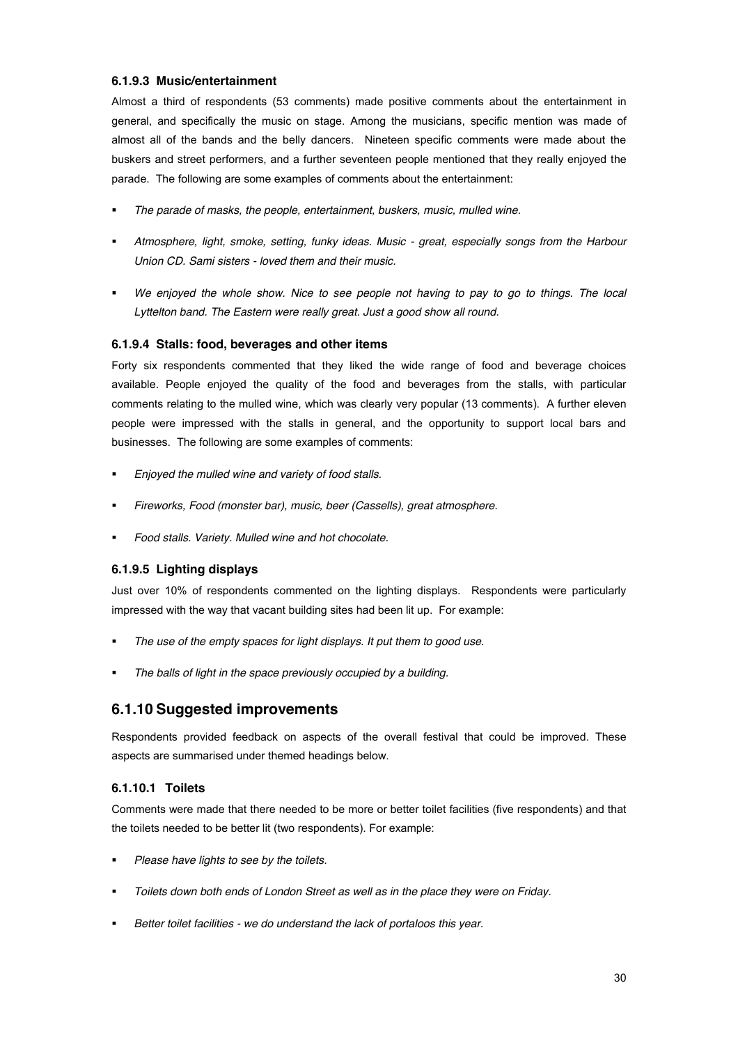#### 6.1.9.3 Music/entertainment

Almost a third of respondents (53 comments) made positive comments about the entertainment in general, and specifically the music on stage. Among the musicians, specific mention was made of almost all of the bands and the belly dancers. Nineteen specific comments were made about the buskers and street performers, and a further seventeen people mentioned that they really enjoyed the parade. The following are some examples of comments about the entertainment:

- *The parade of masks, the people, entertainment, buskers, music, mulled wine.*
- *Atmosphere, light, smoke, setting, funky ideas. Music - great, especially songs from the Harbour Union CD. Sami sisters - loved them and their music.*
- *We enjoyed the whole show. Nice to see people not having to pay to go to things. The local Lyttelton band. The Eastern were really great. Just a good show all round.*

#### 6.1.9.4 Stalls: food, beverages and other items

Forty six respondents commented that they liked the wide range of food and beverage choices available. People enjoyed the quality of the food and beverages from the stalls, with particular comments relating to the mulled wine, which was clearly very popular (13 comments). A further eleven people were impressed with the stalls in general, and the opportunity to support local bars and businesses. The following are some examples of comments:

- *Enjoyed the mulled wine and variety of food stalls.*
- *Fireworks, Food (monster bar), music, beer (Cassells), great atmosphere.*
- *Food stalls. Variety. Mulled wine and hot chocolate.*

#### 6.1.9.5 Lighting displays

Just over 10% of respondents commented on the lighting displays. Respondents were particularly impressed with the way that vacant building sites had been lit up. For example:

- *The use of the empty spaces for light displays. It put them to good use.*
- *The balls of light in the space previously occupied by a building.*

### 6.1.10 Suggested improvements

Respondents provided feedback on aspects of the overall festival that could be improved. These aspects are summarised under themed headings below.

#### 6.1.10.1 Toilets

Comments were made that there needed to be more or better toilet facilities (five respondents) and that the toilets needed to be better lit (two respondents). For example:

- *Please have lights to see by the toilets.*
- *Toilets down both ends of London Street as well as in the place they were on Friday.*
- *Better toilet facilities - we do understand the lack of portaloos this year.*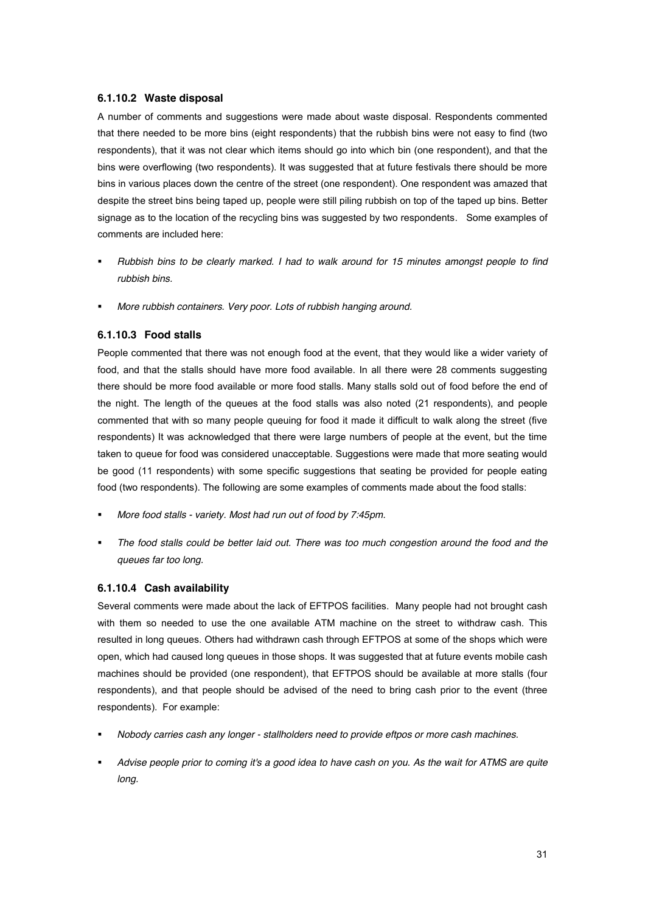#### 6.1.10.2 Waste disposal

A number of comments and suggestions were made about waste disposal. Respondents commented that there needed to be more bins (eight respondents) that the rubbish bins were not easy to find (two respondents), that it was not clear which items should go into which bin (one respondent), and that the bins were overflowing (two respondents). It was suggested that at future festivals there should be more bins in various places down the centre of the street (one respondent). One respondent was amazed that despite the street bins being taped up, people were still piling rubbish on top of the taped up bins. Better signage as to the location of the recycling bins was suggested by two respondents. Some examples of comments are included here:

- *Rubbish bins to be clearly marked. I had to walk around for 15 minutes amongst people to find rubbish bins.*
- *More rubbish containers. Very poor. Lots of rubbish hanging around.*

#### 6.1.10.3 Food stalls

People commented that there was not enough food at the event, that they would like a wider variety of food, and that the stalls should have more food available. In all there were 28 comments suggesting there should be more food available or more food stalls. Many stalls sold out of food before the end of the night. The length of the queues at the food stalls was also noted (21 respondents), and people commented that with so many people queuing for food it made it difficult to walk along the street (five respondents) It was acknowledged that there were large numbers of people at the event, but the time taken to queue for food was considered unacceptable. Suggestions were made that more seating would be good (11 respondents) with some specific suggestions that seating be provided for people eating food (two respondents). The following are some examples of comments made about the food stalls:

- *More food stalls - variety. Most had run out of food by 7:45pm.*
- *The food stalls could be better laid out. There was too much congestion around the food and the queues far too long.*

#### 6.1.10.4 Cash availability

Several comments were made about the lack of EFTPOS facilities. Many people had not brought cash with them so needed to use the one available ATM machine on the street to withdraw cash. This resulted in long queues. Others had withdrawn cash through EFTPOS at some of the shops which were open, which had caused long queues in those shops. It was suggested that at future events mobile cash machines should be provided (one respondent), that EFTPOS should be available at more stalls (four respondents), and that people should be advised of the need to bring cash prior to the event (three respondents). For example:

- *Nobody carries cash any longer - stallholders need to provide eftpos or more cash machines.*
- *Advise people prior to coming it's a good idea to have cash on you. As the wait for ATMS are quite long.*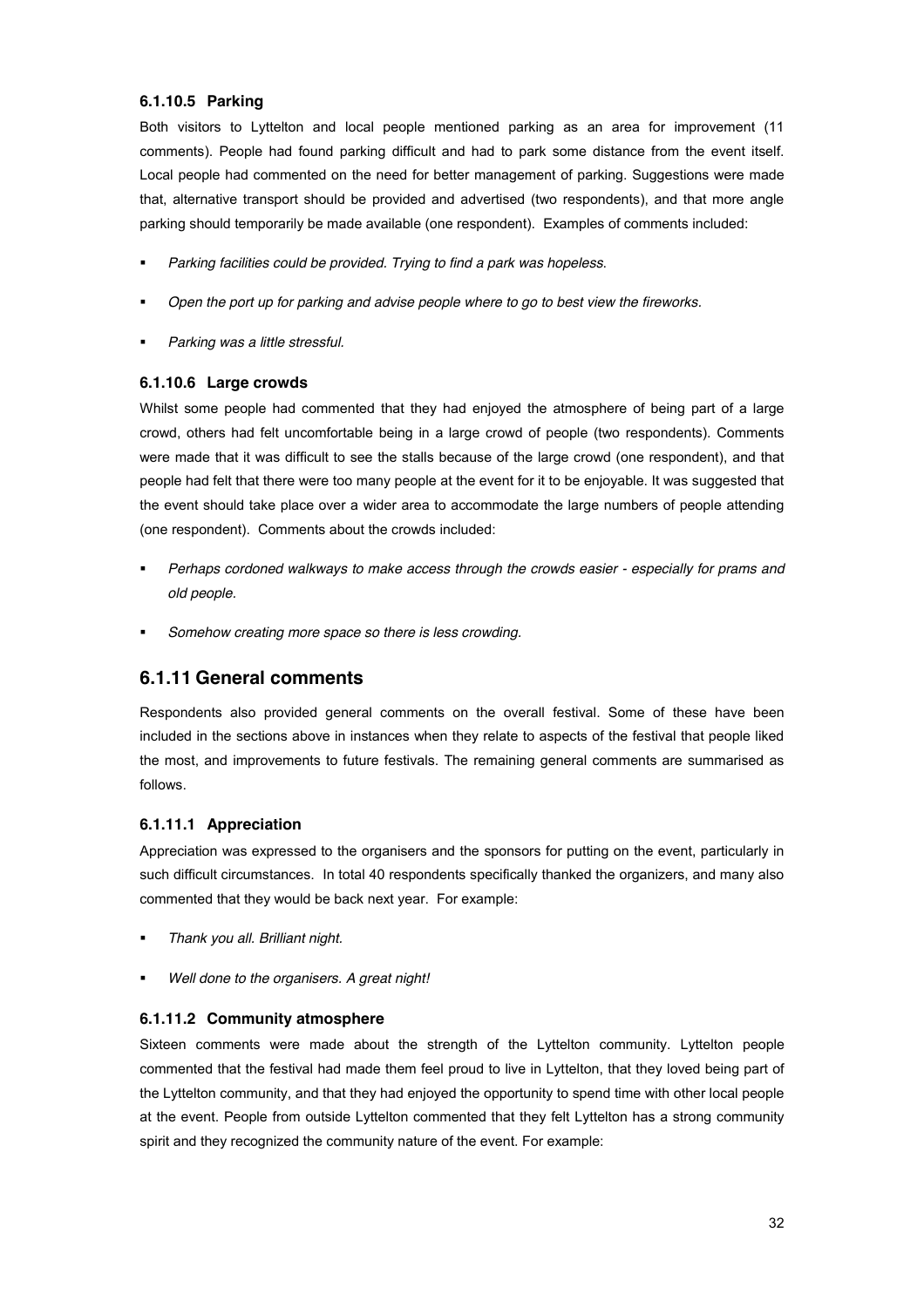#### 6.1.10.5 Parking

Both visitors to Lyttelton and local people mentioned parking as an area for improvement (11 comments). People had found parking difficult and had to park some distance from the event itself. Local people had commented on the need for better management of parking. Suggestions were made that, alternative transport should be provided and advertised (two respondents), and that more angle parking should temporarily be made available (one respondent). Examples of comments included:

- *Parking facilities could be provided. Trying to find a park was hopeless.*
- *Open the port up for parking and advise people where to go to best view the fireworks.*
- *Parking was a little stressful.*

#### 6.1.10.6 Large crowds

Whilst some people had commented that they had enjoyed the atmosphere of being part of a large crowd, others had felt uncomfortable being in a large crowd of people (two respondents). Comments were made that it was difficult to see the stalls because of the large crowd (one respondent), and that people had felt that there were too many people at the event for it to be enjoyable. It was suggested that the event should take place over a wider area to accommodate the large numbers of people attending (one respondent). Comments about the crowds included:

- *Perhaps cordoned walkways to make access through the crowds easier - especially for prams and old people.*
- *Somehow creating more space so there is less crowding.*

### 6.1.11 General comments

Respondents also provided general comments on the overall festival. Some of these have been included in the sections above in instances when they relate to aspects of the festival that people liked the most, and improvements to future festivals. The remaining general comments are summarised as follows.

#### 6.1.11.1 Appreciation

Appreciation was expressed to the organisers and the sponsors for putting on the event, particularly in such difficult circumstances. In total 40 respondents specifically thanked the organizers, and many also commented that they would be back next year. For example:

- *Thank you all. Brilliant night.*
- *Well done to the organisers. A great night!*

#### 6.1.11.2 Community atmosphere

Sixteen comments were made about the strength of the Lyttelton community. Lyttelton people commented that the festival had made them feel proud to live in Lyttelton, that they loved being part of the Lyttelton community, and that they had enjoyed the opportunity to spend time with other local people at the event. People from outside Lyttelton commented that they felt Lyttelton has a strong community spirit and they recognized the community nature of the event. For example: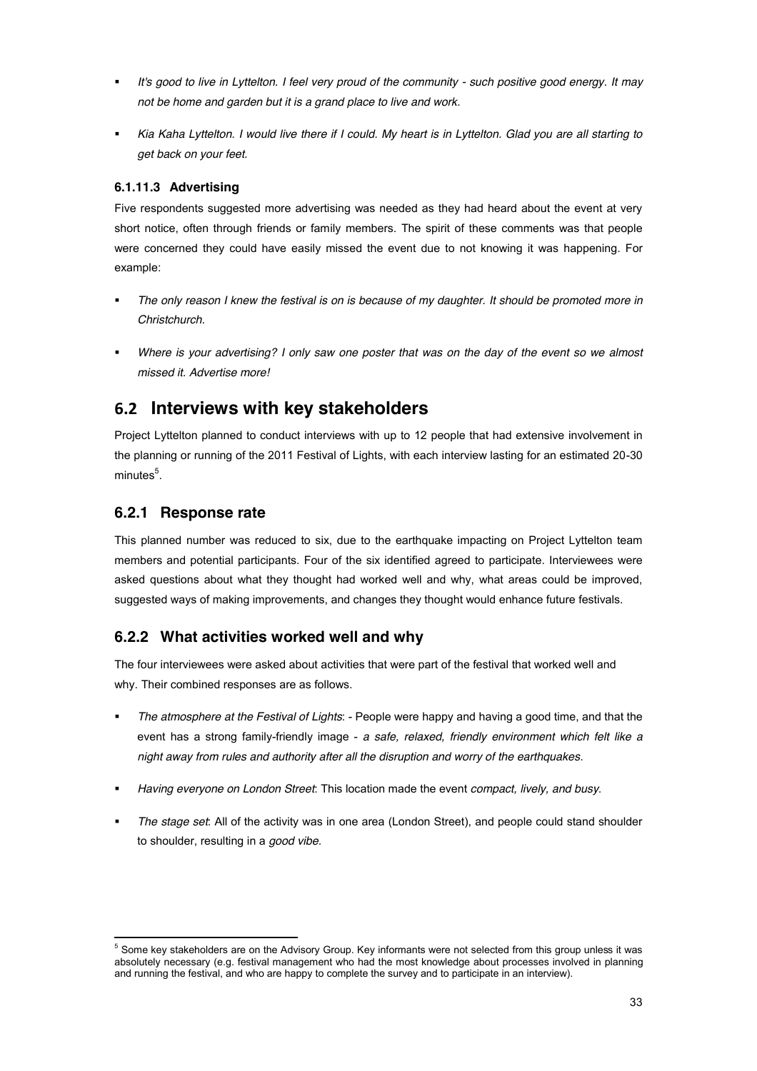- *It's good to live in Lyttelton. I feel very proud of the community - such positive good energy. It may not be home and garden but it is a grand place to live and work.*
- *Kia Kaha Lyttelton. I would live there if I could. My heart is in Lyttelton. Glad you are all starting to get back on your feet.*

#### 6.1.11.3 Advertising

Five respondents suggested more advertising was needed as they had heard about the event at very short notice, often through friends or family members. The spirit of these comments was that people were concerned they could have easily missed the event due to not knowing it was happening. For example:

- *The only reason I knew the festival is on is because of my daughter. It should be promoted more in Christchurch.*
- *Where is your advertising? I only saw one poster that was on the day of the event so we almost missed it. Advertise more!*

## 6.2 Interviews with key stakeholders

Project Lyttelton planned to conduct interviews with up to 12 people that had extensive involvement in the planning or running of the 2011 Festival of Lights, with each interview lasting for an estimated 20-30 minutes[5].

### 6.2.1 Response rate

This planned number was reduced to six, due to the earthquake impacting on Project Lyttelton team members and potential participants. Four of the six identified agreed to participate. Interviewees were asked questions about what they thought had worked well and why, what areas could be improved, suggested ways of making improvements, and changes they thought would enhance future festivals.

### 6.2.2 What activities worked well and why

The four interviewees were asked about activities that were part of the festival that worked well and why. Their combined responses are as follows.

- *The atmosphere at the Festival of Lights*: - People were happy and having a good time, and that the event has a strong family-friendly image - *a safe, relaxed, friendly environment which felt like a night away from rules and authority after all the disruption and worry of the earthquakes*.
- *Having everyone on London Street*: This location made the event *compact, lively, and busy*.
- *The stage set*: All of the activity was in one area (London Street), and people could stand shoulder to shoulder, resulting in a *good vibe*.

[5] Some key stakeholders are on the Advisory Group. Key informants were not selected from this group unless it was absolutely necessary (e.g. festival management who had the most knowledge about processes involved in planning and running the festival, and who are happy to complete the survey and to participate in an interview).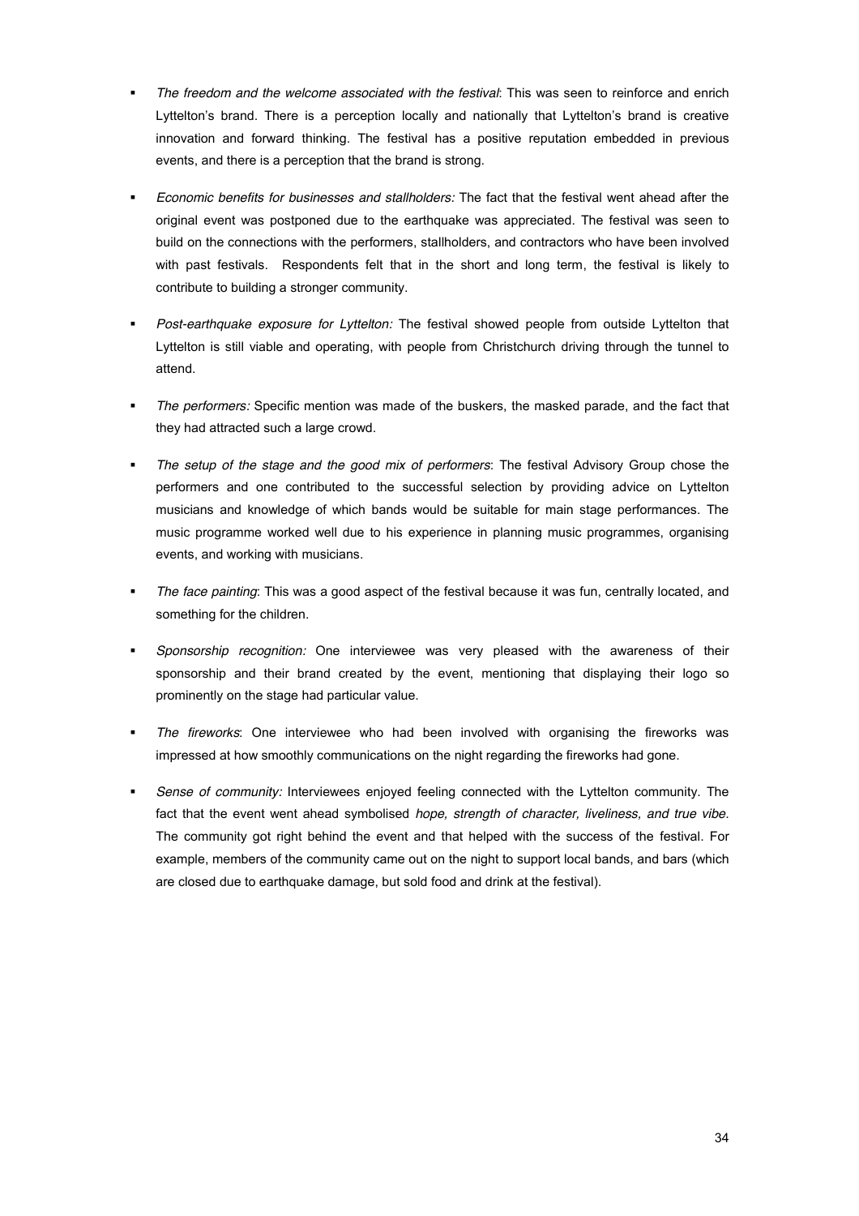- *The freedom and the welcome associated with the festival*: This was seen to reinforce and enrich Lyttelton's brand. There is a perception locally and nationally that Lyttelton's brand is creative innovation and forward thinking. The festival has a positive reputation embedded in previous events, and there is a perception that the brand is strong.

- *Economic benefits for businesses and stallholders:* The fact that the festival went ahead after the original event was postponed due to the earthquake was appreciated. The festival was seen to build on the connections with the performers, stallholders, and contractors who have been involved with past festivals. Respondents felt that in the short and long term, the festival is likely to contribute to building a stronger community.

- *Post-earthquake exposure for Lyttelton:* The festival showed people from outside Lyttelton that Lyttelton is still viable and operating, with people from Christchurch driving through the tunnel to attend.

- *The performers:* Specific mention was made of the buskers, the masked parade, and the fact that they had attracted such a large crowd.

- *The setup of the stage and the good mix of performers*: The festival Advisory Group chose the performers and one contributed to the successful selection by providing advice on Lyttelton musicians and knowledge of which bands would be suitable for main stage performances. The music programme worked well due to his experience in planning music programmes, organising events, and working with musicians.

- *The face painting*: This was a good aspect of the festival because it was fun, centrally located, and something for the children.

- *Sponsorship recognition:* One interviewee was very pleased with the awareness of their sponsorship and their brand created by the event, mentioning that displaying their logo so prominently on the stage had particular value.

- *The fireworks*: One interviewee who had been involved with organising the fireworks was impressed at how smoothly communications on the night regarding the fireworks had gone.

- *Sense of community:* Interviewees enjoyed feeling connected with the Lyttelton community. The fact that the event went ahead symbolised *hope, strength of character, liveliness, and true vibe*. The community got right behind the event and that helped with the success of the festival. For example, members of the community came out on the night to support local bands, and bars (which are closed due to earthquake damage, but sold food and drink at the festival).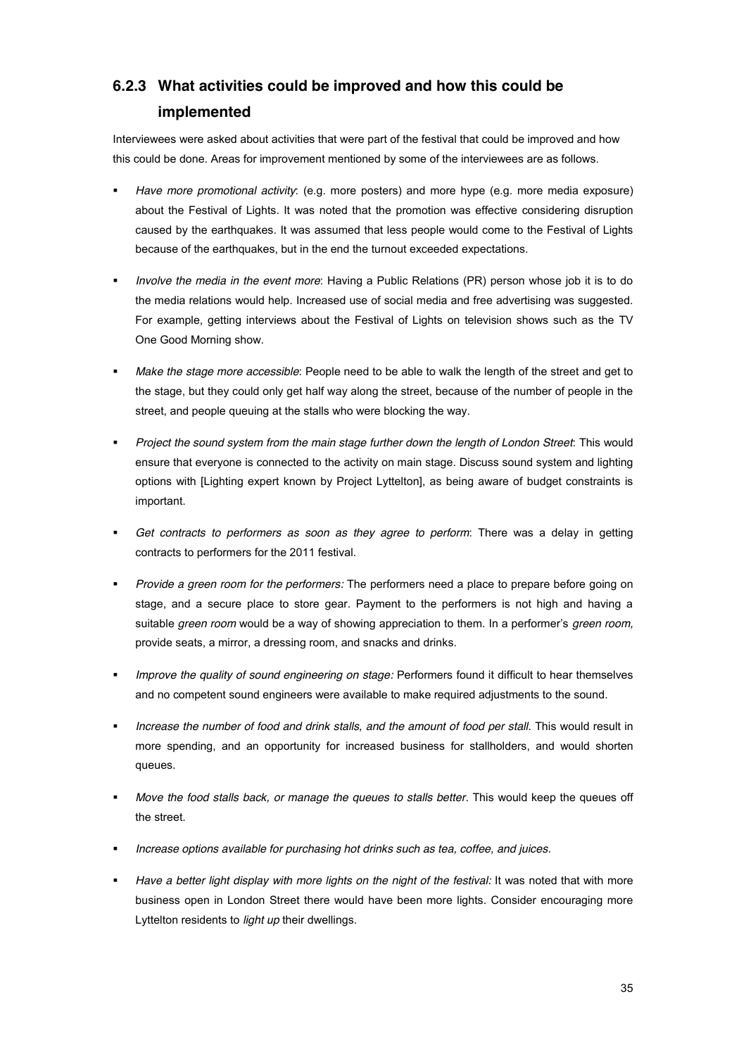### 6.2.3 What activities could be improved and how this could be implemented

Interviewees were asked about activities that were part of the festival that could be improved and how this could be done. Areas for improvement mentioned by some of the interviewees are as follows.

- *Have more promotional activity*: (e.g. more posters) and more hype (e.g. more media exposure) about the Festival of Lights. It was noted that the promotion was effective considering disruption caused by the earthquakes. It was assumed that less people would come to the Festival of Lights because of the earthquakes, but in the end the turnout exceeded expectations.
- *Involve the media in the event more*: Having a Public Relations (PR) person whose job it is to do the media relations would help. Increased use of social media and free advertising was suggested. For example, getting interviews about the Festival of Lights on television shows such as the TV One Good Morning show.
- *Make the stage more accessible*: People need to be able to walk the length of the street and get to the stage, but they could only get half way along the street, because of the number of people in the street, and people queuing at the stalls who were blocking the way.
- *Project the sound system from the main stage further down the length of London Street*: This would ensure that everyone is connected to the activity on main stage. Discuss sound system and lighting options with [Lighting expert known by Project Lyttelton], as being aware of budget constraints is important.
- *Get contracts to performers as soon as they agree to perform*: There was a delay in getting contracts to performers for the 2011 festival.
- *Provide a green room for the performers:* The performers need a place to prepare before going on stage, and a secure place to store gear. Payment to the performers is not high and having a suitable *green room* would be a way of showing appreciation to them. In a performer's *green room,* provide seats, a mirror, a dressing room, and snacks and drinks.
- *Improve the quality of sound engineering on stage:* Performers found it difficult to hear themselves and no competent sound engineers were available to make required adjustments to the sound.
- *Increase the number of food and drink stalls, and the amount of food per stall*. This would result in more spending, and an opportunity for increased business for stallholders, and would shorten queues.
- *Move the food stalls back, or manage the queues to stalls better*. This would keep the queues off the street.
- *Increase options available for purchasing hot drinks such as tea, coffee, and juices.*
- *Have a better light display with more lights on the night of the festival:* It was noted that with more business open in London Street there would have been more lights. Consider encouraging more Lyttelton residents to *light up* their dwellings.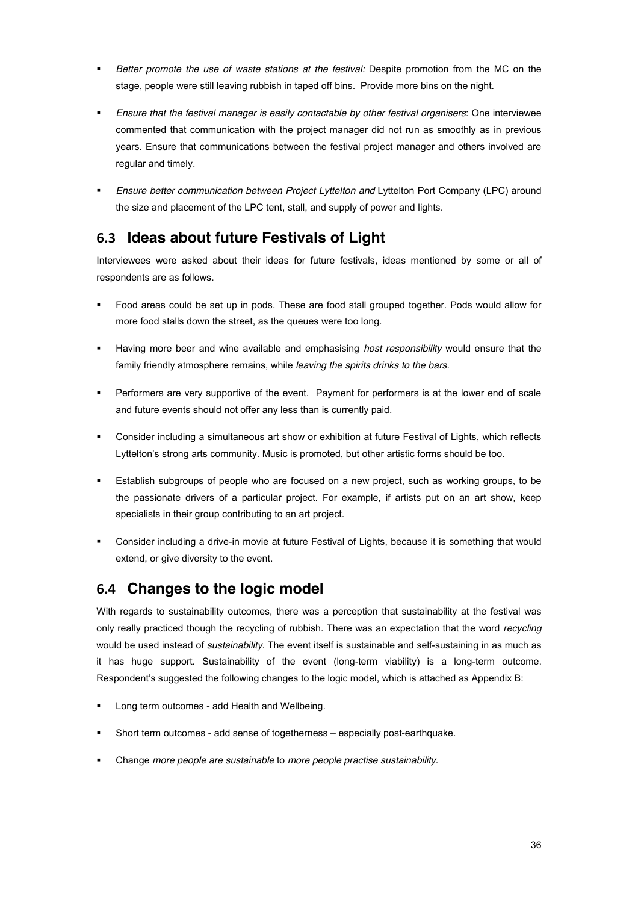- *Better promote the use of waste stations at the festival:* Despite promotion from the MC on the stage, people were still leaving rubbish in taped off bins. Provide more bins on the night.
- *Ensure that the festival manager is easily contactable by other festival organisers*: One interviewee commented that communication with the project manager did not run as smoothly as in previous years. Ensure that communications between the festival project manager and others involved are regular and timely.
- *Ensure better communication between Project Lyttelton and* Lyttelton Port Company (LPC) around the size and placement of the LPC tent, stall, and supply of power and lights.

## 6.3 Ideas about future Festivals of Light

Interviewees were asked about their ideas for future festivals, ideas mentioned by some or all of respondents are as follows.

- Food areas could be set up in pods. These are food stall grouped together. Pods would allow for more food stalls down the street, as the queues were too long.
- Having more beer and wine available and emphasising *host responsibility* would ensure that the family friendly atmosphere remains, while *leaving the spirits drinks to the bars*.
- Performers are very supportive of the event. Payment for performers is at the lower end of scale and future events should not offer any less than is currently paid.
- Consider including a simultaneous art show or exhibition at future Festival of Lights, which reflects Lyttelton's strong arts community. Music is promoted, but other artistic forms should be too.
- Establish subgroups of people who are focused on a new project, such as working groups, to be the passionate drivers of a particular project. For example, if artists put on an art show, keep specialists in their group contributing to an art project.
- Consider including a drive-in movie at future Festival of Lights, because it is something that would extend, or give diversity to the event.

## 6.4 Changes to the logic model

With regards to sustainability outcomes, there was a perception that sustainability at the festival was only really practiced though the recycling of rubbish. There was an expectation that the word *recycling* would be used instead of *sustainability*. The event itself is sustainable and self-sustaining in as much as it has huge support. Sustainability of the event (long-term viability) is a long-term outcome. Respondent's suggested the following changes to the logic model, which is attached as Appendix B:

- Long term outcomes - add Health and Wellbeing.
- Short term outcomes - add sense of togetherness – especially post-earthquake.
- Change *more people are sustainable* to *more people practise sustainability*.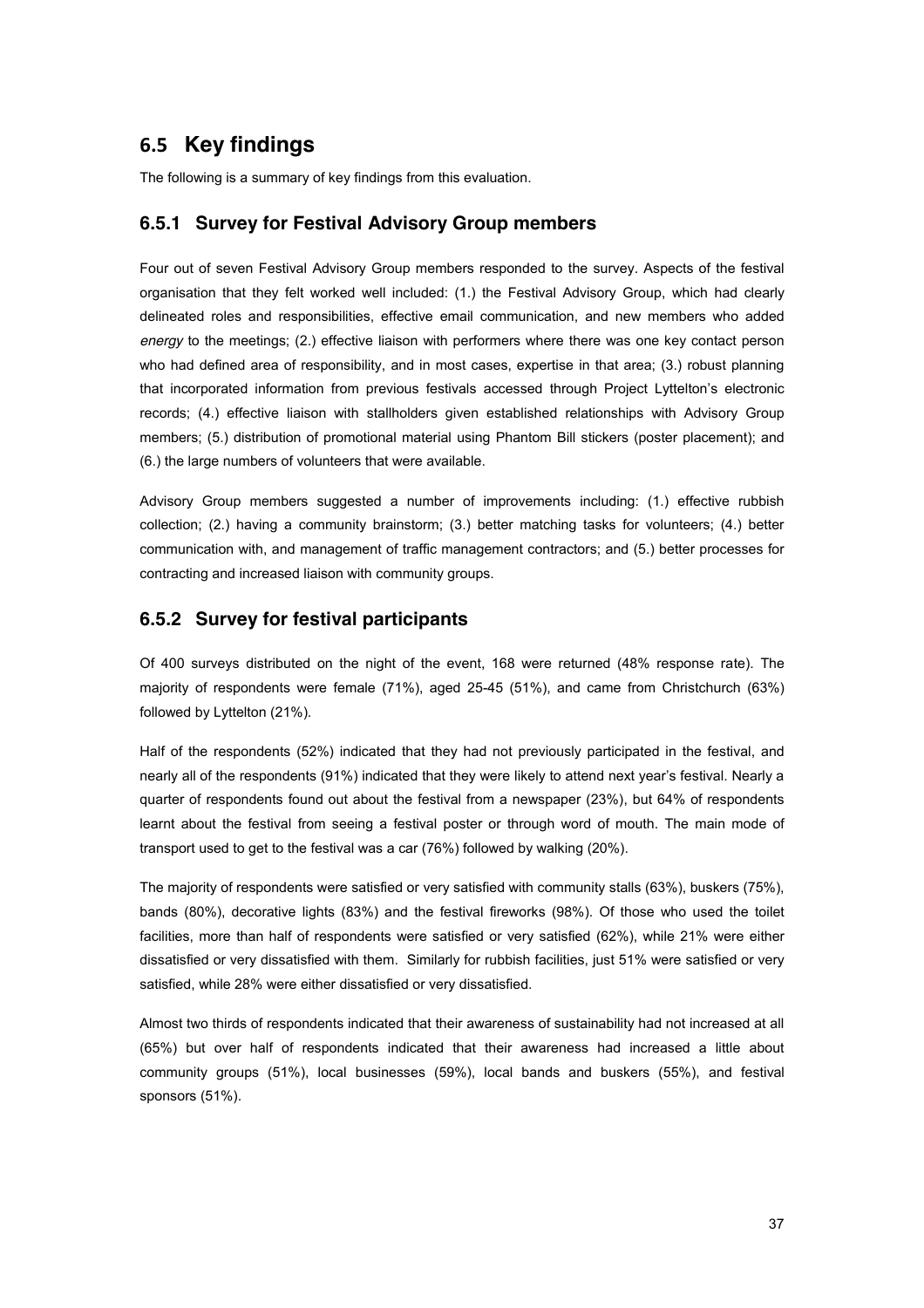## 6.5 Key findings

The following is a summary of key findings from this evaluation.

### 6.5.1 Survey for Festival Advisory Group members

Four out of seven Festival Advisory Group members responded to the survey. Aspects of the festival organisation that they felt worked well included: (1.) the Festival Advisory Group, which had clearly delineated roles and responsibilities, effective email communication, and new members who added *energy* to the meetings; (2.) effective liaison with performers where there was one key contact person who had defined area of responsibility, and in most cases, expertise in that area; (3.) robust planning that incorporated information from previous festivals accessed through Project Lyttelton's electronic records; (4.) effective liaison with stallholders given established relationships with Advisory Group members; (5.) distribution of promotional material using Phantom Bill stickers (poster placement); and (6.) the large numbers of volunteers that were available.

Advisory Group members suggested a number of improvements including: (1.) effective rubbish collection; (2.) having a community brainstorm; (3.) better matching tasks for volunteers; (4.) better communication with, and management of traffic management contractors; and (5.) better processes for contracting and increased liaison with community groups.

### 6.5.2 Survey for festival participants

Of 400 surveys distributed on the night of the event, 168 were returned (48% response rate). The majority of respondents were female (71%), aged 25-45 (51%), and came from Christchurch (63%) followed by Lyttelton (21%).

Half of the respondents (52%) indicated that they had not previously participated in the festival, and nearly all of the respondents (91%) indicated that they were likely to attend next year's festival. Nearly a quarter of respondents found out about the festival from a newspaper (23%), but 64% of respondents learnt about the festival from seeing a festival poster or through word of mouth. The main mode of transport used to get to the festival was a car (76%) followed by walking (20%).

The majority of respondents were satisfied or very satisfied with community stalls (63%), buskers (75%), bands (80%), decorative lights (83%) and the festival fireworks (98%). Of those who used the toilet facilities, more than half of respondents were satisfied or very satisfied (62%), while 21% were either dissatisfied or very dissatisfied with them. Similarly for rubbish facilities, just 51% were satisfied or very satisfied, while 28% were either dissatisfied or very dissatisfied.

Almost two thirds of respondents indicated that their awareness of sustainability had not increased at all (65%) but over half of respondents indicated that their awareness had increased a little about community groups (51%), local businesses (59%), local bands and buskers (55%), and festival sponsors (51%).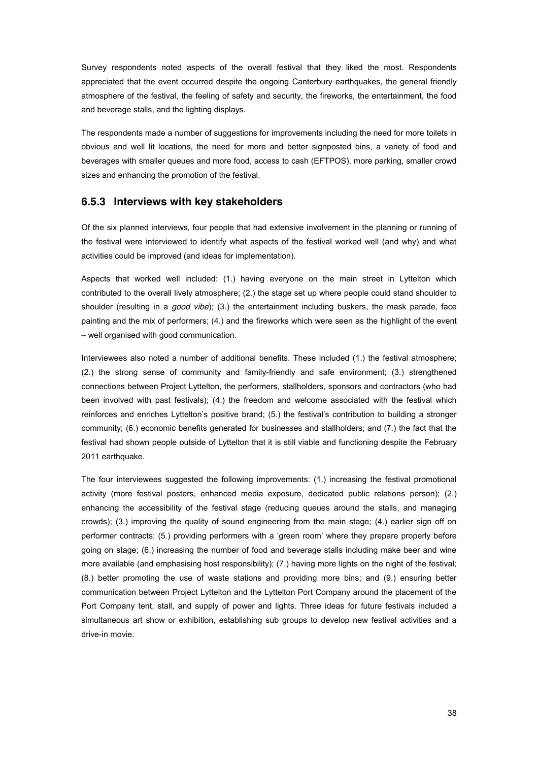Survey respondents noted aspects of the overall festival that they liked the most. Respondents appreciated that the event occurred despite the ongoing Canterbury earthquakes, the general friendly atmosphere of the festival, the feeling of safety and security, the fireworks, the entertainment, the food and beverage stalls, and the lighting displays.

The respondents made a number of suggestions for improvements including the need for more toilets in obvious and well lit locations, the need for more and better signposted bins, a variety of food and beverages with smaller queues and more food, access to cash (EFTPOS), more parking, smaller crowd sizes and enhancing the promotion of the festival.

### 6.5.3 Interviews with key stakeholders

Of the six planned interviews, four people that had extensive involvement in the planning or running of the festival were interviewed to identify what aspects of the festival worked well (and why) and what activities could be improved (and ideas for implementation).

Aspects that worked well included: (1.) having everyone on the main street in Lyttelton which contributed to the overall lively atmosphere; (2.) the stage set up where people could stand shoulder to shoulder (resulting in a *good vibe*); (3.) the entertainment including buskers, the mask parade, face painting and the mix of performers; (4.) and the fireworks which were seen as the highlight of the event – well organised with good communication.

Interviewees also noted a number of additional benefits. These included (1.) the festival atmosphere; (2.) the strong sense of community and family-friendly and safe environment; (3.) strengthened connections between Project Lyttelton, the performers, stallholders, sponsors and contractors (who had been involved with past festivals); (4.) the freedom and welcome associated with the festival which reinforces and enriches Lyttelton's positive brand; (5.) the festival's contribution to building a stronger community; (6.) economic benefits generated for businesses and stallholders; and (7.) the fact that the festival had shown people outside of Lyttelton that it is still viable and functioning despite the February 2011 earthquake.

The four interviewees suggested the following improvements: (1.) increasing the festival promotional activity (more festival posters, enhanced media exposure, dedicated public relations person); (2.) enhancing the accessibility of the festival stage (reducing queues around the stalls, and managing crowds); (3.) improving the quality of sound engineering from the main stage; (4.) earlier sign off on performer contracts; (5.) providing performers with a 'green room' where they prepare properly before going on stage; (6.) increasing the number of food and beverage stalls including make beer and wine more available (and emphasising host responsibility); (7.) having more lights on the night of the festival; (8.) better promoting the use of waste stations and providing more bins; and (9.) ensuring better communication between Project Lyttelton and the Lyttelton Port Company around the placement of the Port Company tent, stall, and supply of power and lights. Three ideas for future festivals included a simultaneous art show or exhibition, establishing sub groups to develop new festival activities and a drive-in movie.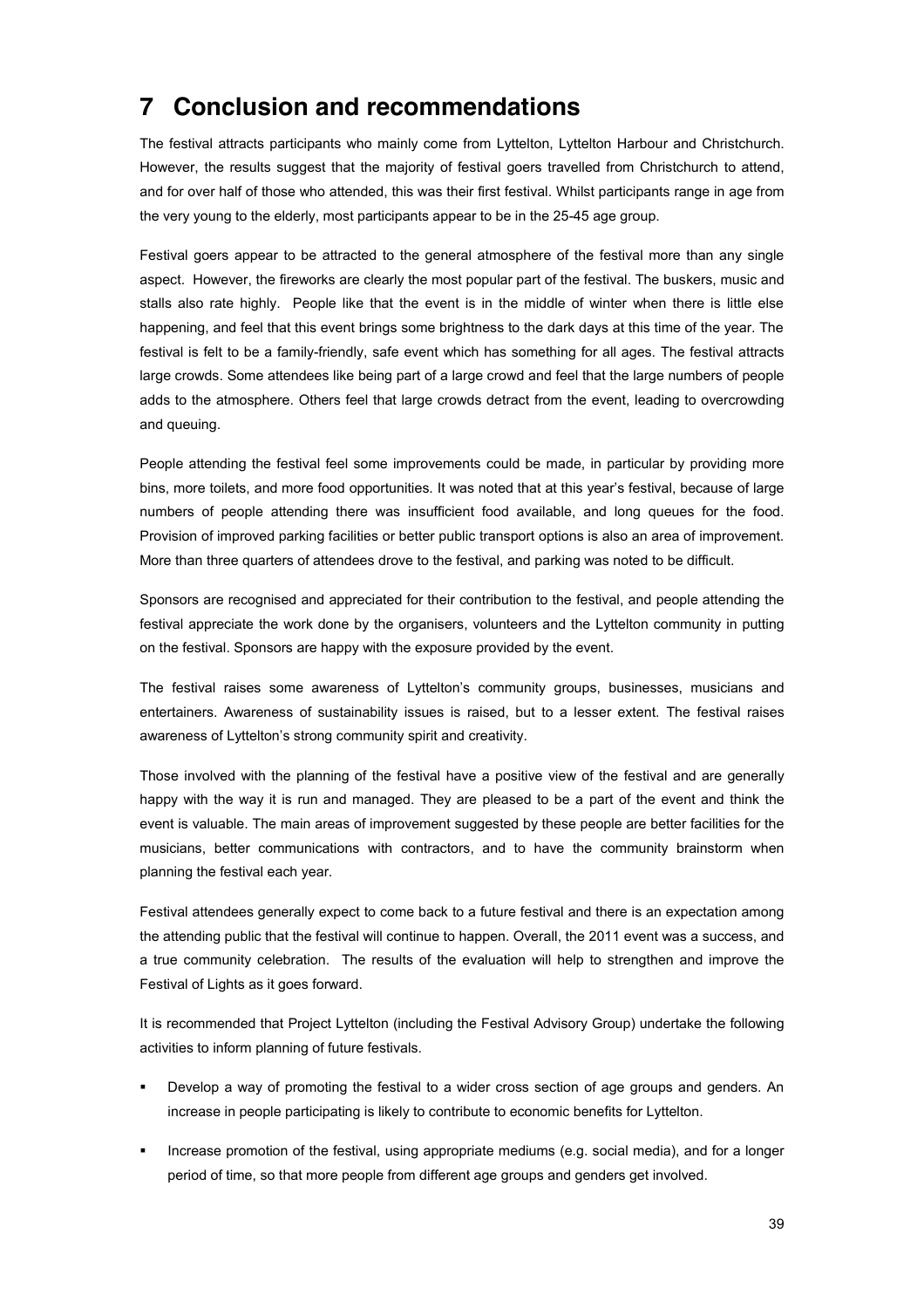# 7 Conclusion and recommendations

The festival attracts participants who mainly come from Lyttelton, Lyttelton Harbour and Christchurch. However, the results suggest that the majority of festival goers travelled from Christchurch to attend, and for over half of those who attended, this was their first festival. Whilst participants range in age from the very young to the elderly, most participants appear to be in the 25-45 age group.

Festival goers appear to be attracted to the general atmosphere of the festival more than any single aspect. However, the fireworks are clearly the most popular part of the festival. The buskers, music and stalls also rate highly. People like that the event is in the middle of winter when there is little else happening, and feel that this event brings some brightness to the dark days at this time of the year. The festival is felt to be a family-friendly, safe event which has something for all ages. The festival attracts large crowds. Some attendees like being part of a large crowd and feel that the large numbers of people adds to the atmosphere. Others feel that large crowds detract from the event, leading to overcrowding and queuing.

People attending the festival feel some improvements could be made, in particular by providing more bins, more toilets, and more food opportunities. It was noted that at this year's festival, because of large numbers of people attending there was insufficient food available, and long queues for the food. Provision of improved parking facilities or better public transport options is also an area of improvement. More than three quarters of attendees drove to the festival, and parking was noted to be difficult.

Sponsors are recognised and appreciated for their contribution to the festival, and people attending the festival appreciate the work done by the organisers, volunteers and the Lyttelton community in putting on the festival. Sponsors are happy with the exposure provided by the event.

The festival raises some awareness of Lyttelton's community groups, businesses, musicians and entertainers. Awareness of sustainability issues is raised, but to a lesser extent. The festival raises awareness of Lyttelton's strong community spirit and creativity.

Those involved with the planning of the festival have a positive view of the festival and are generally happy with the way it is run and managed. They are pleased to be a part of the event and think the event is valuable. The main areas of improvement suggested by these people are better facilities for the musicians, better communications with contractors, and to have the community brainstorm when planning the festival each year.

Festival attendees generally expect to come back to a future festival and there is an expectation among the attending public that the festival will continue to happen. Overall, the 2011 event was a success, and a true community celebration. The results of the evaluation will help to strengthen and improve the Festival of Lights as it goes forward.

It is recommended that Project Lyttelton (including the Festival Advisory Group) undertake the following activities to inform planning of future festivals.

- Develop a way of promoting the festival to a wider cross section of age groups and genders. An increase in people participating is likely to contribute to economic benefits for Lyttelton.
- Increase promotion of the festival, using appropriate mediums (e.g. social media), and for a longer period of time, so that more people from different age groups and genders get involved.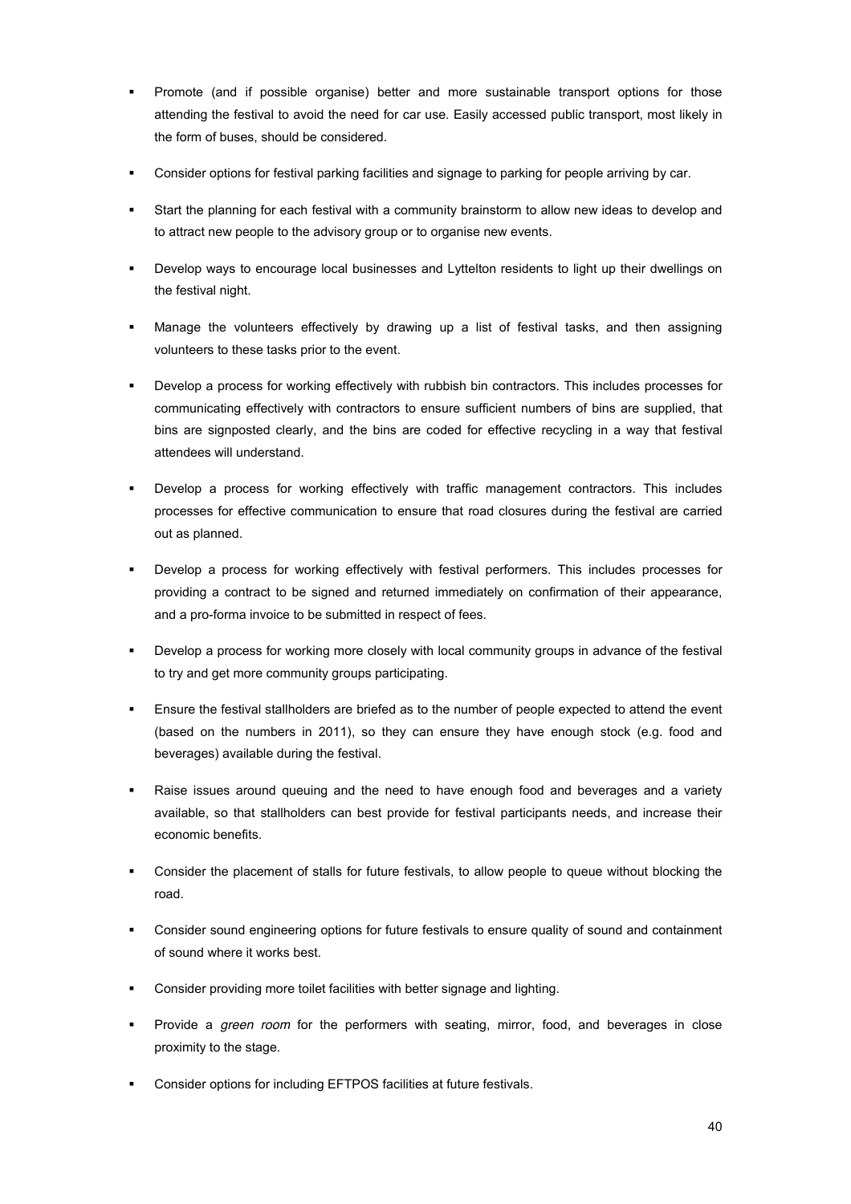- Promote (and if possible organise) better and more sustainable transport options for those attending the festival to avoid the need for car use. Easily accessed public transport, most likely in the form of buses, should be considered.
- Consider options for festival parking facilities and signage to parking for people arriving by car.
- Start the planning for each festival with a community brainstorm to allow new ideas to develop and to attract new people to the advisory group or to organise new events.
- Develop ways to encourage local businesses and Lyttelton residents to light up their dwellings on the festival night.
- Manage the volunteers effectively by drawing up a list of festival tasks, and then assigning volunteers to these tasks prior to the event.
- Develop a process for working effectively with rubbish bin contractors. This includes processes for communicating effectively with contractors to ensure sufficient numbers of bins are supplied, that bins are signposted clearly, and the bins are coded for effective recycling in a way that festival attendees will understand.
- Develop a process for working effectively with traffic management contractors. This includes processes for effective communication to ensure that road closures during the festival are carried out as planned.
- Develop a process for working effectively with festival performers. This includes processes for providing a contract to be signed and returned immediately on confirmation of their appearance, and a pro-forma invoice to be submitted in respect of fees.
- Develop a process for working more closely with local community groups in advance of the festival to try and get more community groups participating.
- Ensure the festival stallholders are briefed as to the number of people expected to attend the event (based on the numbers in 2011), so they can ensure they have enough stock (e.g. food and beverages) available during the festival.
- Raise issues around queuing and the need to have enough food and beverages and a variety available, so that stallholders can best provide for festival participants needs, and increase their economic benefits.
- Consider the placement of stalls for future festivals, to allow people to queue without blocking the road.
- Consider sound engineering options for future festivals to ensure quality of sound and containment of sound where it works best.
- Consider providing more toilet facilities with better signage and lighting.
- Provide a *green room* for the performers with seating, mirror, food, and beverages in close proximity to the stage.
- Consider options for including EFTPOS facilities at future festivals.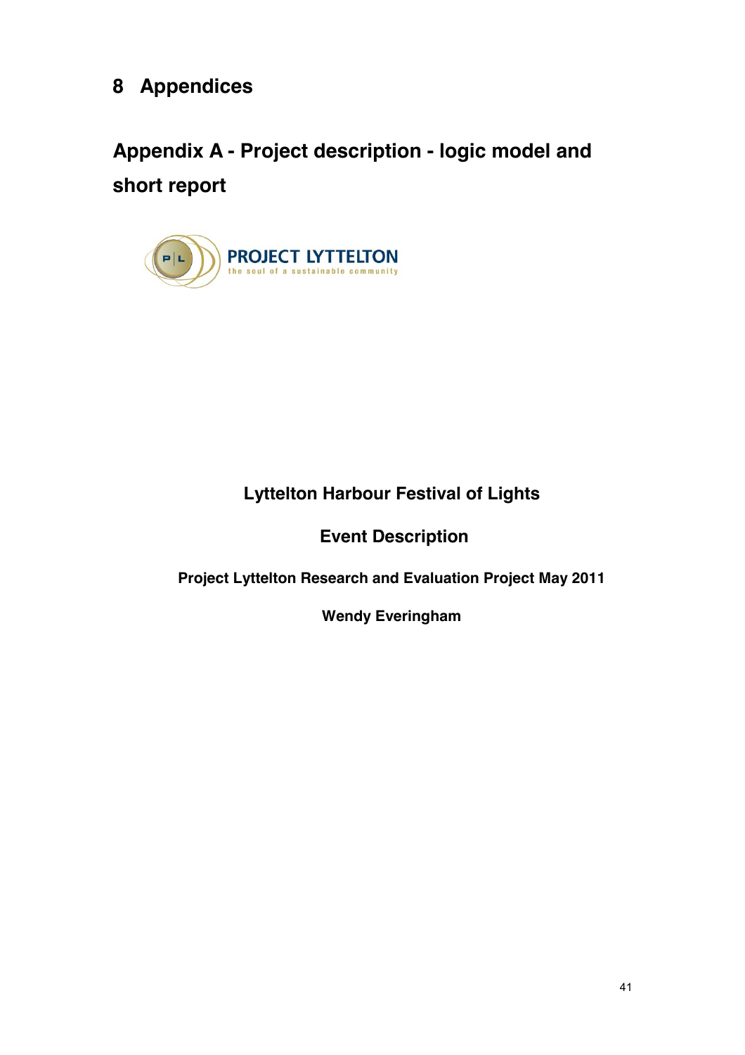# 8 Appendices

## Appendix A - Project description - logic model and short report

PROJECT LYTTELTON
the soul of a sustainable community

**Lyttelton Harbour Festival of Lights**

**Event Description**

**Project Lyttelton Research and Evaluation Project May 2011**

**Wendy Everingham**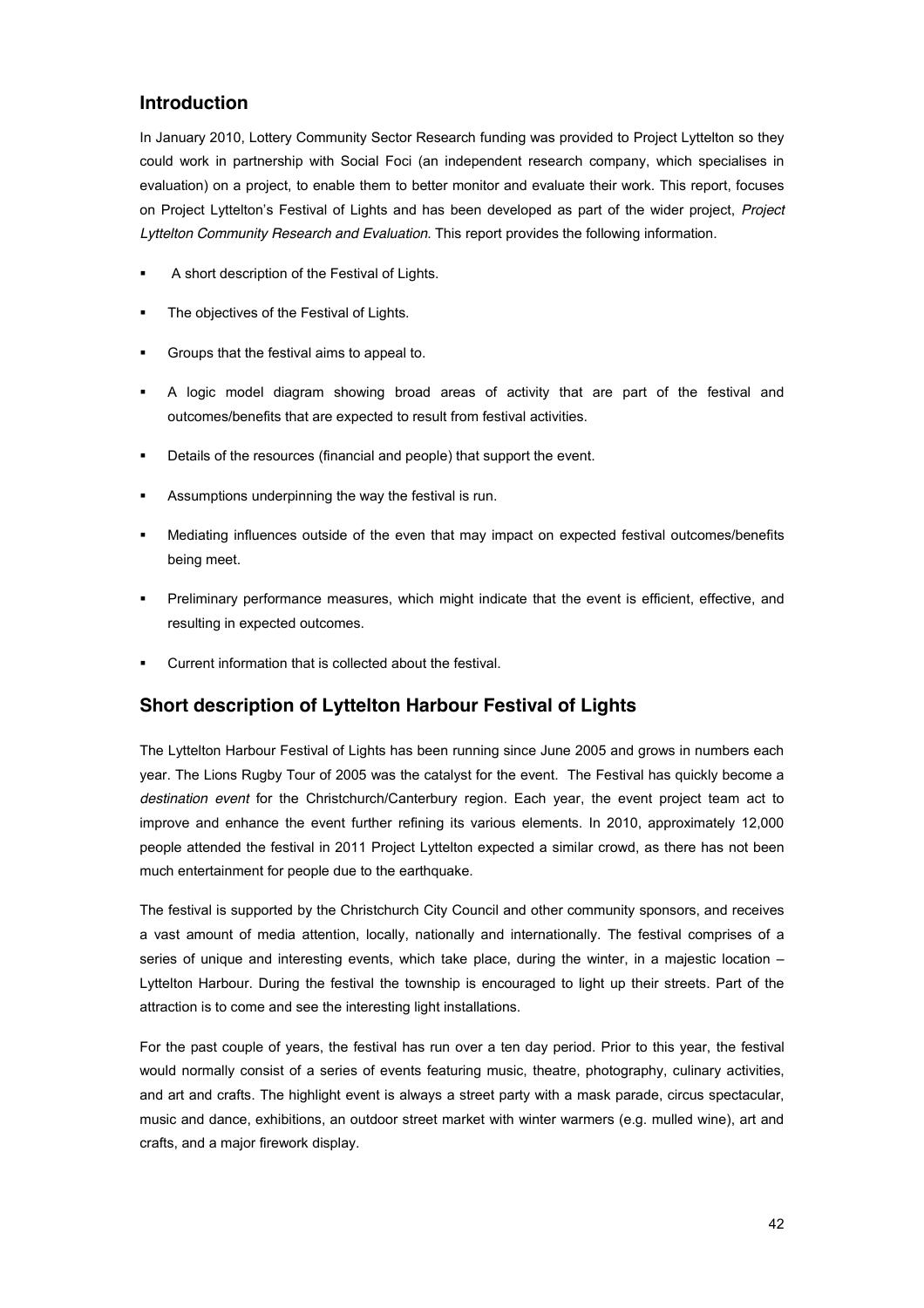## Introduction

In January 2010, Lottery Community Sector Research funding was provided to Project Lyttelton so they could work in partnership with Social Foci (an independent research company, which specialises in evaluation) on a project, to enable them to better monitor and evaluate their work. This report, focuses on Project Lyttelton's Festival of Lights and has been developed as part of the wider project, *Project Lyttelton Community Research and Evaluation*. This report provides the following information.

- A short description of the Festival of Lights.
- The objectives of the Festival of Lights.
- Groups that the festival aims to appeal to.
- A logic model diagram showing broad areas of activity that are part of the festival and outcomes/benefits that are expected to result from festival activities.
- Details of the resources (financial and people) that support the event.
- Assumptions underpinning the way the festival is run.
- Mediating influences outside of the even that may impact on expected festival outcomes/benefits being meet.
- Preliminary performance measures, which might indicate that the event is efficient, effective, and resulting in expected outcomes.
- Current information that is collected about the festival.

## Short description of Lyttelton Harbour Festival of Lights

The Lyttelton Harbour Festival of Lights has been running since June 2005 and grows in numbers each year. The Lions Rugby Tour of 2005 was the catalyst for the event. The Festival has quickly become a *destination event* for the Christchurch/Canterbury region. Each year, the event project team act to improve and enhance the event further refining its various elements. In 2010, approximately 12,000 people attended the festival in 2011 Project Lyttelton expected a similar crowd, as there has not been much entertainment for people due to the earthquake.

The festival is supported by the Christchurch City Council and other community sponsors, and receives a vast amount of media attention, locally, nationally and internationally. The festival comprises of a series of unique and interesting events, which take place, during the winter, in a majestic location – Lyttelton Harbour. During the festival the township is encouraged to light up their streets. Part of the attraction is to come and see the interesting light installations.

For the past couple of years, the festival has run over a ten day period. Prior to this year, the festival would normally consist of a series of events featuring music, theatre, photography, culinary activities, and art and crafts. The highlight event is always a street party with a mask parade, circus spectacular, music and dance, exhibitions, an outdoor street market with winter warmers (e.g. mulled wine), art and crafts, and a major firework display.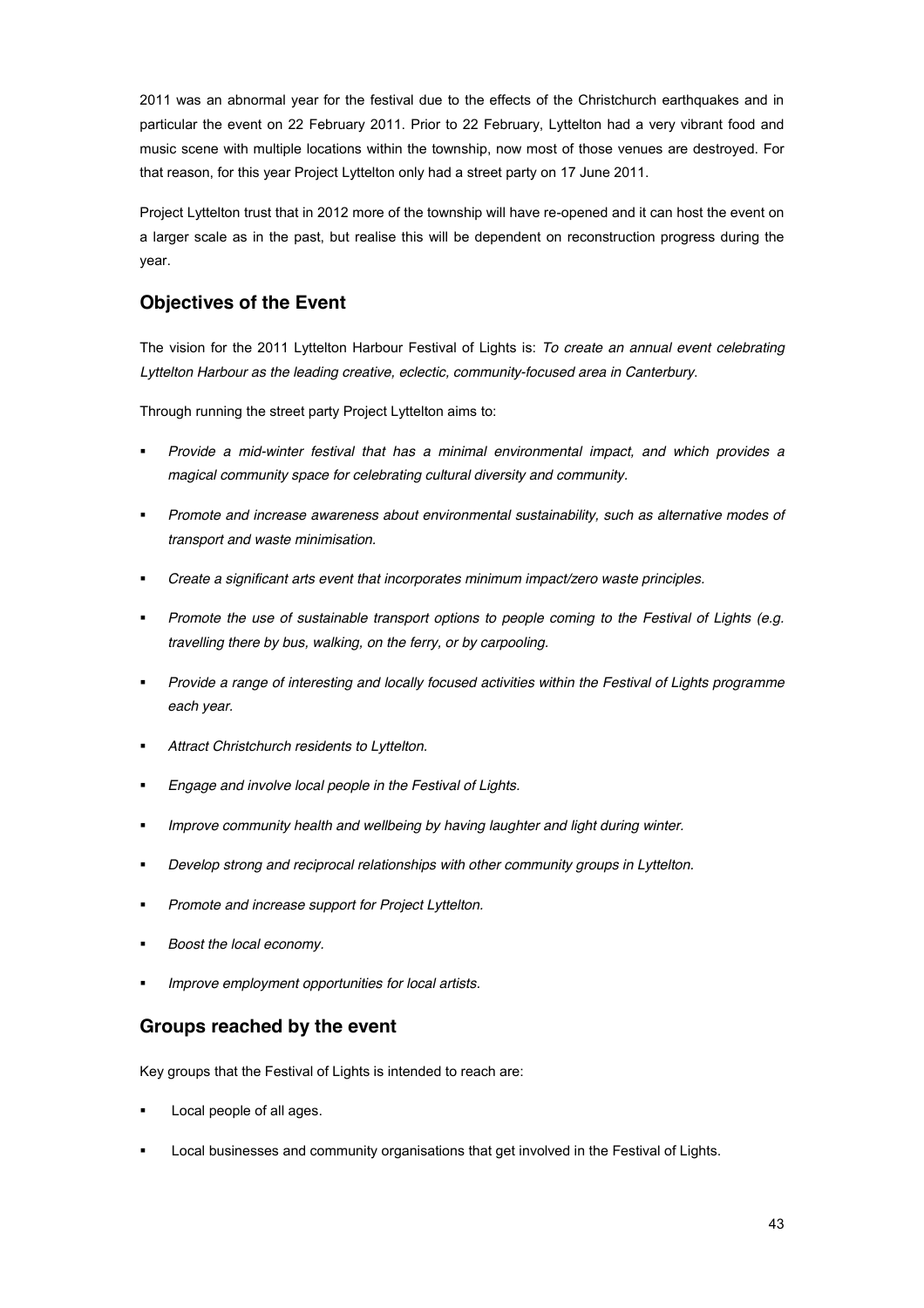2011 was an abnormal year for the festival due to the effects of the Christchurch earthquakes and in particular the event on 22 February 2011. Prior to 22 February, Lyttelton had a very vibrant food and music scene with multiple locations within the township, now most of those venues are destroyed. For that reason, for this year Project Lyttelton only had a street party on 17 June 2011.

Project Lyttelton trust that in 2012 more of the township will have re-opened and it can host the event on a larger scale as in the past, but realise this will be dependent on reconstruction progress during the year.

## Objectives of the Event

The vision for the 2011 Lyttelton Harbour Festival of Lights is: *To create an annual event celebrating Lyttelton Harbour as the leading creative, eclectic, community-focused area in Canterbury.*

Through running the street party Project Lyttelton aims to:

- *Provide a mid-winter festival that has a minimal environmental impact, and which provides a magical community space for celebrating cultural diversity and community.*
- *Promote and increase awareness about environmental sustainability, such as alternative modes of transport and waste minimisation.*
- *Create a significant arts event that incorporates minimum impact/zero waste principles.*
- *Promote the use of sustainable transport options to people coming to the Festival of Lights (e.g. travelling there by bus, walking, on the ferry, or by carpooling.*
- *Provide a range of interesting and locally focused activities within the Festival of Lights programme each year.*
- *Attract Christchurch residents to Lyttelton.*
- *Engage and involve local people in the Festival of Lights.*
- *Improve community health and wellbeing by having laughter and light during winter.*
- *Develop strong and reciprocal relationships with other community groups in Lyttelton.*
- *Promote and increase support for Project Lyttelton.*
- *Boost the local economy.*
- *Improve employment opportunities for local artists.*

## Groups reached by the event

Key groups that the Festival of Lights is intended to reach are:

- Local people of all ages.
- Local businesses and community organisations that get involved in the Festival of Lights.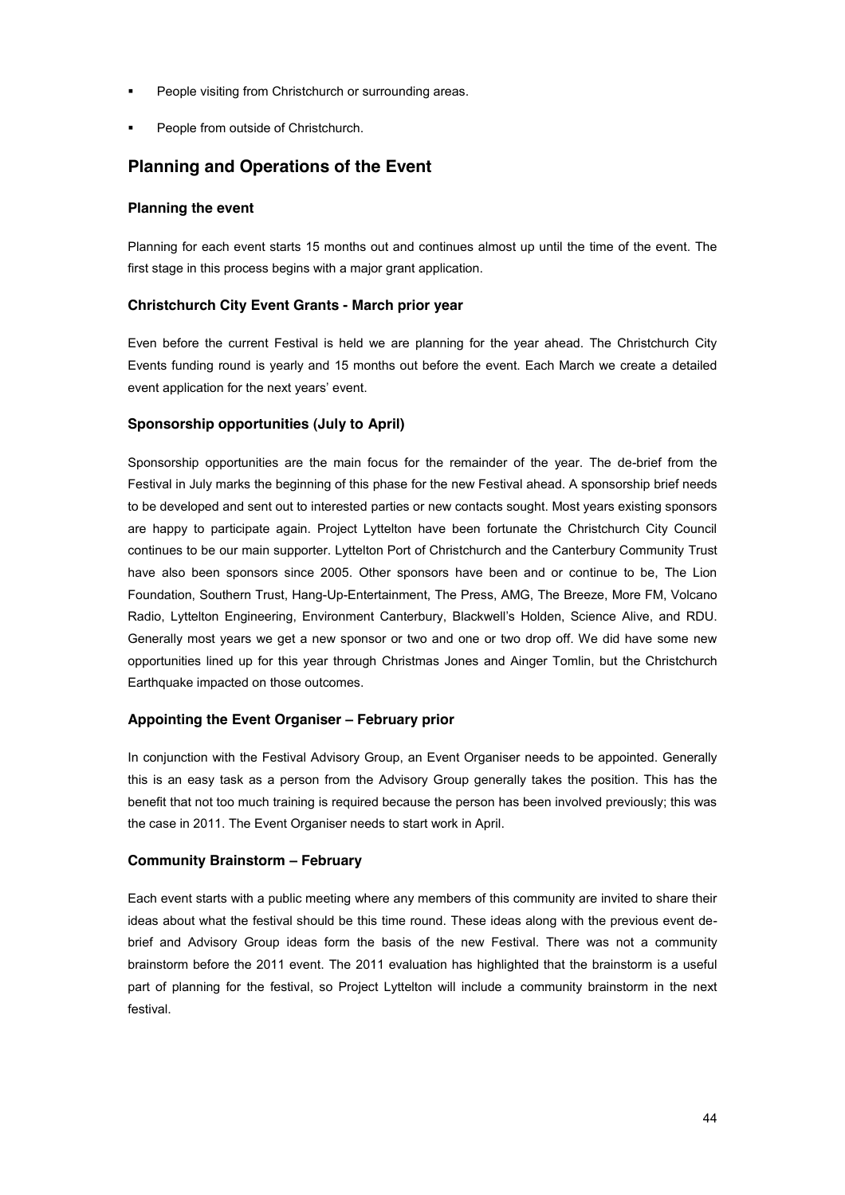- People visiting from Christchurch or surrounding areas.
- People from outside of Christchurch.

## Planning and Operations of the Event

### Planning the event

Planning for each event starts 15 months out and continues almost up until the time of the event. The first stage in this process begins with a major grant application.

### Christchurch City Event Grants - March prior year

Even before the current Festival is held we are planning for the year ahead. The Christchurch City Events funding round is yearly and 15 months out before the event. Each March we create a detailed event application for the next years' event.

### Sponsorship opportunities (July to April)

Sponsorship opportunities are the main focus for the remainder of the year. The de-brief from the Festival in July marks the beginning of this phase for the new Festival ahead. A sponsorship brief needs to be developed and sent out to interested parties or new contacts sought. Most years existing sponsors are happy to participate again. Project Lyttelton have been fortunate the Christchurch City Council continues to be our main supporter. Lyttelton Port of Christchurch and the Canterbury Community Trust have also been sponsors since 2005. Other sponsors have been and or continue to be, The Lion Foundation, Southern Trust, Hang-Up-Entertainment, The Press, AMG, The Breeze, More FM, Volcano Radio, Lyttelton Engineering, Environment Canterbury, Blackwell's Holden, Science Alive, and RDU. Generally most years we get a new sponsor or two and one or two drop off. We did have some new opportunities lined up for this year through Christmas Jones and Ainger Tomlin, but the Christchurch Earthquake impacted on those outcomes.

### Appointing the Event Organiser – February prior

In conjunction with the Festival Advisory Group, an Event Organiser needs to be appointed. Generally this is an easy task as a person from the Advisory Group generally takes the position. This has the benefit that not too much training is required because the person has been involved previously; this was the case in 2011. The Event Organiser needs to start work in April.

### Community Brainstorm – February

Each event starts with a public meeting where any members of this community are invited to share their ideas about what the festival should be this time round. These ideas along with the previous event de-brief and Advisory Group ideas form the basis of the new Festival. There was not a community brainstorm before the 2011 event. The 2011 evaluation has highlighted that the brainstorm is a useful part of planning for the festival, so Project Lyttelton will include a community brainstorm in the next festival.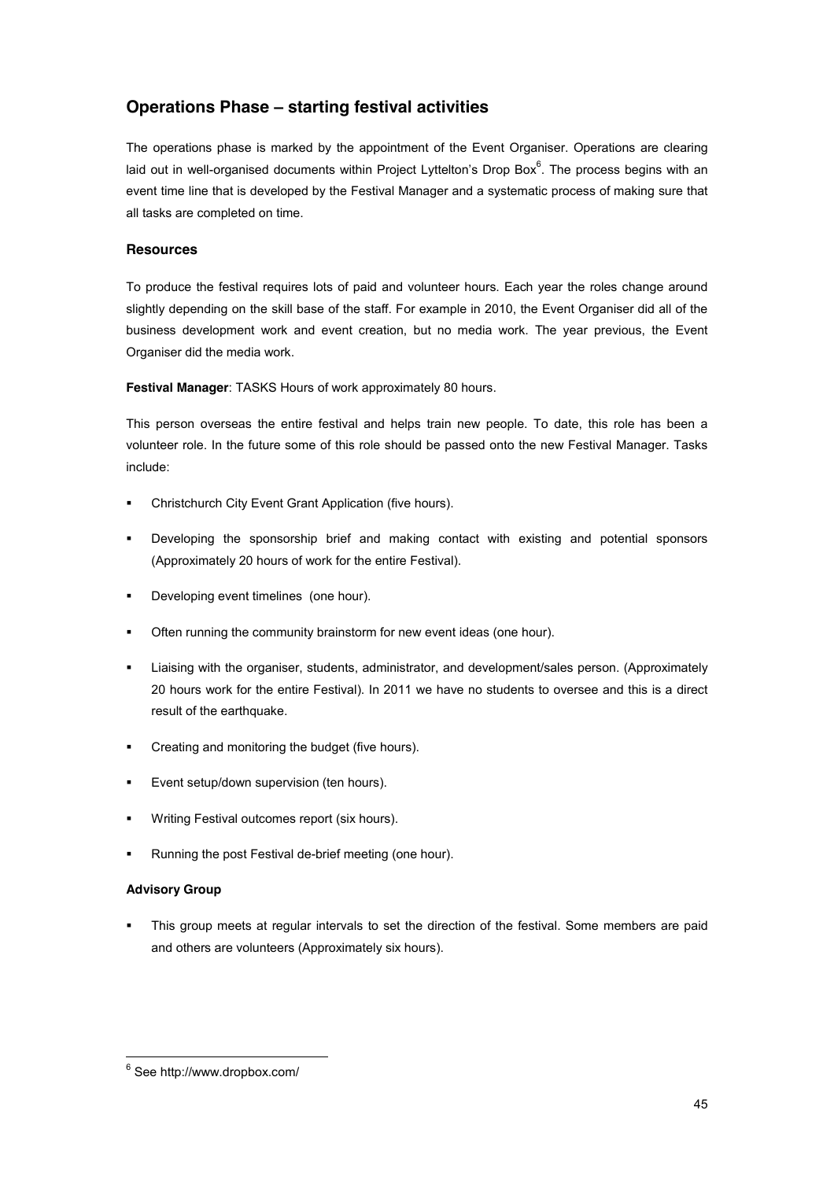## Operations Phase – starting festival activities

The operations phase is marked by the appointment of the Event Organiser. Operations are clearing laid out in well-organised documents within Project Lyttelton's Drop Box[6]. The process begins with an event time line that is developed by the Festival Manager and a systematic process of making sure that all tasks are completed on time.

### Resources

To produce the festival requires lots of paid and volunteer hours. Each year the roles change around slightly depending on the skill base of the staff. For example in 2010, the Event Organiser did all of the business development work and event creation, but no media work. The year previous, the Event Organiser did the media work.

**Festival Manager**: TASKS Hours of work approximately 80 hours.

This person overseas the entire festival and helps train new people. To date, this role has been a volunteer role. In the future some of this role should be passed onto the new Festival Manager. Tasks include:

- Christchurch City Event Grant Application (five hours).
- Developing the sponsorship brief and making contact with existing and potential sponsors (Approximately 20 hours of work for the entire Festival).
- Developing event timelines (one hour).
- Often running the community brainstorm for new event ideas (one hour).
- Liaising with the organiser, students, administrator, and development/sales person. (Approximately 20 hours work for the entire Festival). In 2011 we have no students to oversee and this is a direct result of the earthquake.
- Creating and monitoring the budget (five hours).
- Event setup/down supervision (ten hours).
- Writing Festival outcomes report (six hours).
- Running the post Festival de-brief meeting (one hour).

**Advisory Group**

- This group meets at regular intervals to set the direction of the festival. Some members are paid and others are volunteers (Approximately six hours).

[6] See http://www.dropbox.com/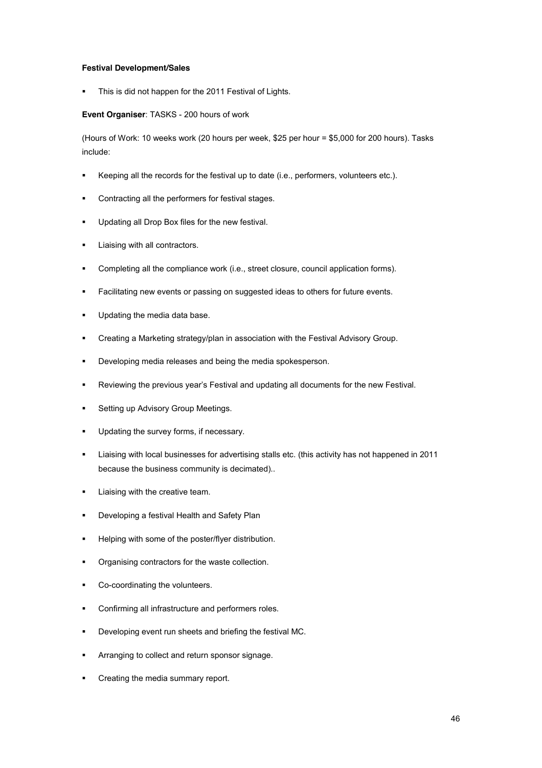**Festival Development/Sales**

- This is did not happen for the 2011 Festival of Lights.

**Event Organiser**: TASKS - 200 hours of work

(Hours of Work: 10 weeks work (20 hours per week, $25 per hour = $5,000 for 200 hours). Tasks include:

- Keeping all the records for the festival up to date (i.e., performers, volunteers etc.).
- Contracting all the performers for festival stages.
- Updating all Drop Box files for the new festival.
- Liaising with all contractors.
- Completing all the compliance work (i.e., street closure, council application forms).
- Facilitating new events or passing on suggested ideas to others for future events.
- Updating the media data base.
- Creating a Marketing strategy/plan in association with the Festival Advisory Group.
- Developing media releases and being the media spokesperson.
- Reviewing the previous year's Festival and updating all documents for the new Festival.
- Setting up Advisory Group Meetings.
- Updating the survey forms, if necessary.
- Liaising with local businesses for advertising stalls etc. (this activity has not happened in 2011 because the business community is decimated)..
- Liaising with the creative team.
- Developing a festival Health and Safety Plan
- Helping with some of the poster/flyer distribution.
- Organising contractors for the waste collection.
- Co-coordinating the volunteers.
- Confirming all infrastructure and performers roles.
- Developing event run sheets and briefing the festival MC.
- Arranging to collect and return sponsor signage.
- Creating the media summary report.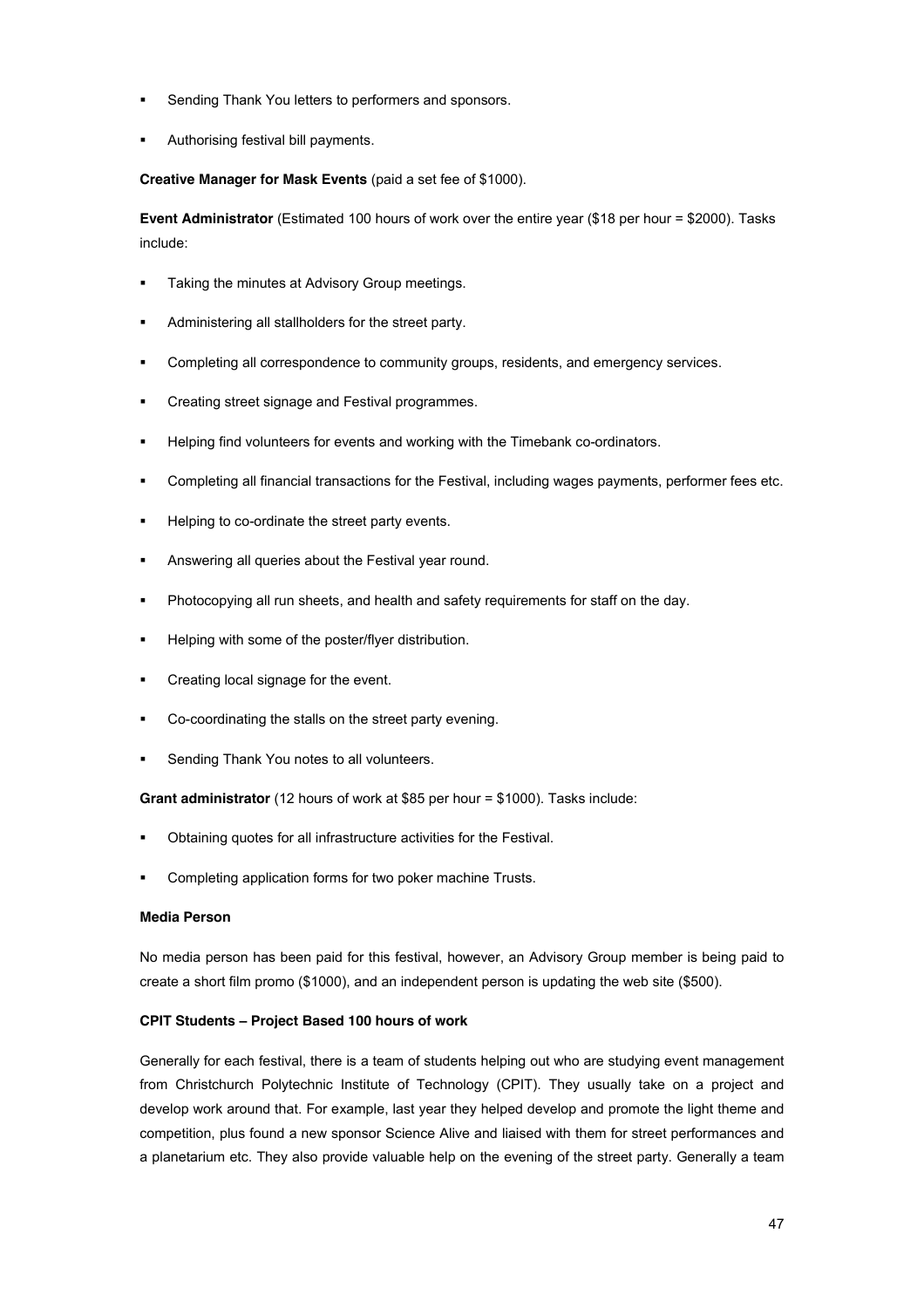- Sending Thank You letters to performers and sponsors.
- Authorising festival bill payments.

**Creative Manager for Mask Events** (paid a set fee of $1000).

**Event Administrator** (Estimated 100 hours of work over the entire year ($18 per hour = $2000). Tasks include:

- Taking the minutes at Advisory Group meetings.
- Administering all stallholders for the street party.
- Completing all correspondence to community groups, residents, and emergency services.
- Creating street signage and Festival programmes.
- Helping find volunteers for events and working with the Timebank co-ordinators.
- Completing all financial transactions for the Festival, including wages payments, performer fees etc.
- Helping to co-ordinate the street party events.
- Answering all queries about the Festival year round.
- Photocopying all run sheets, and health and safety requirements for staff on the day.
- Helping with some of the poster/flyer distribution.
- Creating local signage for the event.
- Co-coordinating the stalls on the street party evening.
- Sending Thank You notes to all volunteers.

**Grant administrator** (12 hours of work at $85 per hour = $1000). Tasks include:

- Obtaining quotes for all infrastructure activities for the Festival.
- Completing application forms for two poker machine Trusts.

**Media Person**

No media person has been paid for this festival, however, an Advisory Group member is being paid to create a short film promo ($1000), and an independent person is updating the web site ($500).

**CPIT Students – Project Based 100 hours of work**

Generally for each festival, there is a team of students helping out who are studying event management from Christchurch Polytechnic Institute of Technology (CPIT). They usually take on a project and develop work around that. For example, last year they helped develop and promote the light theme and competition, plus found a new sponsor Science Alive and liaised with them for street performances and a planetarium etc. They also provide valuable help on the evening of the street party. Generally a team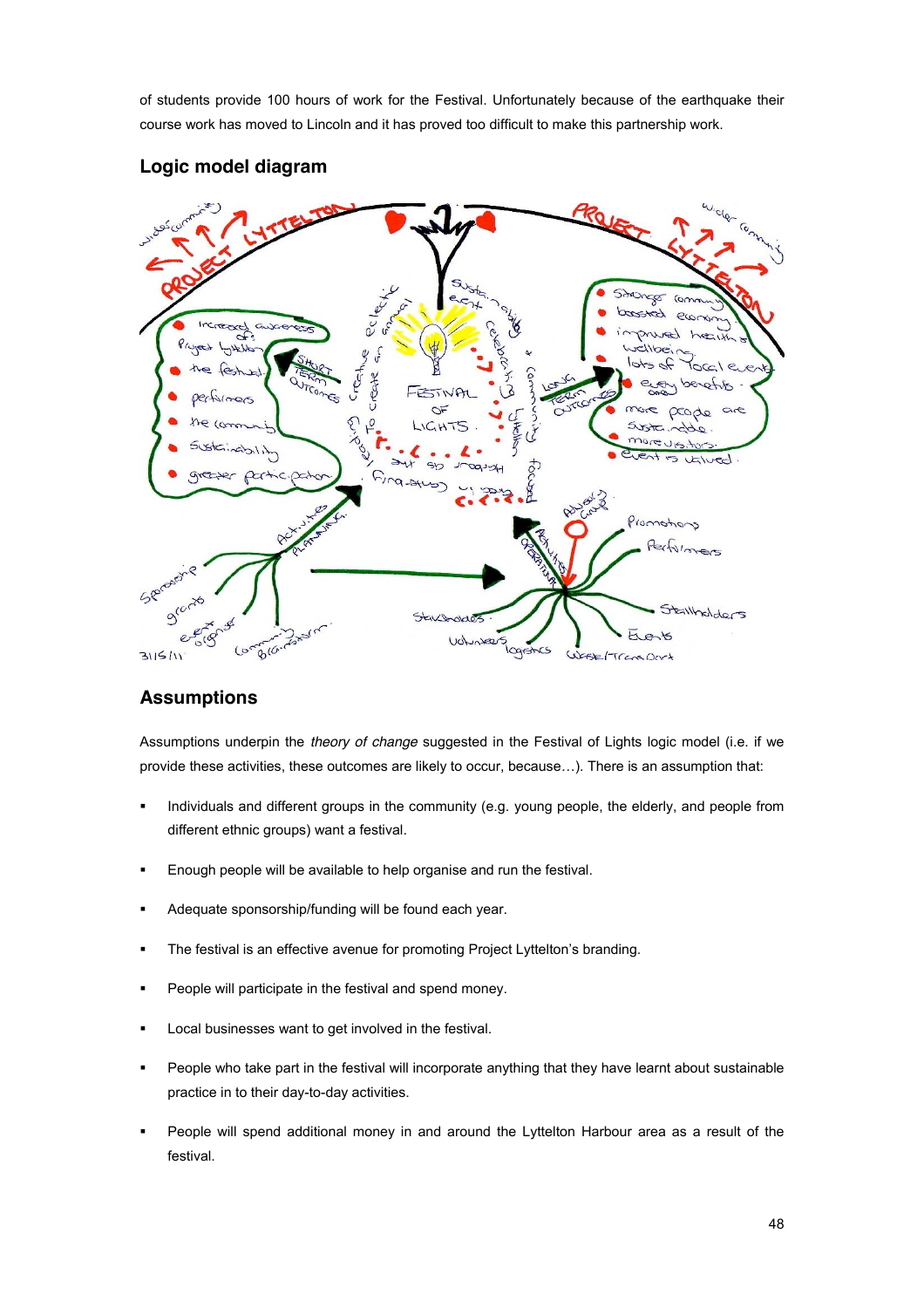of students provide 100 hours of work for the Festival. Unfortunately because of the earthquake their course work has moved to Lincoln and it has proved too difficult to make this partnership work.

## Logic model diagram

## Assumptions

Assumptions underpin the *theory of change* suggested in the Festival of Lights logic model (i.e. if we provide these activities, these outcomes are likely to occur, because…). There is an assumption that:

- Individuals and different groups in the community (e.g. young people, the elderly, and people from different ethnic groups) want a festival.
- Enough people will be available to help organise and run the festival.
- Adequate sponsorship/funding will be found each year.
- The festival is an effective avenue for promoting Project Lyttelton's branding.
- People will participate in the festival and spend money.
- Local businesses want to get involved in the festival.
- People who take part in the festival will incorporate anything that they have learnt about sustainable practice in to their day-to-day activities.
- People will spend additional money in and around the Lyttelton Harbour area as a result of the festival.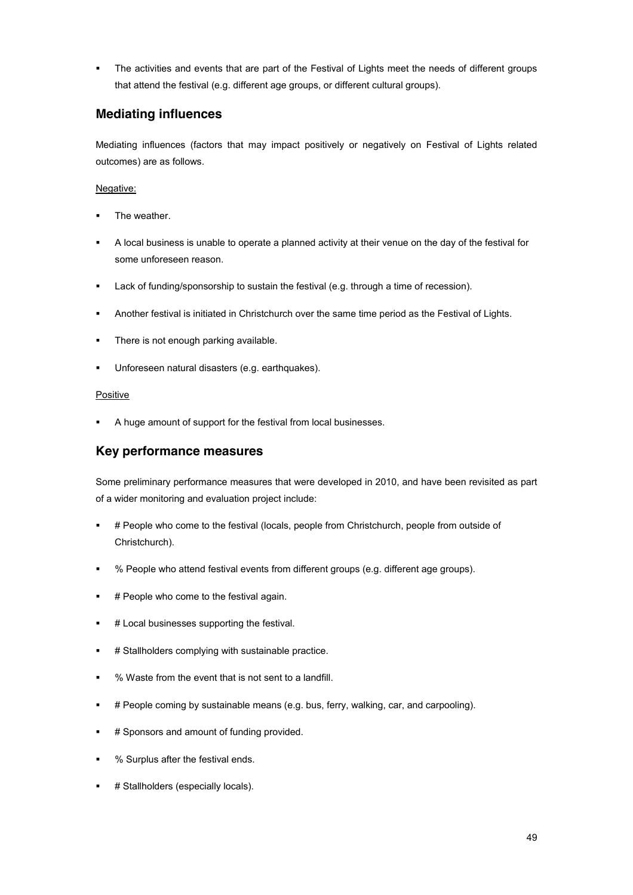- The activities and events that are part of the Festival of Lights meet the needs of different groups that attend the festival (e.g. different age groups, or different cultural groups).

## Mediating influences

Mediating influences (factors that may impact positively or negatively on Festival of Lights related outcomes) are as follows.

Negative:

- The weather.
- A local business is unable to operate a planned activity at their venue on the day of the festival for some unforeseen reason.
- Lack of funding/sponsorship to sustain the festival (e.g. through a time of recession).
- Another festival is initiated in Christchurch over the same time period as the Festival of Lights.
- There is not enough parking available.
- Unforeseen natural disasters (e.g. earthquakes).

Positive

- A huge amount of support for the festival from local businesses.

## Key performance measures

Some preliminary performance measures that were developed in 2010, and have been revisited as part of a wider monitoring and evaluation project include:

- # People who come to the festival (locals, people from Christchurch, people from outside of Christchurch).
- % People who attend festival events from different groups (e.g. different age groups).
- # People who come to the festival again.
- # Local businesses supporting the festival.
- # Stallholders complying with sustainable practice.
- % Waste from the event that is not sent to a landfill.
- # People coming by sustainable means (e.g. bus, ferry, walking, car, and carpooling).
- # Sponsors and amount of funding provided.
- % Surplus after the festival ends.
- # Stallholders (especially locals).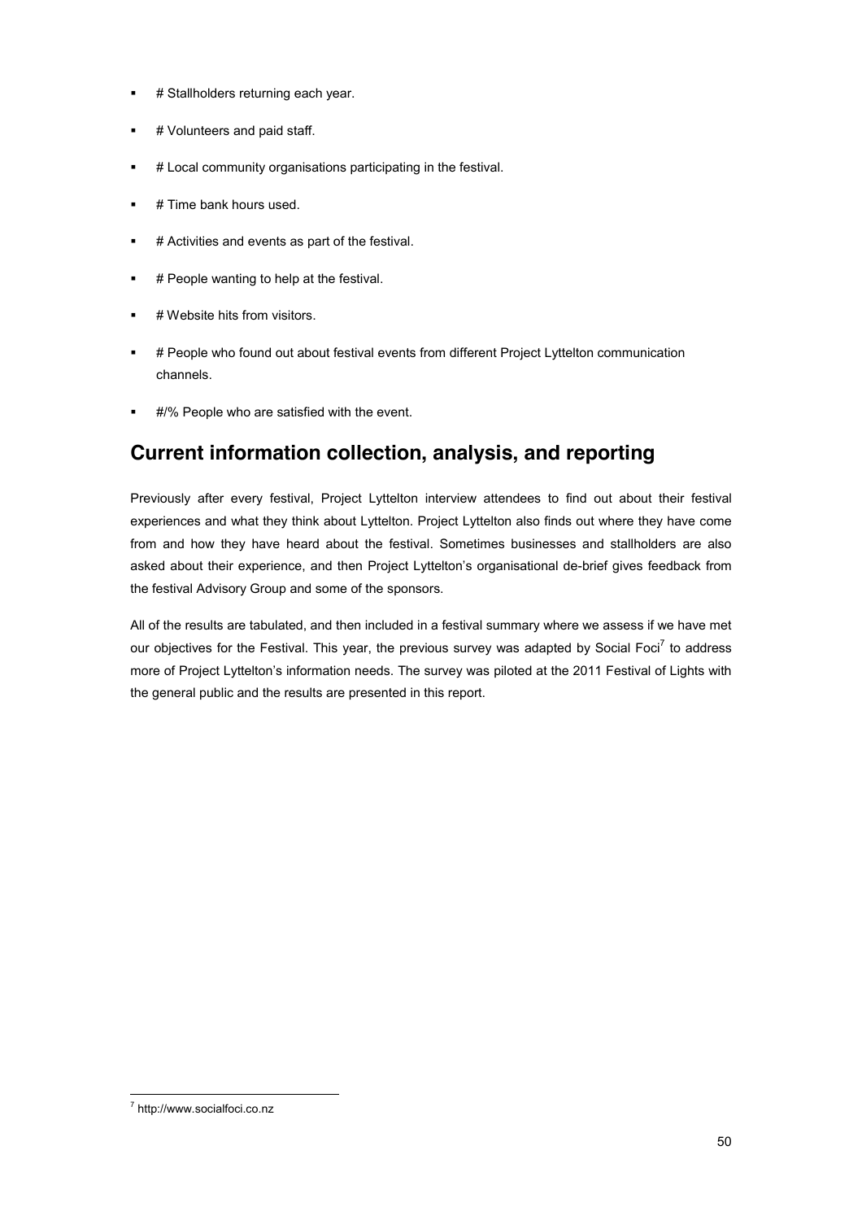- # Stallholders returning each year.
- # Volunteers and paid staff.
- # Local community organisations participating in the festival.
- # Time bank hours used.
- # Activities and events as part of the festival.
- # People wanting to help at the festival.
- # Website hits from visitors.
- # People who found out about festival events from different Project Lyttelton communication channels.
- #/% People who are satisfied with the event.

## Current information collection, analysis, and reporting

Previously after every festival, Project Lyttelton interview attendees to find out about their festival experiences and what they think about Lyttelton. Project Lyttelton also finds out where they have come from and how they have heard about the festival. Sometimes businesses and stallholders are also asked about their experience, and then Project Lyttelton's organisational de-brief gives feedback from the festival Advisory Group and some of the sponsors.

All of the results are tabulated, and then included in a festival summary where we assess if we have met our objectives for the Festival. This year, the previous survey was adapted by Social Foci[7] to address more of Project Lyttelton's information needs. The survey was piloted at the 2011 Festival of Lights with the general public and the results are presented in this report.

[7] http://www.socialfoci.co.nz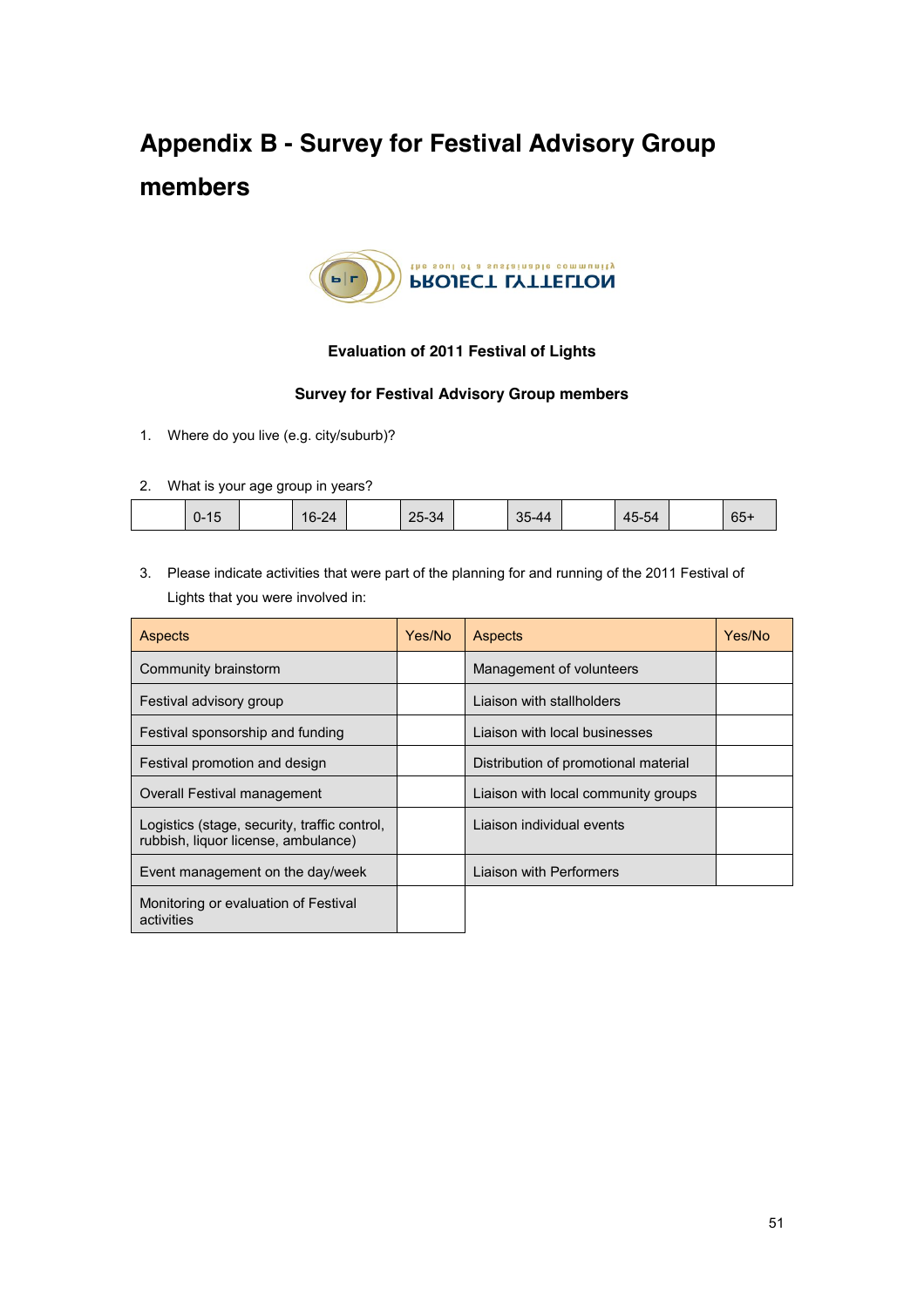# Appendix B - Survey for Festival Advisory Group members

**Evaluation of 2011 Festival of Lights**

**Survey for Festival Advisory Group members**

1. Where do you live (e.g. city/suburb)?

2. What is your age group in years?

| | 0-15 | | 16-24 | | 25-34 | | 35-44 | | 45-54 | | 65+ |
|---|---|---|---|---|---|---|---|---|---|---|---|

3. Please indicate activities that were part of the planning for and running of the 2011 Festival of Lights that you were involved in:

| Aspects | Yes/No | Aspects | Yes/No |
|---|---|---|---|
| Community brainstorm | | Management of volunteers | |
| Festival advisory group | | Liaison with stallholders | |
| Festival sponsorship and funding | | Liaison with local businesses | |
| Festival promotion and design | | Distribution of promotional material | |
| Overall Festival management | | Liaison with local community groups | |
| Logistics (stage, security, traffic control, rubbish, liquor license, ambulance) | | Liaison individual events | |
| Event management on the day/week | | Liaison with Performers | |
| Monitoring or evaluation of Festival activities | | | |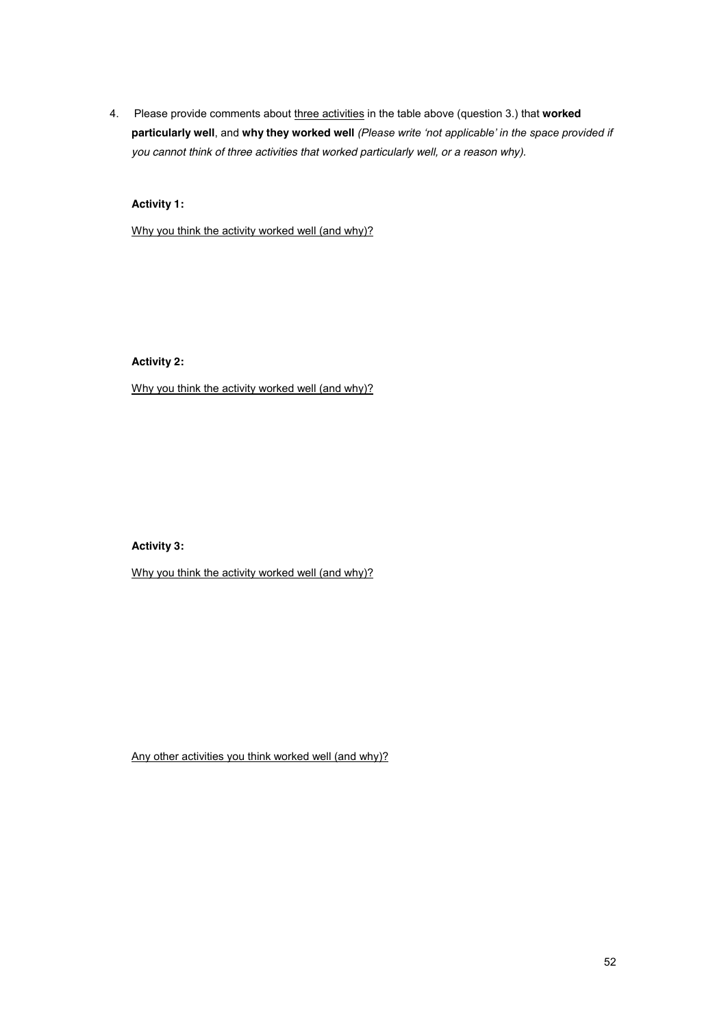4. Please provide comments about <u>three activities</u> in the table above (question 3.) that **worked particularly well**, and **why they worked well** *(Please write 'not applicable' in the space provided if you cannot think of three activities that worked particularly well, or a reason why).*

**Activity 1:**

<u>Why you think the activity worked well (and why)?</u>

**Activity 2:**

<u>Why you think the activity worked well (and why)?</u>

**Activity 3:**

<u>Why you think the activity worked well (and why)?</u>

<u>Any other activities you think worked well (and why)?</u>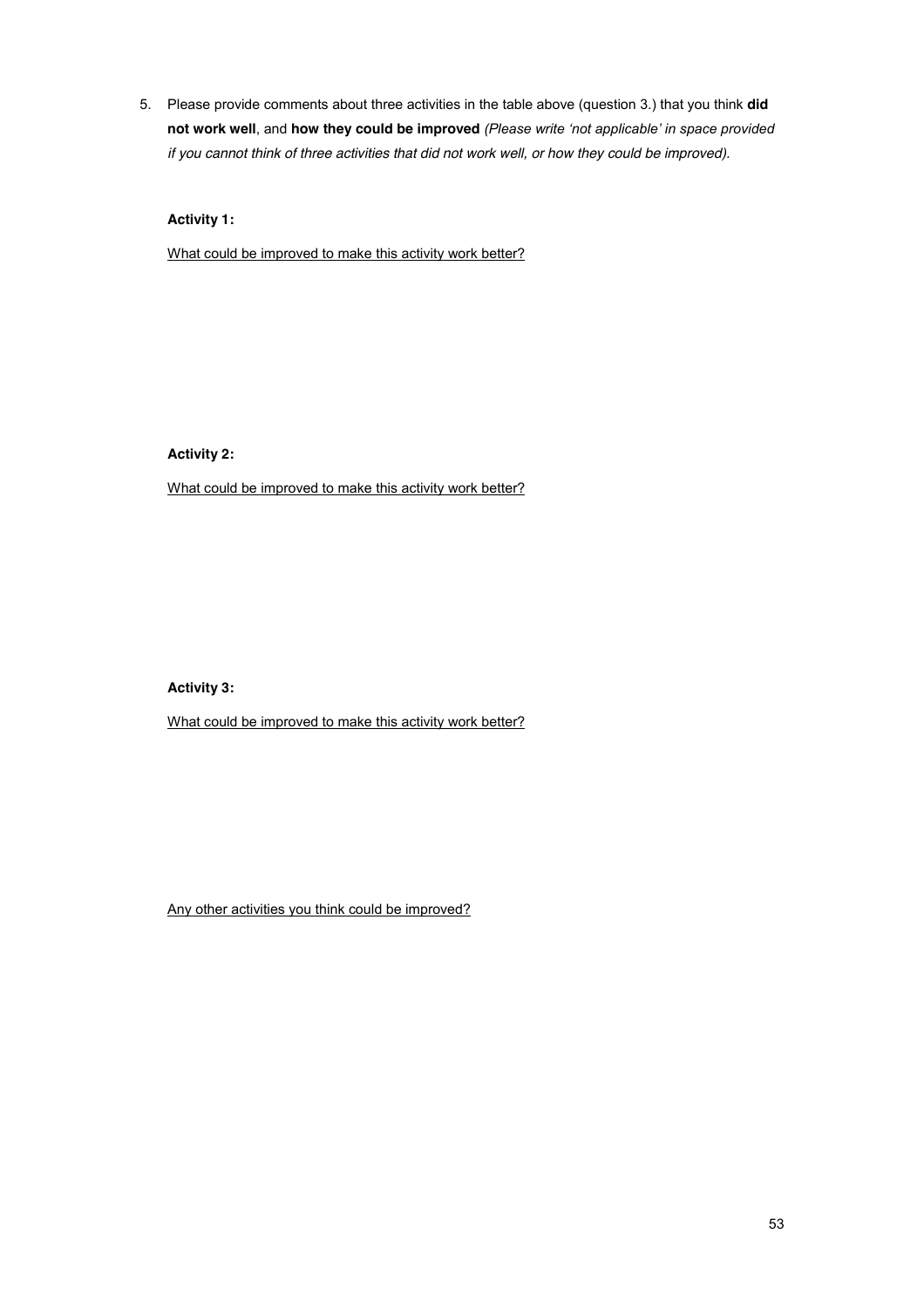5. Please provide comments about three activities in the table above (question 3.) that you think **did not work well**, and **how they could be improved** *(Please write 'not applicable' in space provided if you cannot think of three activities that did not work well, or how they could be improved).*

**Activity 1:**

<u>What could be improved to make this activity work better?</u>

**Activity 2:**

<u>What could be improved to make this activity work better?</u>

**Activity 3:**

<u>What could be improved to make this activity work better?</u>

<u>Any other activities you think could be improved?</u>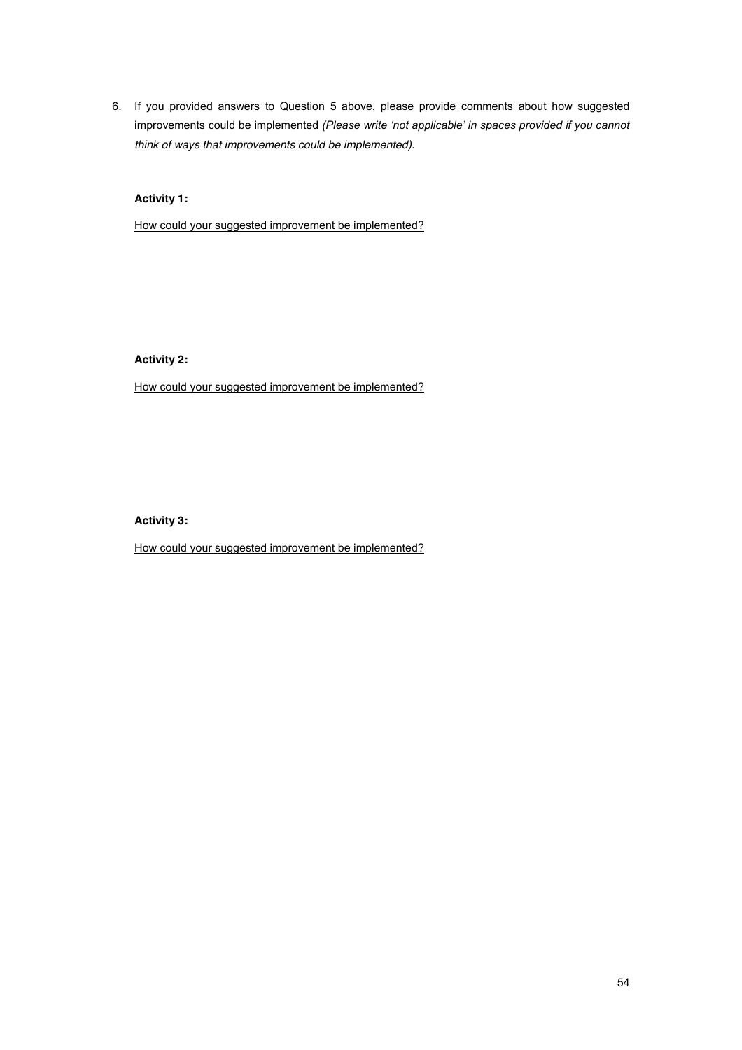6. If you provided answers to Question 5 above, please provide comments about how suggested improvements could be implemented *(Please write 'not applicable' in spaces provided if you cannot think of ways that improvements could be implemented).*

   **Activity 1:**

   <u>How could your suggested improvement be implemented?</u>

   **Activity 2:**

   <u>How could your suggested improvement be implemented?</u>

   **Activity 3:**

   <u>How could your suggested improvement be implemented?</u>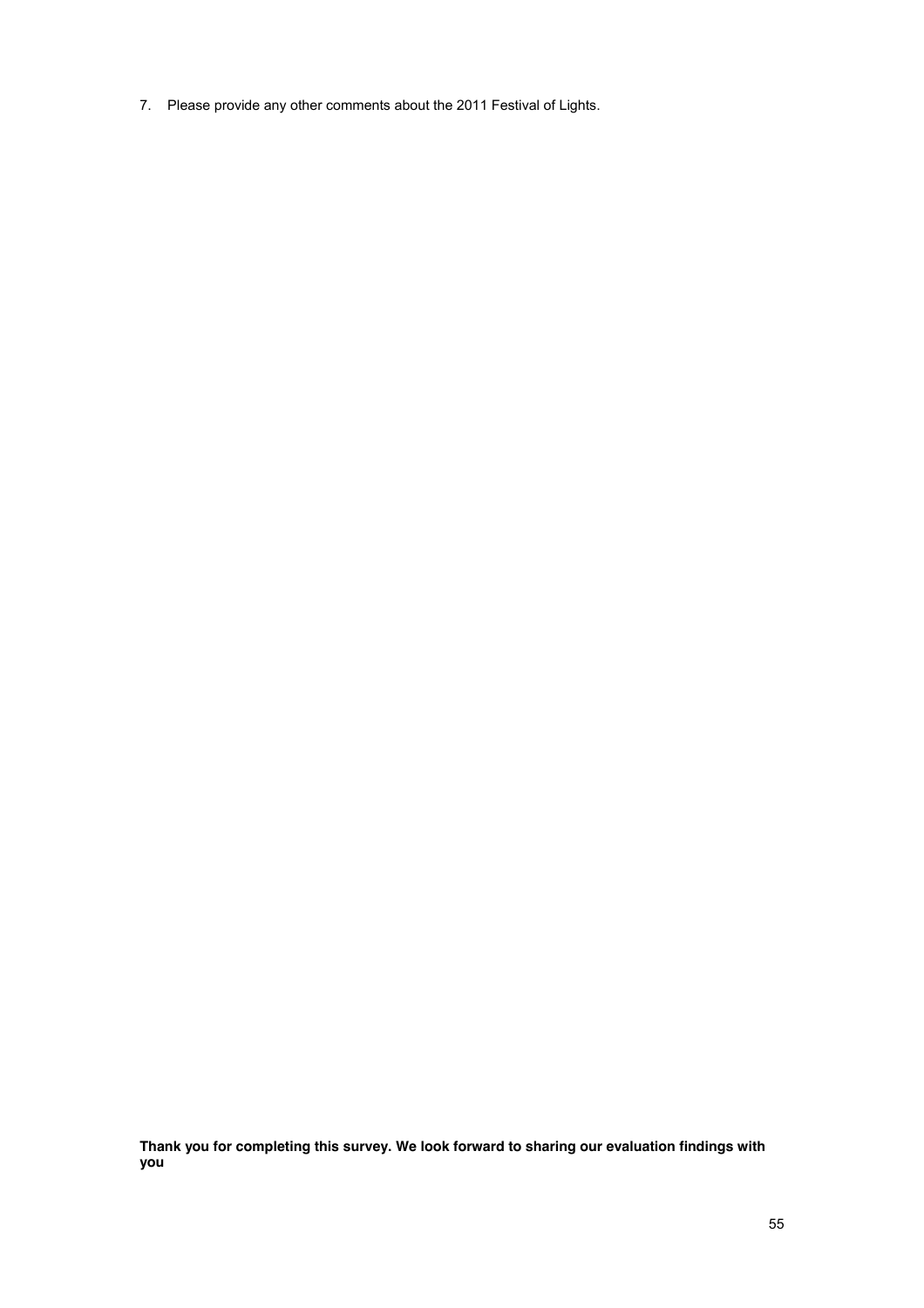7. Please provide any other comments about the 2011 Festival of Lights.

**Thank you for completing this survey. We look forward to sharing our evaluation findings with you**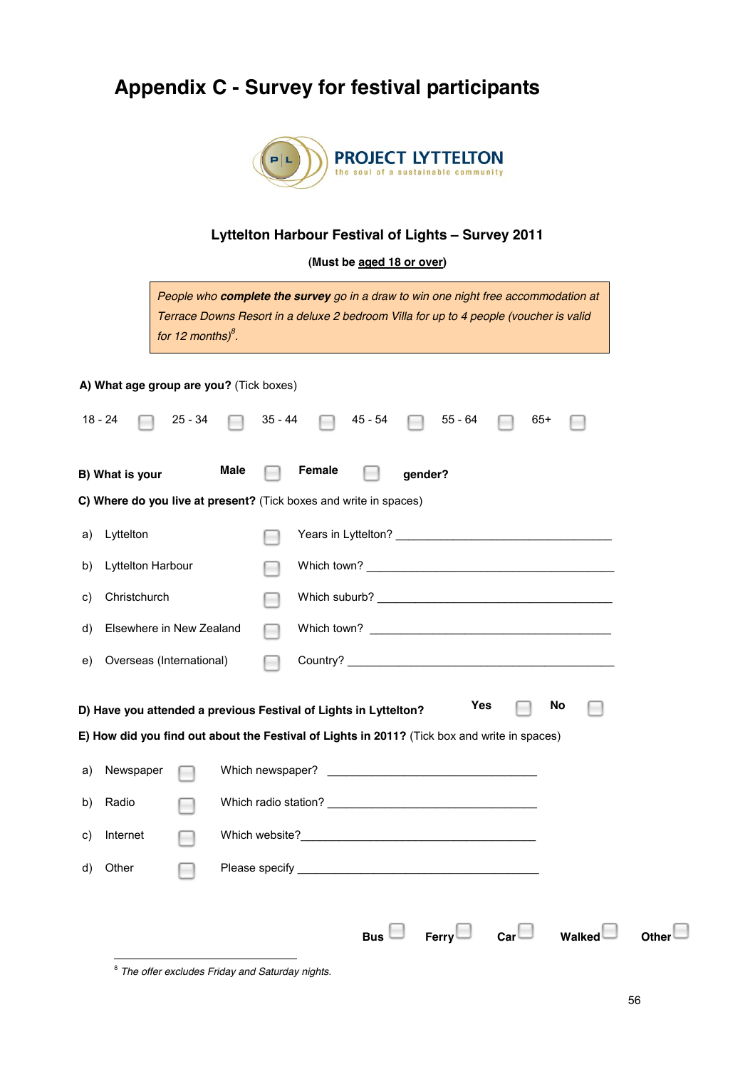# Appendix C - Survey for festival participants

PROJECT LYTTELTON
the soul of a sustainable community

### Lyttelton Harbour Festival of Lights – Survey 2011

**(Must be aged 18 or over)**

*People who **complete the survey** go in a draw to win one night free accommodation at Terrace Downs Resort in a deluxe 2 bedroom Villa for up to 4 people (voucher is valid for 12 months)*[8].

**A) What age group are you?** (Tick boxes)

18 - 24 ☐ 25 - 34 ☐ 35 - 44 ☐ 45 - 54 ☐ 55 - 64 ☐ 65+ ☐

**B) What is your** **Male** ☐ **Female** ☐ **gender?**

**C) Where do you live at present?** (Tick boxes and write in spaces)

a) Lyttelton ☐ Years in Lyttelton? ____________________

b) Lyttelton Harbour ☐ Which town? ____________________

c) Christchurch ☐ Which suburb? ____________________

d) Elsewhere in New Zealand ☐ Which town? ____________________

e) Overseas (International) ☐ Country? ____________________

**D) Have you attended a previous Festival of Lights in Lyttelton?** **Yes** ☐ **No** ☐

**E) How did you find out about the Festival of Lights in 2011?** (Tick box and write in spaces)

a) Newspaper ☐ Which newspaper? ____________________

b) Radio ☐ Which radio station? ____________________

c) Internet ☐ Which website?____________________

d) Other ☐ Please specify ____________________

**Bus** ☐ **Ferry** ☐ **Car** ☐ **Walked** ☐ **Other** ☐

---

[8] *The offer excludes Friday and Saturday nights.*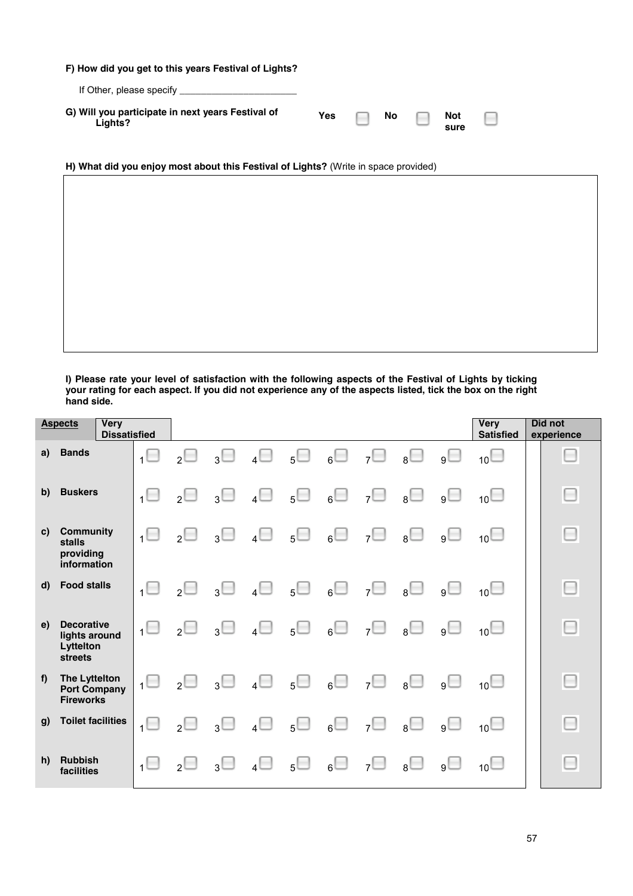**F) How did you get to this years Festival of Lights?**

If Other, please specify _______________________

**G) Will you participate in next years Festival of Lights?** **Yes** ☐ **No** ☐ **Not sure** ☐

**H) What did you enjoy most about this Festival of Lights?** (Write in space provided)

**I) Please rate your level of satisfaction with the following aspects of the Festival of Lights by ticking your rating for each aspect. If you did not experience any of the aspects listed, tick the box on the right hand side.**

| Aspects | Very Dissatisfied | | | | | | | | | Very Satisfied | Did not experience |
|---|---|---|---|---|---|---|---|---|---|---|---|
| a) Bands | 1 ☐ | 2 ☐ | 3 ☐ | 4 ☐ | 5 ☐ | 6 ☐ | 7 ☐ | 8 ☐ | 9 ☐ | 10 ☐ | ☐ |
| b) Buskers | 1 ☐ | 2 ☐ | 3 ☐ | 4 ☐ | 5 ☐ | 6 ☐ | 7 ☐ | 8 ☐ | 9 ☐ | 10 ☐ | ☐ |
| c) Community stalls providing information | 1 ☐ | 2 ☐ | 3 ☐ | 4 ☐ | 5 ☐ | 6 ☐ | 7 ☐ | 8 ☐ | 9 ☐ | 10 ☐ | ☐ |
| d) Food stalls | 1 ☐ | 2 ☐ | 3 ☐ | 4 ☐ | 5 ☐ | 6 ☐ | 7 ☐ | 8 ☐ | 9 ☐ | 10 ☐ | ☐ |
| e) Decorative lights around Lyttelton streets | 1 ☐ | 2 ☐ | 3 ☐ | 4 ☐ | 5 ☐ | 6 ☐ | 7 ☐ | 8 ☐ | 9 ☐ | 10 ☐ | ☐ |
| f) The Lyttelton Port Company Fireworks | 1 ☐ | 2 ☐ | 3 ☐ | 4 ☐ | 5 ☐ | 6 ☐ | 7 ☐ | 8 ☐ | 9 ☐ | 10 ☐ | ☐ |
| g) Toilet facilities | 1 ☐ | 2 ☐ | 3 ☐ | 4 ☐ | 5 ☐ | 6 ☐ | 7 ☐ | 8 ☐ | 9 ☐ | 10 ☐ | ☐ |
| h) Rubbish facilities | 1 ☐ | 2 ☐ | 3 ☐ | 4 ☐ | 5 ☐ | 6 ☐ | 7 ☐ | 8 ☐ | 9 ☐ | 10 ☐ | ☐ |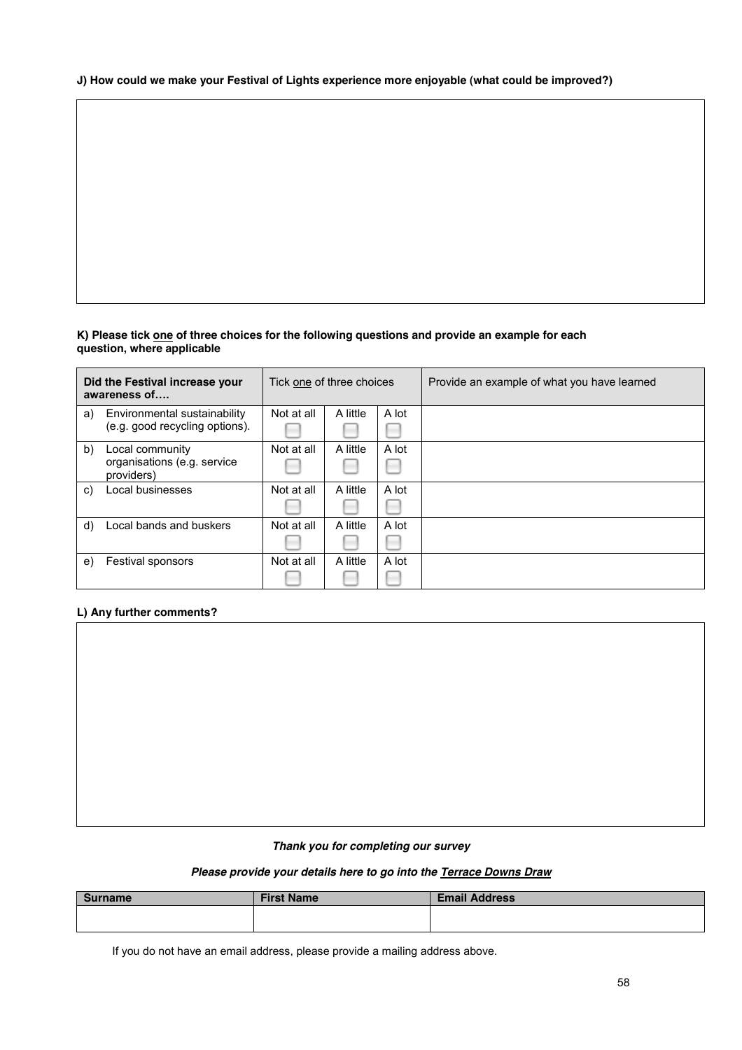**J) How could we make your Festival of Lights experience more enjoyable (what could be improved?)**

**K) Please tick one of three choices for the following questions and provide an example for each question, where applicable**

| Did the Festival increase your awareness of…. | Tick one of three choices | | | Provide an example of what you have learned |
|---|---|---|---|---|
| a) Environmental sustainability (e.g. good recycling options). | Not at all ☐ | A little ☐ | A lot ☐ | |
| b) Local community organisations (e.g. service providers) | Not at all ☐ | A little ☐ | A lot ☐ | |
| c) Local businesses | Not at all ☐ | A little ☐ | A lot ☐ | |
| d) Local bands and buskers | Not at all ☐ | A little ☐ | A lot ☐ | |
| e) Festival sponsors | Not at all ☐ | A little ☐ | A lot ☐ | |

**L) Any further comments?**

***Thank you for completing our survey***

***Please provide your details here to go into the Terrace Downs Draw***

| Surname | First Name | Email Address |
|---|---|---|
| | | |

If you do not have an email address, please provide a mailing address above.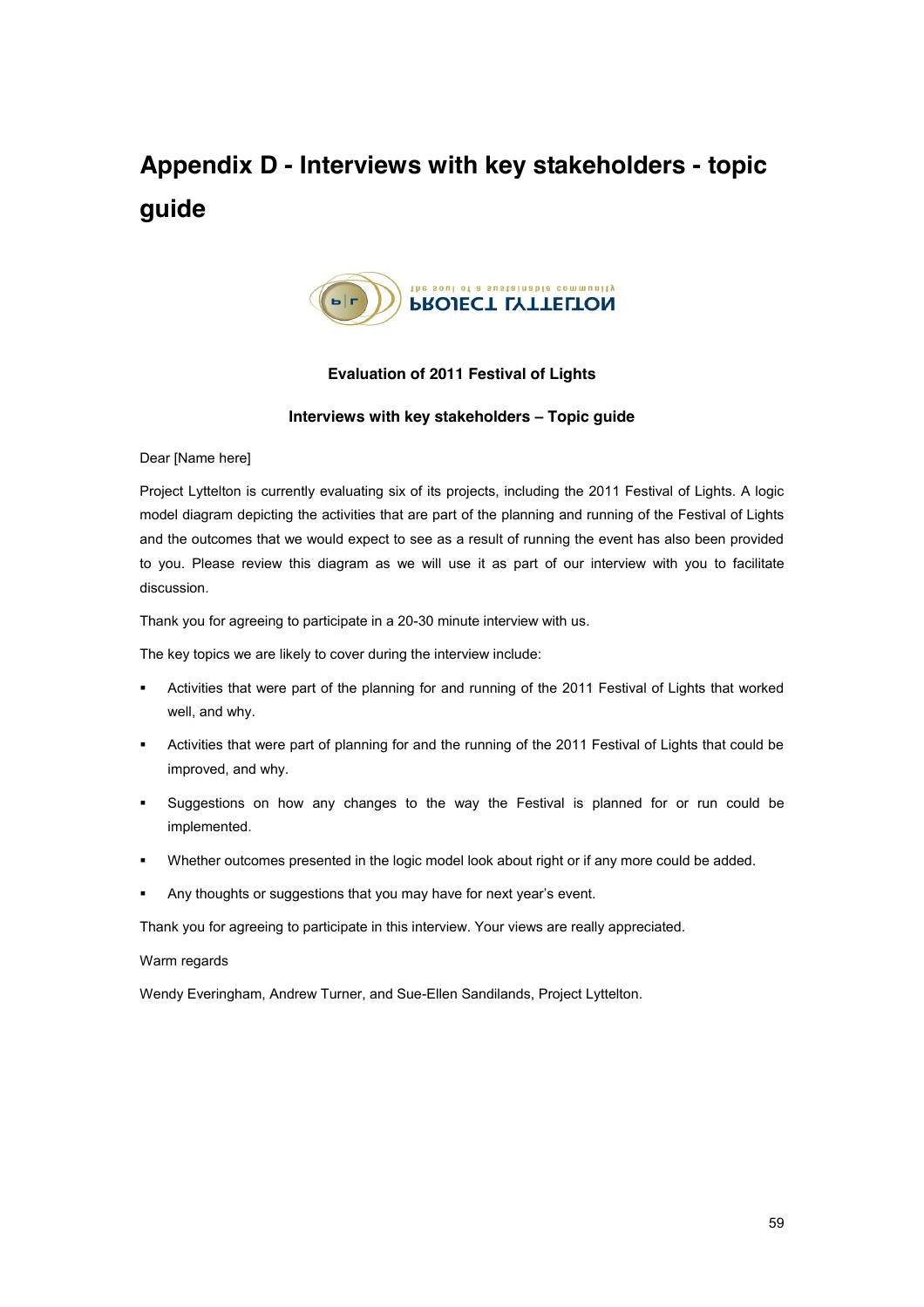# Appendix D - Interviews with key stakeholders - topic guide

**Evaluation of 2011 Festival of Lights**

**Interviews with key stakeholders – Topic guide**

Dear [Name here]

Project Lyttelton is currently evaluating six of its projects, including the 2011 Festival of Lights. A logic model diagram depicting the activities that are part of the planning and running of the Festival of Lights and the outcomes that we would expect to see as a result of running the event has also been provided to you. Please review this diagram as we will use it as part of our interview with you to facilitate discussion.

Thank you for agreeing to participate in a 20-30 minute interview with us.

The key topics we are likely to cover during the interview include:

- Activities that were part of the planning for and running of the 2011 Festival of Lights that worked well, and why.
- Activities that were part of planning for and the running of the 2011 Festival of Lights that could be improved, and why.
- Suggestions on how any changes to the way the Festival is planned for or run could be implemented.
- Whether outcomes presented in the logic model look about right or if any more could be added.
- Any thoughts or suggestions that you may have for next year's event.

Thank you for agreeing to participate in this interview. Your views are really appreciated.

Warm regards

Wendy Everingham, Andrew Turner, and Sue-Ellen Sandilands, Project Lyttelton.